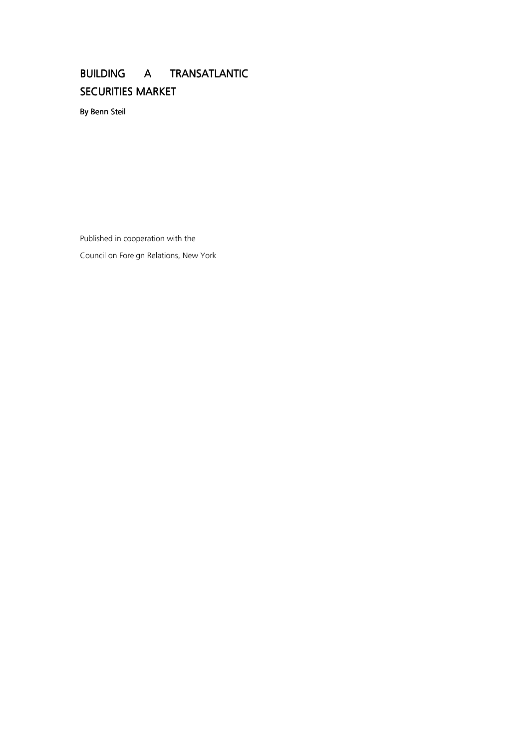# BUILDING A TRANSATLANTIC SECURITIES MARKET

**By Benn Steil**

Published in cooperation with the

Council on Foreign Relations, New York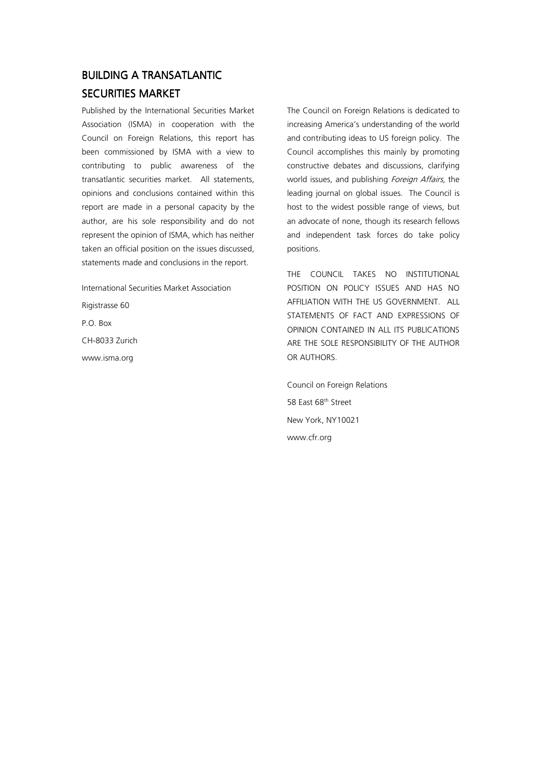# BUILDING A TRANSATLANTIC SECURITIES MARKET

Published by the International Securities Market Association (ISMA) in cooperation with the Council on Foreign Relations, this report has been commissioned by ISMA with a view to contributing to public awareness of the transatlantic securities market. All statements, opinions and conclusions contained within this report are made in a personal capacity by the author, are his sole responsibility and do not represent the opinion of ISMA, which has neither taken an official position on the issues discussed, statements made and conclusions in the report.

International Securities Market Association

Rigistrasse 60

P.O. Box

CH-8033 Zurich

www.isma.org

The Council on Foreign Relations is dedicated to increasing America's understanding of the world and contributing ideas to US foreign policy. The Council accomplishes this mainly by promoting constructive debates and discussions, clarifying world issues, and publishing *Foreign Affairs,* the leading journal on global issues. The Council is host to the widest possible range of views, but an advocate of none, though its research fellows and independent task forces do take policy positions.

THE COUNCIL TAKES NO INSTITUTIONAL POSITION ON POLICY ISSUES AND HAS NO AFFILIATION WITH THE US GOVERNMENT. ALL STATEMENTS OF FACT AND EXPRESSIONS OF OPINION CONTAINED IN ALL ITS PUBLICATIONS ARE THE SOLE RESPONSIBILITY OF THE AUTHOR OR AUTHORS.

Council on Foreign Relations

58 East 68th Street

New York, NY10021

www.cfr.org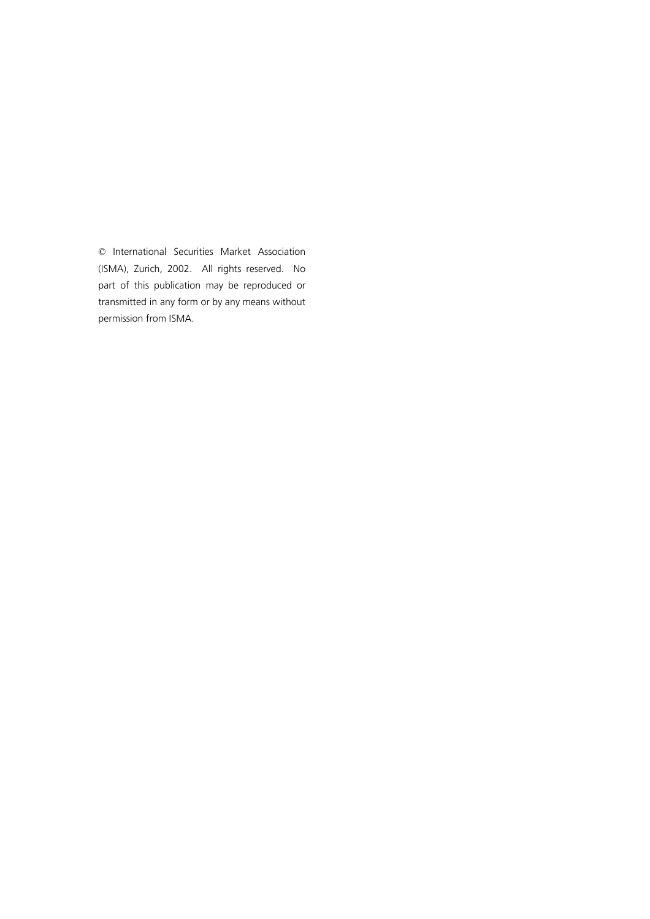© International Securities Market Association (ISMA), Zurich, 2002. All rights reserved. No part of this publication may be reproduced or transmitted in any form or by any means without permission from ISMA.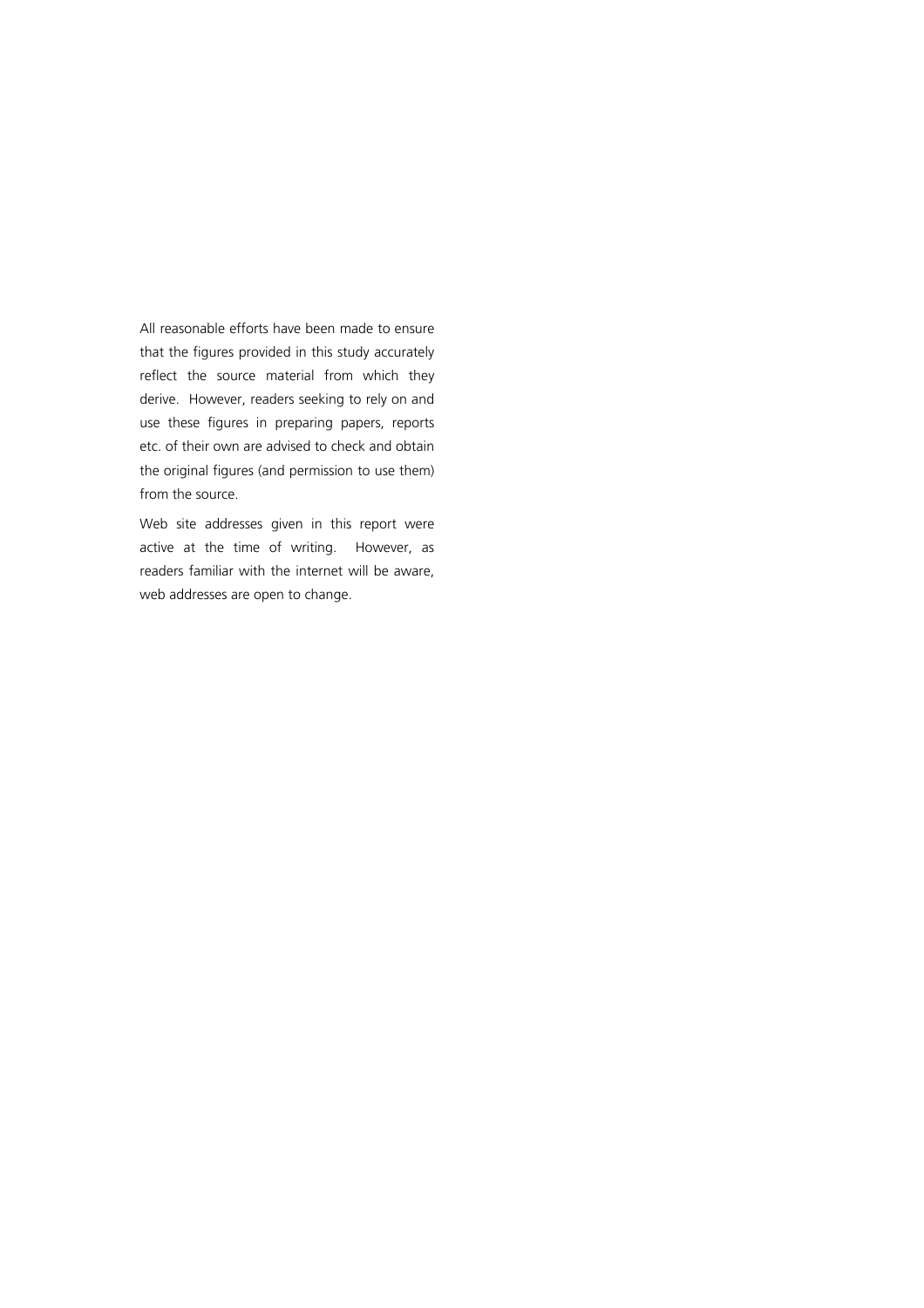All reasonable efforts have been made to ensure that the figures provided in this study accurately reflect the source material from which they derive. However, readers seeking to rely on and use these figures in preparing papers, reports etc. of their own are advised to check and obtain the original figures (and permission to use them) from the source.

Web site addresses given in this report were active at the time of writing. However, as readers familiar with the internet will be aware, web addresses are open to change.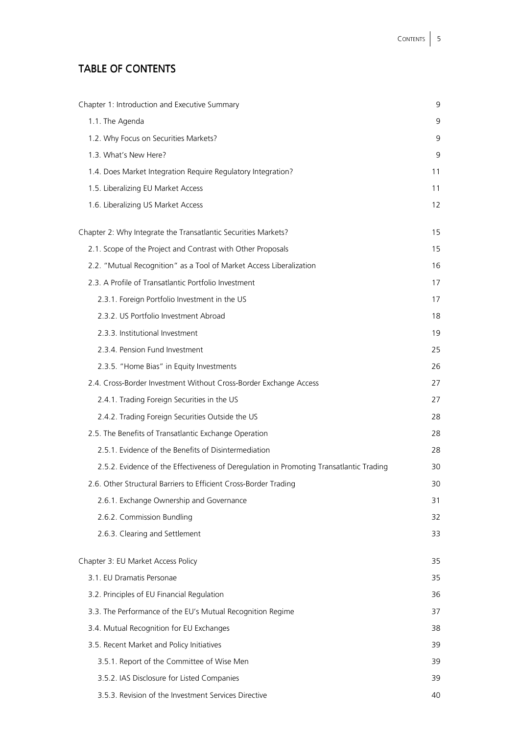## TABLE OF CONTENTS

| | |
|---|---|
| Chapter 1: Introduction and Executive Summary | 9 |
| 1.1. The Agenda | 9 |
| 1.2. Why Focus on Securities Markets? | 9 |
| 1.3. What's New Here? | 9 |
| 1.4. Does Market Integration Require Regulatory Integration? | 11 |
| 1.5. Liberalizing EU Market Access | 11 |
| 1.6. Liberalizing US Market Access | 12 |
| Chapter 2: Why Integrate the Transatlantic Securities Markets? | 15 |
| 2.1. Scope of the Project and Contrast with Other Proposals | 15 |
| 2.2. "Mutual Recognition" as a Tool of Market Access Liberalization | 16 |
| 2.3. A Profile of Transatlantic Portfolio Investment | 17 |
| 2.3.1. Foreign Portfolio Investment in the US | 17 |
| 2.3.2. US Portfolio Investment Abroad | 18 |
| 2.3.3. Institutional Investment | 19 |
| 2.3.4. Pension Fund Investment | 25 |
| 2.3.5. "Home Bias" in Equity Investments | 26 |
| 2.4. Cross-Border Investment Without Cross-Border Exchange Access | 27 |
| 2.4.1. Trading Foreign Securities in the US | 27 |
| 2.4.2. Trading Foreign Securities Outside the US | 28 |
| 2.5. The Benefits of Transatlantic Exchange Operation | 28 |
| 2.5.1. Evidence of the Benefits of Disintermediation | 28 |
| 2.5.2. Evidence of the Effectiveness of Deregulation in Promoting Transatlantic Trading | 30 |
| 2.6. Other Structural Barriers to Efficient Cross-Border Trading | 30 |
| 2.6.1. Exchange Ownership and Governance | 31 |
| 2.6.2. Commission Bundling | 32 |
| 2.6.3. Clearing and Settlement | 33 |
| Chapter 3: EU Market Access Policy | 35 |
| 3.1. EU Dramatis Personae | 35 |
| 3.2. Principles of EU Financial Regulation | 36 |
| 3.3. The Performance of the EU's Mutual Recognition Regime | 37 |
| 3.4. Mutual Recognition for EU Exchanges | 38 |
| 3.5. Recent Market and Policy Initiatives | 39 |
| 3.5.1. Report of the Committee of Wise Men | 39 |
| 3.5.2. IAS Disclosure for Listed Companies | 39 |
| 3.5.3. Revision of the Investment Services Directive | 40 |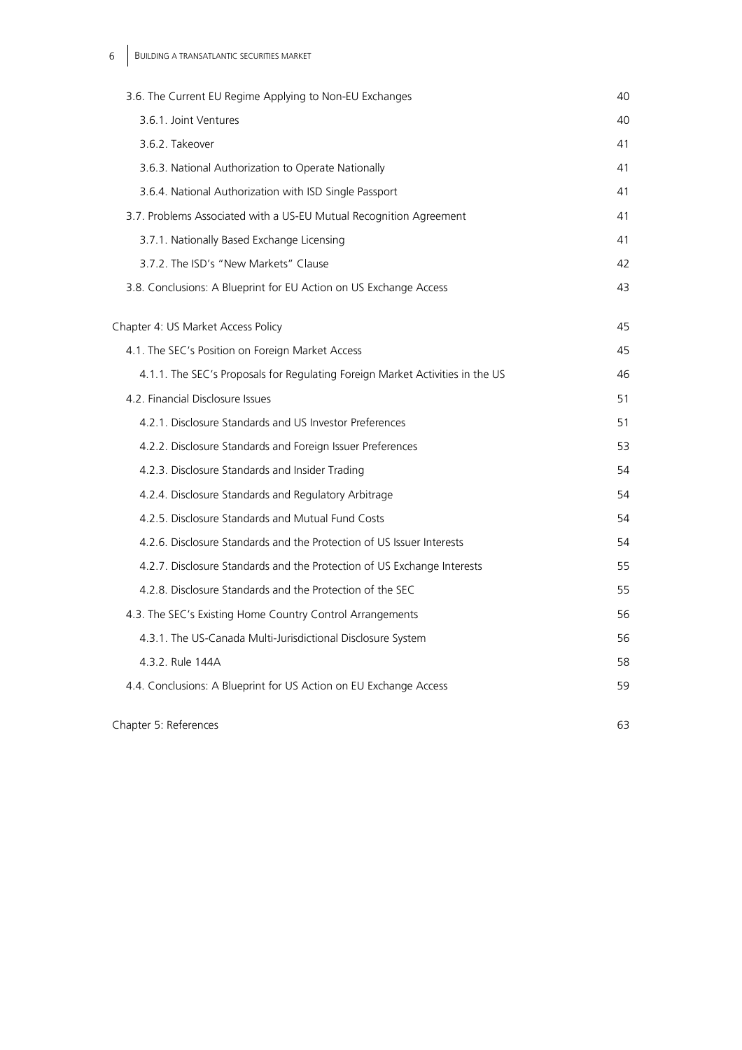3.6. The Current EU Regime Applying to Non-EU Exchanges 40

- 3.6.1. Joint Ventures 40
- 3.6.2. Takeover 41
- 3.6.3. National Authorization to Operate Nationally 41
- 3.6.4. National Authorization with ISD Single Passport 41

3.7. Problems Associated with a US-EU Mutual Recognition Agreement 41

- 3.7.1. Nationally Based Exchange Licensing 41
- 3.7.2. The ISD's "New Markets" Clause 42

3.8. Conclusions: A Blueprint for EU Action on US Exchange Access 43

Chapter 4: US Market Access Policy 45

4.1. The SEC's Position on Foreign Market Access 45

- 4.1.1. The SEC's Proposals for Regulating Foreign Market Activities in the US 46

4.2. Financial Disclosure Issues 51

- 4.2.1. Disclosure Standards and US Investor Preferences 51
- 4.2.2. Disclosure Standards and Foreign Issuer Preferences 53
- 4.2.3. Disclosure Standards and Insider Trading 54
- 4.2.4. Disclosure Standards and Regulatory Arbitrage 54
- 4.2.5. Disclosure Standards and Mutual Fund Costs 54
- 4.2.6. Disclosure Standards and the Protection of US Issuer Interests 54
- 4.2.7. Disclosure Standards and the Protection of US Exchange Interests 55
- 4.2.8. Disclosure Standards and the Protection of the SEC 55

4.3. The SEC's Existing Home Country Control Arrangements 56

- 4.3.1. The US-Canada Multi-Jurisdictional Disclosure System 56
- 4.3.2. Rule 144A 58

4.4. Conclusions: A Blueprint for US Action on EU Exchange Access 59

Chapter 5: References 63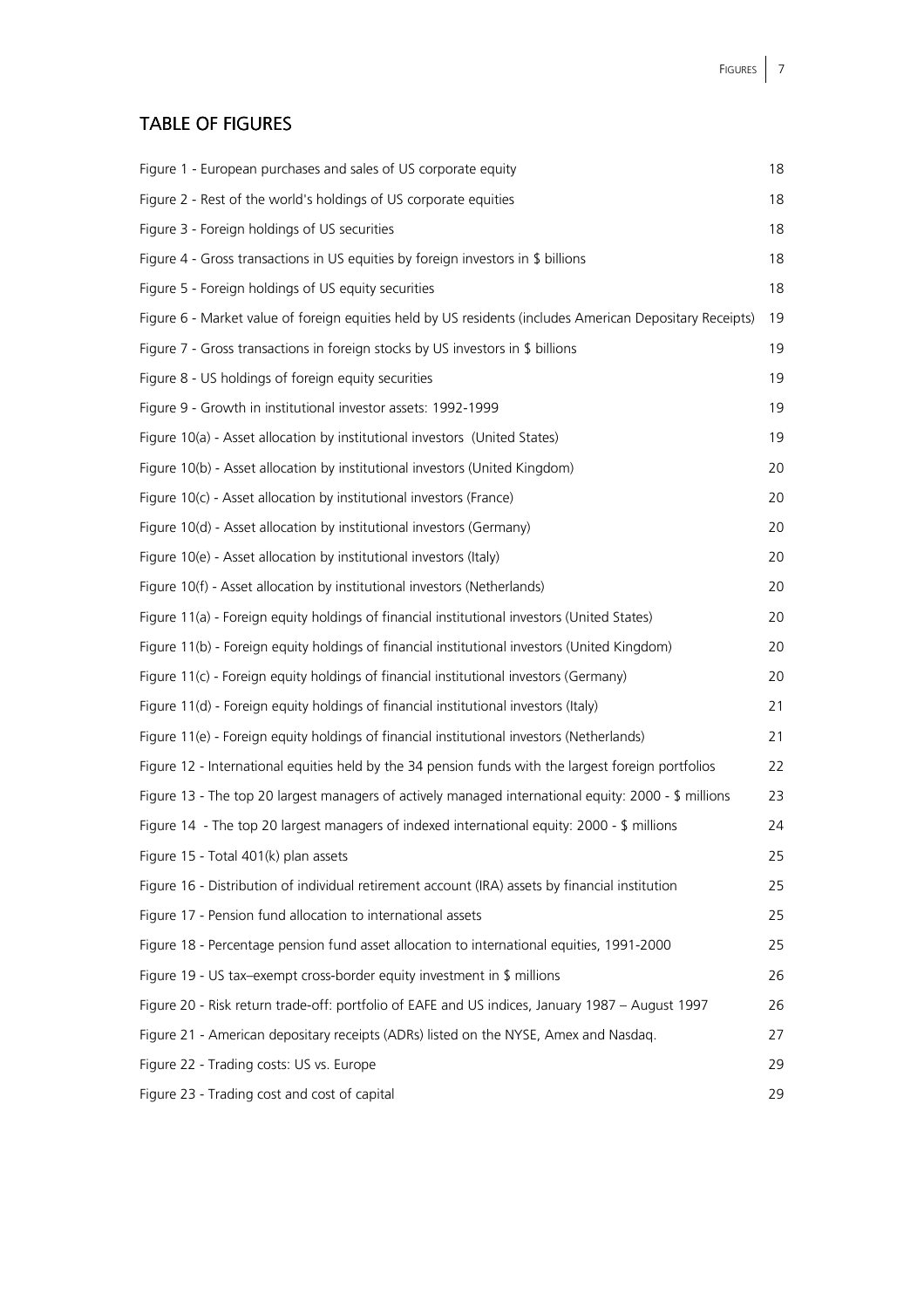## TABLE OF FIGURES

| | |
|---|---|
| Figure 1 - European purchases and sales of US corporate equity | 18 |
| Figure 2 - Rest of the world's holdings of US corporate equities | 18 |
| Figure 3 - Foreign holdings of US securities | 18 |
| Figure 4 - Gross transactions in US equities by foreign investors in $ billions | 18 |
| Figure 5 - Foreign holdings of US equity securities | 18 |
| Figure 6 - Market value of foreign equities held by US residents (includes American Depositary Receipts) | 19 |
| Figure 7 - Gross transactions in foreign stocks by US investors in $ billions | 19 |
| Figure 8 - US holdings of foreign equity securities | 19 |
| Figure 9 - Growth in institutional investor assets: 1992-1999 | 19 |
| Figure 10(a) - Asset allocation by institutional investors (United States) | 19 |
| Figure 10(b) - Asset allocation by institutional investors (United Kingdom) | 20 |
| Figure 10(c) - Asset allocation by institutional investors (France) | 20 |
| Figure 10(d) - Asset allocation by institutional investors (Germany) | 20 |
| Figure 10(e) - Asset allocation by institutional investors (Italy) | 20 |
| Figure 10(f) - Asset allocation by institutional investors (Netherlands) | 20 |
| Figure 11(a) - Foreign equity holdings of financial institutional investors (United States) | 20 |
| Figure 11(b) - Foreign equity holdings of financial institutional investors (United Kingdom) | 20 |
| Figure 11(c) - Foreign equity holdings of financial institutional investors (Germany) | 20 |
| Figure 11(d) - Foreign equity holdings of financial institutional investors (Italy) | 21 |
| Figure 11(e) - Foreign equity holdings of financial institutional investors (Netherlands) | 21 |
| Figure 12 - International equities held by the 34 pension funds with the largest foreign portfolios | 22 |
| Figure 13 - The top 20 largest managers of actively managed international equity: 2000 - $ millions | 23 |
| Figure 14 - The top 20 largest managers of indexed international equity: 2000 - $ millions | 24 |
| Figure 15 - Total 401(k) plan assets | 25 |
| Figure 16 - Distribution of individual retirement account (IRA) assets by financial institution | 25 |
| Figure 17 - Pension fund allocation to international assets | 25 |
| Figure 18 - Percentage pension fund asset allocation to international equities, 1991-2000 | 25 |
| Figure 19 - US tax–exempt cross-border equity investment in $ millions | 26 |
| Figure 20 - Risk return trade-off: portfolio of EAFE and US indices, January 1987 – August 1997 | 26 |
| Figure 21 - American depositary receipts (ADRs) listed on the NYSE, Amex and Nasdaq. | 27 |
| Figure 22 - Trading costs: US vs. Europe | 29 |
| Figure 23 - Trading cost and cost of capital | 29 |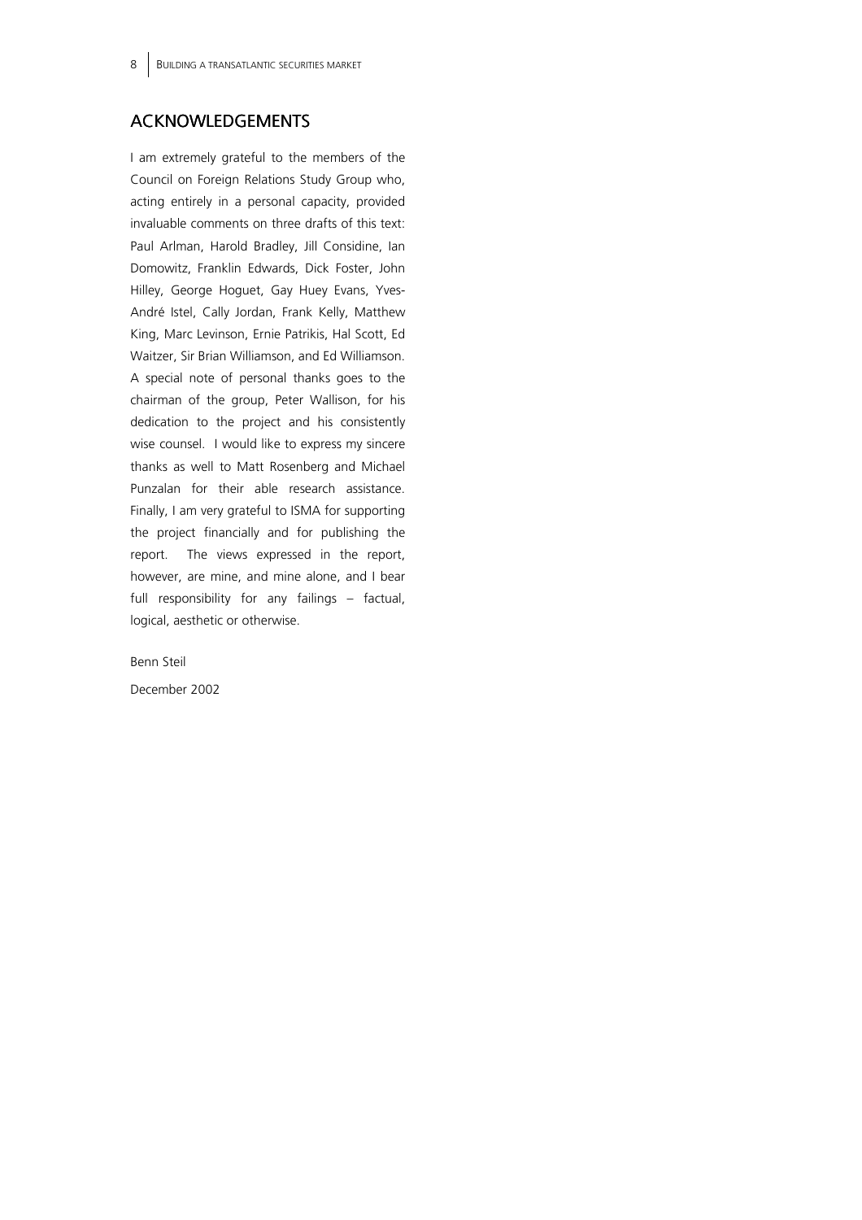## ACKNOWLEDGEMENTS

I am extremely grateful to the members of the Council on Foreign Relations Study Group who, acting entirely in a personal capacity, provided invaluable comments on three drafts of this text: Paul Arlman, Harold Bradley, Jill Considine, Ian Domowitz, Franklin Edwards, Dick Foster, John Hilley, George Hoguet, Gay Huey Evans, Yves-André Istel, Cally Jordan, Frank Kelly, Matthew King, Marc Levinson, Ernie Patrikis, Hal Scott, Ed Waitzer, Sir Brian Williamson, and Ed Williamson. A special note of personal thanks goes to the chairman of the group, Peter Wallison, for his dedication to the project and his consistently wise counsel. I would like to express my sincere thanks as well to Matt Rosenberg and Michael Punzalan for their able research assistance. Finally, I am very grateful to ISMA for supporting the project financially and for publishing the report. The views expressed in the report, however, are mine, and mine alone, and I bear full responsibility for any failings – factual, logical, aesthetic or otherwise.

Benn Steil

December 2002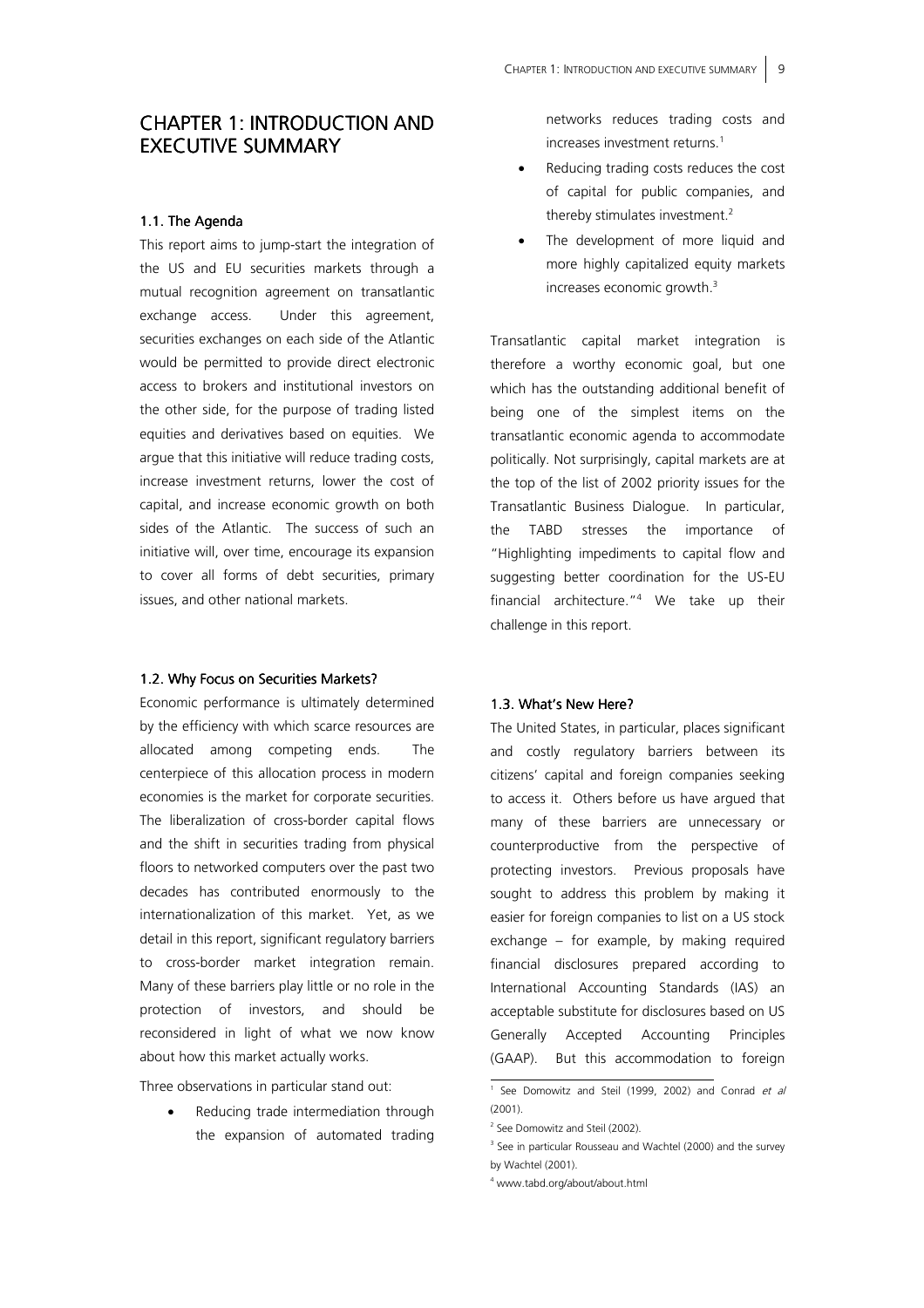# CHAPTER 1: INTRODUCTION AND EXECUTIVE SUMMARY

### 1.1. The Agenda

This report aims to jump-start the integration of the US and EU securities markets through a mutual recognition agreement on transatlantic exchange access. Under this agreement, securities exchanges on each side of the Atlantic would be permitted to provide direct electronic access to brokers and institutional investors on the other side, for the purpose of trading listed equities and derivatives based on equities. We argue that this initiative will reduce trading costs, increase investment returns, lower the cost of capital, and increase economic growth on both sides of the Atlantic. The success of such an initiative will, over time, encourage its expansion to cover all forms of debt securities, primary issues, and other national markets.

### 1.2. Why Focus on Securities Markets?

Economic performance is ultimately determined by the efficiency with which scarce resources are allocated among competing ends. The centerpiece of this allocation process in modern economies is the market for corporate securities. The liberalization of cross-border capital flows and the shift in securities trading from physical floors to networked computers over the past two decades has contributed enormously to the internationalization of this market. Yet, as we detail in this report, significant regulatory barriers to cross-border market integration remain. Many of these barriers play little or no role in the protection of investors, and should be reconsidered in light of what we now know about how this market actually works.

Three observations in particular stand out:

- Reducing trade intermediation through the expansion of automated trading networks reduces trading costs and increases investment returns.[1]
- Reducing trading costs reduces the cost of capital for public companies, and thereby stimulates investment.[2]
- The development of more liquid and more highly capitalized equity markets increases economic growth.[3]

Transatlantic capital market integration is therefore a worthy economic goal, but one which has the outstanding additional benefit of being one of the simplest items on the transatlantic economic agenda to accommodate politically. Not surprisingly, capital markets are at the top of the list of 2002 priority issues for the Transatlantic Business Dialogue. In particular, the TABD stresses the importance of "Highlighting impediments to capital flow and suggesting better coordination for the US-EU financial architecture."[4] We take up their challenge in this report.

### 1.3. What's New Here?

The United States, in particular, places significant and costly regulatory barriers between its citizens' capital and foreign companies seeking to access it. Others before us have argued that many of these barriers are unnecessary or counterproductive from the perspective of protecting investors. Previous proposals have sought to address this problem by making it easier for foreign companies to list on a US stock exchange – for example, by making required financial disclosures prepared according to International Accounting Standards (IAS) an acceptable substitute for disclosures based on US Generally Accepted Accounting Principles (GAAP). But this accommodation to foreign

---

[1] See Domowitz and Steil (1999, 2002) and Conrad *et al* (2001).

[2] See Domowitz and Steil (2002).

[3] See in particular Rousseau and Wachtel (2000) and the survey by Wachtel (2001).

[4] www.tabd.org/about/about.html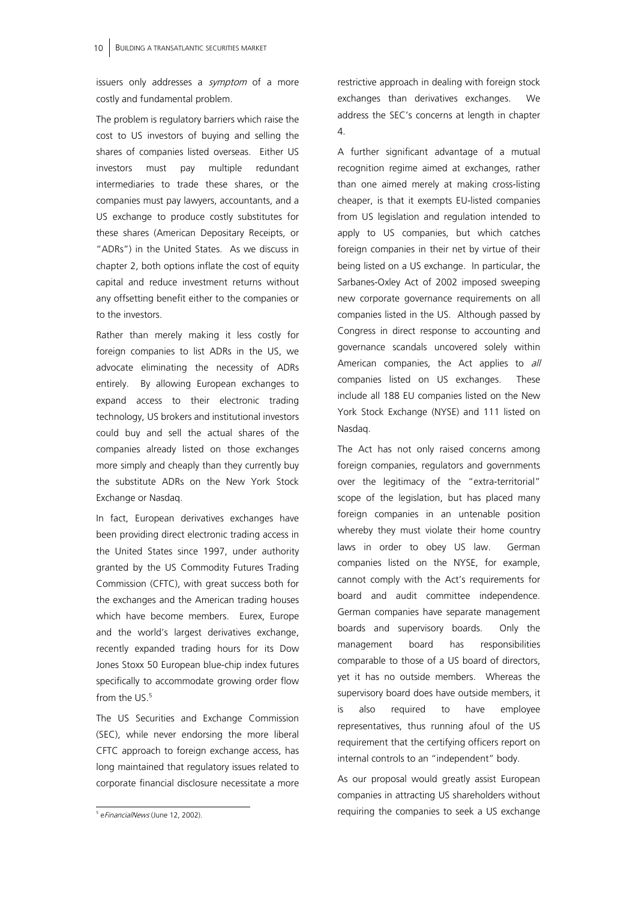issuers only addresses a *symptom* of a more costly and fundamental problem.

The problem is regulatory barriers which raise the cost to US investors of buying and selling the shares of companies listed overseas. Either US investors must pay multiple redundant intermediaries to trade these shares, or the companies must pay lawyers, accountants, and a US exchange to produce costly substitutes for these shares (American Depositary Receipts, or "ADRs") in the United States. As we discuss in chapter 2, both options inflate the cost of equity capital and reduce investment returns without any offsetting benefit either to the companies or to the investors.

Rather than merely making it less costly for foreign companies to list ADRs in the US, we advocate eliminating the necessity of ADRs entirely. By allowing European exchanges to expand access to their electronic trading technology, US brokers and institutional investors could buy and sell the actual shares of the companies already listed on those exchanges more simply and cheaply than they currently buy the substitute ADRs on the New York Stock Exchange or Nasdaq.

In fact, European derivatives exchanges have been providing direct electronic trading access in the United States since 1997, under authority granted by the US Commodity Futures Trading Commission (CFTC), with great success both for the exchanges and the American trading houses which have become members. Eurex, Europe and the world's largest derivatives exchange, recently expanded trading hours for its Dow Jones Stoxx 50 European blue-chip index futures specifically to accommodate growing order flow from the US.[5]

The US Securities and Exchange Commission (SEC), while never endorsing the more liberal CFTC approach to foreign exchange access, has long maintained that regulatory issues related to corporate financial disclosure necessitate a more restrictive approach in dealing with foreign stock exchanges than derivatives exchanges. We address the SEC's concerns at length in chapter 4.

A further significant advantage of a mutual recognition regime aimed at exchanges, rather than one aimed merely at making cross-listing cheaper, is that it exempts EU-listed companies from US legislation and regulation intended to apply to US companies, but which catches foreign companies in their net by virtue of their being listed on a US exchange. In particular, the Sarbanes-Oxley Act of 2002 imposed sweeping new corporate governance requirements on all companies listed in the US. Although passed by Congress in direct response to accounting and governance scandals uncovered solely within American companies, the Act applies to *all* companies listed on US exchanges. These include all 188 EU companies listed on the New York Stock Exchange (NYSE) and 111 listed on Nasdaq.

The Act has not only raised concerns among foreign companies, regulators and governments over the legitimacy of the "extra-territorial" scope of the legislation, but has placed many foreign companies in an untenable position whereby they must violate their home country laws in order to obey US law. German companies listed on the NYSE, for example, cannot comply with the Act's requirements for board and audit committee independence. German companies have separate management boards and supervisory boards. Only the management board has responsibilities comparable to those of a US board of directors, yet it has no outside members. Whereas the supervisory board does have outside members, it is also required to have employee representatives, thus running afoul of the US requirement that the certifying officers report on internal controls to an "independent" body.

As our proposal would greatly assist European companies in attracting US shareholders without requiring the companies to seek a US exchange

---

[5] e*FinancialNews* (June 12, 2002).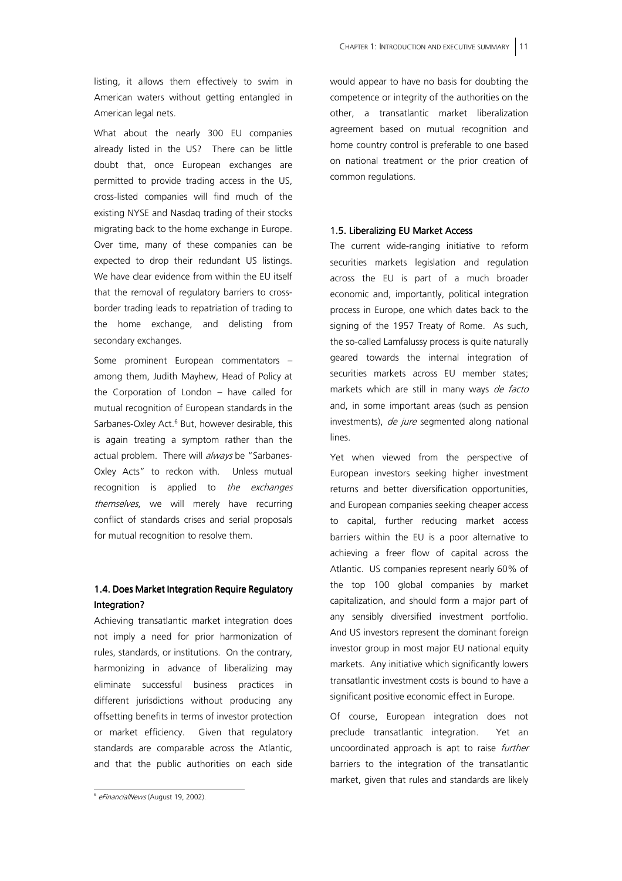listing, it allows them effectively to swim in American waters without getting entangled in American legal nets.

What about the nearly 300 EU companies already listed in the US? There can be little doubt that, once European exchanges are permitted to provide trading access in the US, cross-listed companies will find much of the existing NYSE and Nasdaq trading of their stocks migrating back to the home exchange in Europe. Over time, many of these companies can be expected to drop their redundant US listings. We have clear evidence from within the EU itself that the removal of regulatory barriers to cross-border trading leads to repatriation of trading to the home exchange, and delisting from secondary exchanges.

Some prominent European commentators – among them, Judith Mayhew, Head of Policy at the Corporation of London – have called for mutual recognition of European standards in the Sarbanes-Oxley Act.[6] But, however desirable, this is again treating a symptom rather than the actual problem. There will *always* be "Sarbanes-Oxley Acts" to reckon with. Unless mutual recognition is applied to *the exchanges themselves*, we will merely have recurring conflict of standards crises and serial proposals for mutual recognition to resolve them.

### 1.4. Does Market Integration Require Regulatory Integration?

Achieving transatlantic market integration does not imply a need for prior harmonization of rules, standards, or institutions. On the contrary, harmonizing in advance of liberalizing may eliminate successful business practices in different jurisdictions without producing any offsetting benefits in terms of investor protection or market efficiency. Given that regulatory standards are comparable across the Atlantic, and that the public authorities on each side would appear to have no basis for doubting the competence or integrity of the authorities on the other, a transatlantic market liberalization agreement based on mutual recognition and home country control is preferable to one based on national treatment or the prior creation of common regulations.

### 1.5. Liberalizing EU Market Access

The current wide-ranging initiative to reform securities markets legislation and regulation across the EU is part of a much broader economic and, importantly, political integration process in Europe, one which dates back to the signing of the 1957 Treaty of Rome. As such, the so-called Lamfalussy process is quite naturally geared towards the internal integration of securities markets across EU member states; markets which are still in many ways *de facto* and, in some important areas (such as pension investments), *de jure* segmented along national lines.

Yet when viewed from the perspective of European investors seeking higher investment returns and better diversification opportunities, and European companies seeking cheaper access to capital, further reducing market access barriers within the EU is a poor alternative to achieving a freer flow of capital across the Atlantic. US companies represent nearly 60% of the top 100 global companies by market capitalization, and should form a major part of any sensibly diversified investment portfolio. And US investors represent the dominant foreign investor group in most major EU national equity markets. Any initiative which significantly lowers transatlantic investment costs is bound to have a significant positive economic effect in Europe.

Of course, European integration does not preclude transatlantic integration. Yet an uncoordinated approach is apt to raise *further* barriers to the integration of the transatlantic market, given that rules and standards are likely

[6] *eFinancialNews* (August 19, 2002).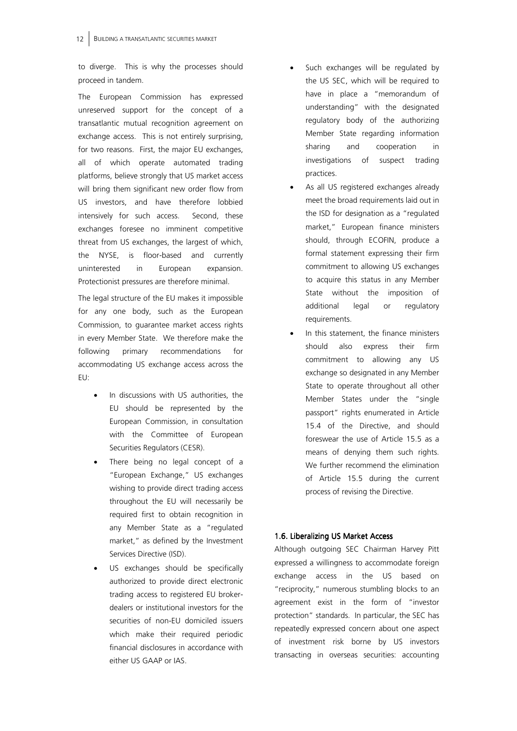to diverge. This is why the processes should proceed in tandem.

The European Commission has expressed unreserved support for the concept of a transatlantic mutual recognition agreement on exchange access. This is not entirely surprising, for two reasons. First, the major EU exchanges, all of which operate automated trading platforms, believe strongly that US market access will bring them significant new order flow from US investors, and have therefore lobbied intensively for such access. Second, these exchanges foresee no imminent competitive threat from US exchanges, the largest of which, the NYSE, is floor-based and currently uninterested in European expansion. Protectionist pressures are therefore minimal.

The legal structure of the EU makes it impossible for any one body, such as the European Commission, to guarantee market access rights in every Member State. We therefore make the following primary recommendations for accommodating US exchange access across the EU:

- In discussions with US authorities, the EU should be represented by the European Commission, in consultation with the Committee of European Securities Regulators (CESR).
- There being no legal concept of a "European Exchange," US exchanges wishing to provide direct trading access throughout the EU will necessarily be required first to obtain recognition in any Member State as a "regulated market," as defined by the Investment Services Directive (ISD).
- US exchanges should be specifically authorized to provide direct electronic trading access to registered EU broker-dealers or institutional investors for the securities of non-EU domiciled issuers which make their required periodic financial disclosures in accordance with either US GAAP or IAS.
- Such exchanges will be regulated by the US SEC, which will be required to have in place a "memorandum of understanding" with the designated regulatory body of the authorizing Member State regarding information sharing and cooperation in investigations of suspect trading practices.
- As all US registered exchanges already meet the broad requirements laid out in the ISD for designation as a "regulated market," European finance ministers should, through ECOFIN, produce a formal statement expressing their firm commitment to allowing US exchanges to acquire this status in any Member State without the imposition of additional legal or regulatory requirements.
- In this statement, the finance ministers should also express their firm commitment to allowing any US exchange so designated in any Member State to operate throughout all other Member States under the "single passport" rights enumerated in Article 15.4 of the Directive, and should foreswear the use of Article 15.5 as a means of denying them such rights. We further recommend the elimination of Article 15.5 during the current process of revising the Directive.

### 1.6. Liberalizing US Market Access

Although outgoing SEC Chairman Harvey Pitt expressed a willingness to accommodate foreign exchange access in the US based on "reciprocity," numerous stumbling blocks to an agreement exist in the form of "investor protection" standards. In particular, the SEC has repeatedly expressed concern about one aspect of investment risk borne by US investors transacting in overseas securities: accounting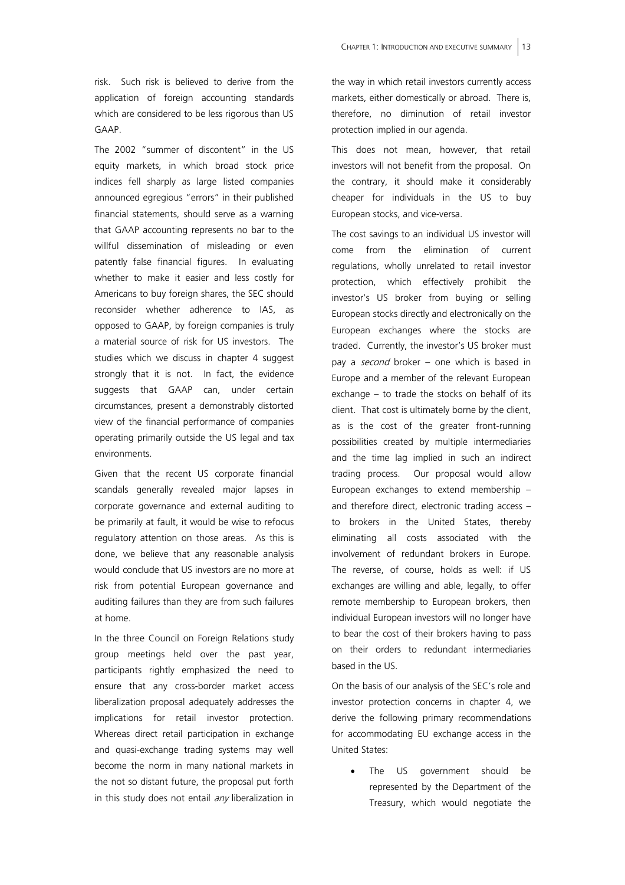risk. Such risk is believed to derive from the application of foreign accounting standards which are considered to be less rigorous than US GAAP.

The 2002 "summer of discontent" in the US equity markets, in which broad stock price indices fell sharply as large listed companies announced egregious "errors" in their published financial statements, should serve as a warning that GAAP accounting represents no bar to the willful dissemination of misleading or even patently false financial figures. In evaluating whether to make it easier and less costly for Americans to buy foreign shares, the SEC should reconsider whether adherence to IAS, as opposed to GAAP, by foreign companies is truly a material source of risk for US investors. The studies which we discuss in chapter 4 suggest strongly that it is not. In fact, the evidence suggests that GAAP can, under certain circumstances, present a demonstrably distorted view of the financial performance of companies operating primarily outside the US legal and tax environments.

Given that the recent US corporate financial scandals generally revealed major lapses in corporate governance and external auditing to be primarily at fault, it would be wise to refocus regulatory attention on those areas. As this is done, we believe that any reasonable analysis would conclude that US investors are no more at risk from potential European governance and auditing failures than they are from such failures at home.

In the three Council on Foreign Relations study group meetings held over the past year, participants rightly emphasized the need to ensure that any cross-border market access liberalization proposal adequately addresses the implications for retail investor protection. Whereas direct retail participation in exchange and quasi-exchange trading systems may well become the norm in many national markets in the not so distant future, the proposal put forth in this study does not entail *any* liberalization in the way in which retail investors currently access markets, either domestically or abroad. There is, therefore, no diminution of retail investor protection implied in our agenda.

This does not mean, however, that retail investors will not benefit from the proposal. On the contrary, it should make it considerably cheaper for individuals in the US to buy European stocks, and vice-versa.

The cost savings to an individual US investor will come from the elimination of current regulations, wholly unrelated to retail investor protection, which effectively prohibit the investor's US broker from buying or selling European stocks directly and electronically on the European exchanges where the stocks are traded. Currently, the investor's US broker must pay a *second* broker – one which is based in Europe and a member of the relevant European exchange – to trade the stocks on behalf of its client. That cost is ultimately borne by the client, as is the cost of the greater front-running possibilities created by multiple intermediaries and the time lag implied in such an indirect trading process. Our proposal would allow European exchanges to extend membership – and therefore direct, electronic trading access – to brokers in the United States, thereby eliminating all costs associated with the involvement of redundant brokers in Europe. The reverse, of course, holds as well: if US exchanges are willing and able, legally, to offer remote membership to European brokers, then individual European investors will no longer have to bear the cost of their brokers having to pass on their orders to redundant intermediaries based in the US.

On the basis of our analysis of the SEC's role and investor protection concerns in chapter 4, we derive the following primary recommendations for accommodating EU exchange access in the United States:

- The US government should be represented by the Department of the Treasury, which would negotiate the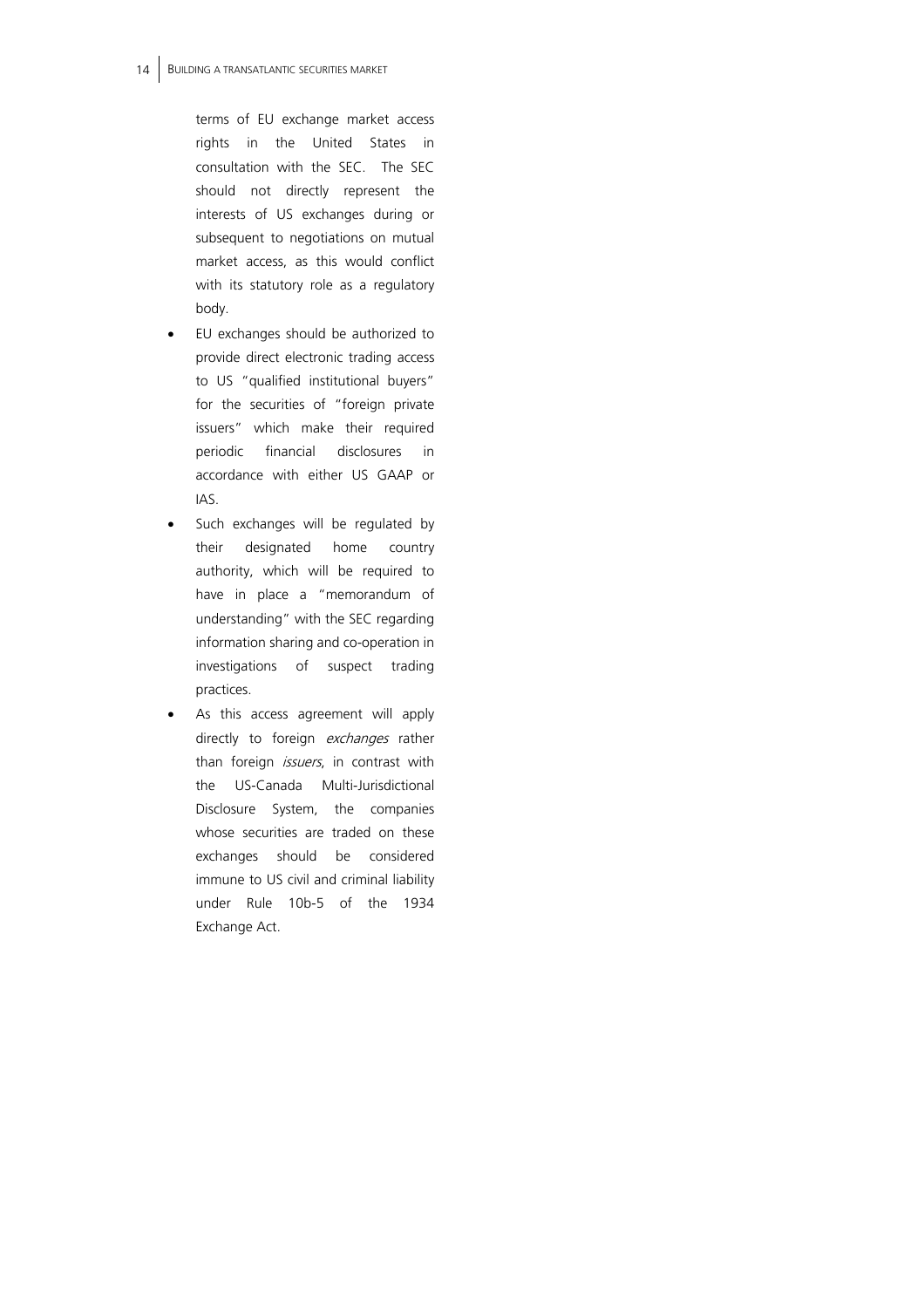terms of EU exchange market access rights in the United States in consultation with the SEC. The SEC should not directly represent the interests of US exchanges during or subsequent to negotiations on mutual market access, as this would conflict with its statutory role as a regulatory body.

- EU exchanges should be authorized to provide direct electronic trading access to US "qualified institutional buyers" for the securities of "foreign private issuers" which make their required periodic financial disclosures in accordance with either US GAAP or IAS.
- Such exchanges will be regulated by their designated home country authority, which will be required to have in place a "memorandum of understanding" with the SEC regarding information sharing and co-operation in investigations of suspect trading practices.
- As this access agreement will apply directly to foreign *exchanges* rather than foreign *issuers*, in contrast with the US-Canada Multi-Jurisdictional Disclosure System, the companies whose securities are traded on these exchanges should be considered immune to US civil and criminal liability under Rule 10b-5 of the 1934 Exchange Act.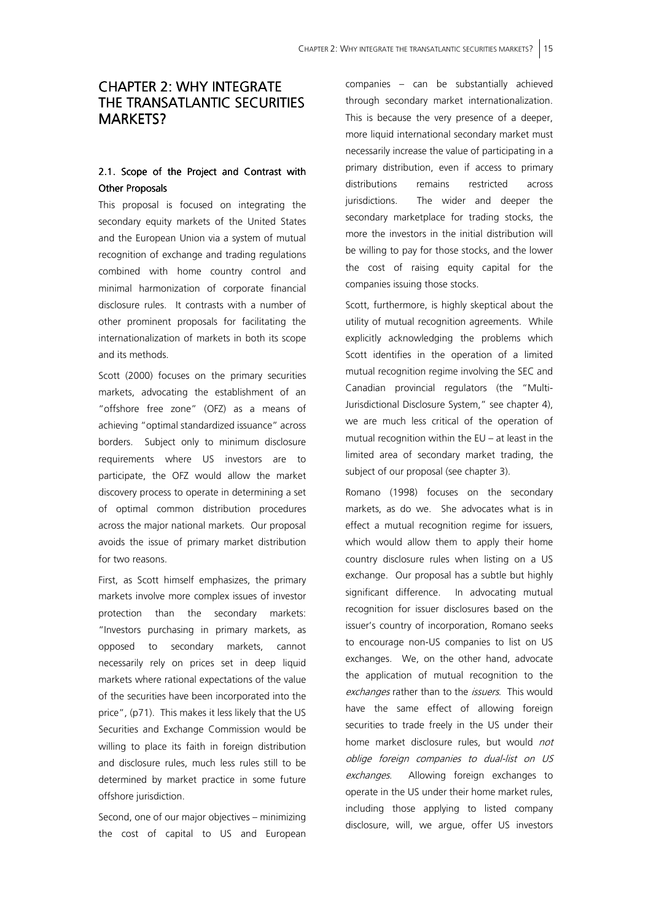# CHAPTER 2: WHY INTEGRATE THE TRANSATLANTIC SECURITIES MARKETS?

## 2.1. Scope of the Project and Contrast with Other Proposals

This proposal is focused on integrating the secondary equity markets of the United States and the European Union via a system of mutual recognition of exchange and trading regulations combined with home country control and minimal harmonization of corporate financial disclosure rules. It contrasts with a number of other prominent proposals for facilitating the internationalization of markets in both its scope and its methods.

Scott (2000) focuses on the primary securities markets, advocating the establishment of an "offshore free zone" (OFZ) as a means of achieving "optimal standardized issuance" across borders. Subject only to minimum disclosure requirements where US investors are to participate, the OFZ would allow the market discovery process to operate in determining a set of optimal common distribution procedures across the major national markets. Our proposal avoids the issue of primary market distribution for two reasons.

First, as Scott himself emphasizes, the primary markets involve more complex issues of investor protection than the secondary markets: "Investors purchasing in primary markets, as opposed to secondary markets, cannot necessarily rely on prices set in deep liquid markets where rational expectations of the value of the securities have been incorporated into the price", (p71). This makes it less likely that the US Securities and Exchange Commission would be willing to place its faith in foreign distribution and disclosure rules, much less rules still to be determined by market practice in some future offshore jurisdiction.

Second, one of our major objectives – minimizing the cost of capital to US and European companies – can be substantially achieved through secondary market internationalization. This is because the very presence of a deeper, more liquid international secondary market must necessarily increase the value of participating in a primary distribution, even if access to primary distributions remains restricted across jurisdictions. The wider and deeper the secondary marketplace for trading stocks, the more the investors in the initial distribution will be willing to pay for those stocks, and the lower the cost of raising equity capital for the companies issuing those stocks.

Scott, furthermore, is highly skeptical about the utility of mutual recognition agreements. While explicitly acknowledging the problems which Scott identifies in the operation of a limited mutual recognition regime involving the SEC and Canadian provincial regulators (the "Multi-Jurisdictional Disclosure System," see chapter 4), we are much less critical of the operation of mutual recognition within the EU – at least in the limited area of secondary market trading, the subject of our proposal (see chapter 3).

Romano (1998) focuses on the secondary markets, as do we. She advocates what is in effect a mutual recognition regime for issuers, which would allow them to apply their home country disclosure rules when listing on a US exchange. Our proposal has a subtle but highly significant difference. In advocating mutual recognition for issuer disclosures based on the issuer's country of incorporation, Romano seeks to encourage non-US companies to list on US exchanges. We, on the other hand, advocate the application of mutual recognition to the *exchanges* rather than to the *issuers*. This would have the same effect of allowing foreign securities to trade freely in the US under their home market disclosure rules, but would *not oblige foreign companies to dual-list on US exchanges*. Allowing foreign exchanges to operate in the US under their home market rules, including those applying to listed company disclosure, will, we argue, offer US investors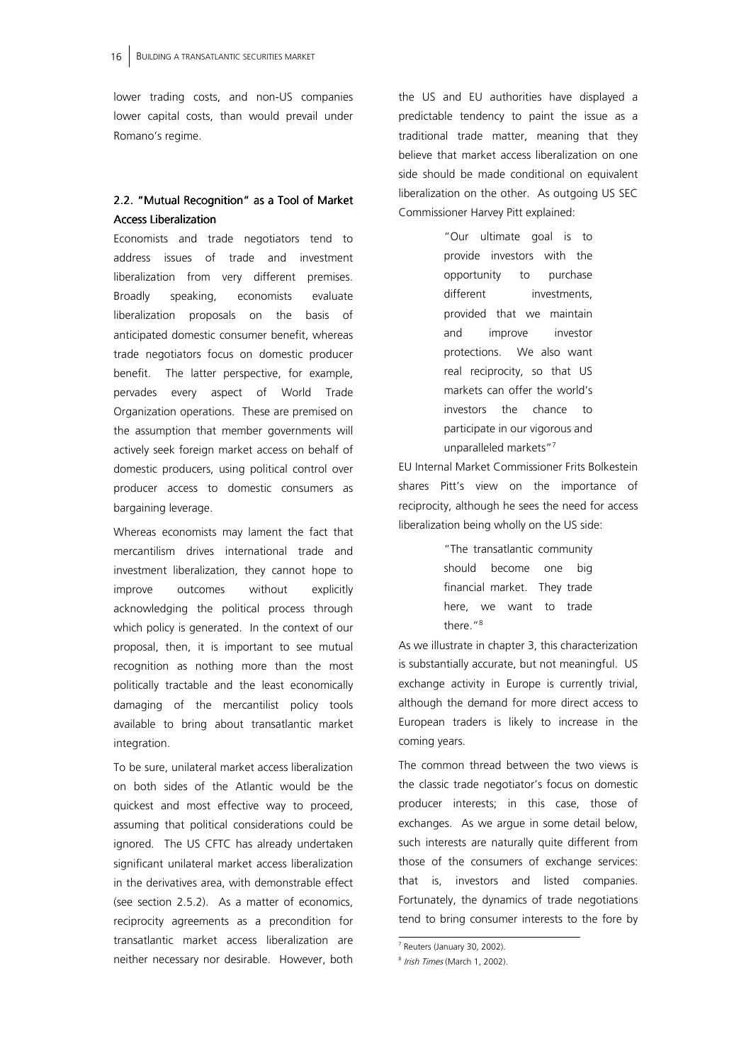lower trading costs, and non-US companies lower capital costs, than would prevail under Romano's regime.

## 2.2. "Mutual Recognition" as a Tool of Market Access Liberalization

Economists and trade negotiators tend to address issues of trade and investment liberalization from very different premises. Broadly speaking, economists evaluate liberalization proposals on the basis of anticipated domestic consumer benefit, whereas trade negotiators focus on domestic producer benefit. The latter perspective, for example, pervades every aspect of World Trade Organization operations. These are premised on the assumption that member governments will actively seek foreign market access on behalf of domestic producers, using political control over producer access to domestic consumers as bargaining leverage.

Whereas economists may lament the fact that mercantilism drives international trade and investment liberalization, they cannot hope to improve outcomes without explicitly acknowledging the political process through which policy is generated. In the context of our proposal, then, it is important to see mutual recognition as nothing more than the most politically tractable and the least economically damaging of the mercantilist policy tools available to bring about transatlantic market integration.

To be sure, unilateral market access liberalization on both sides of the Atlantic would be the quickest and most effective way to proceed, assuming that political considerations could be ignored. The US CFTC has already undertaken significant unilateral market access liberalization in the derivatives area, with demonstrable effect (see section 2.5.2). As a matter of economics, reciprocity agreements as a precondition for transatlantic market access liberalization are neither necessary nor desirable. However, both the US and EU authorities have displayed a predictable tendency to paint the issue as a traditional trade matter, meaning that they believe that market access liberalization on one side should be made conditional on equivalent liberalization on the other. As outgoing US SEC Commissioner Harvey Pitt explained:

> "Our ultimate goal is to provide investors with the opportunity to purchase different investments, provided that we maintain and improve investor protections. We also want real reciprocity, so that US markets can offer the world's investors the chance to participate in our vigorous and unparalleled markets"[7]

EU Internal Market Commissioner Frits Bolkestein shares Pitt's view on the importance of reciprocity, although he sees the need for access liberalization being wholly on the US side:

> "The transatlantic community should become one big financial market. They trade here, we want to trade there."[8]

As we illustrate in chapter 3, this characterization is substantially accurate, but not meaningful. US exchange activity in Europe is currently trivial, although the demand for more direct access to European traders is likely to increase in the coming years.

The common thread between the two views is the classic trade negotiator's focus on domestic producer interests; in this case, those of exchanges. As we argue in some detail below, such interests are naturally quite different from those of the consumers of exchange services: that is, investors and listed companies. Fortunately, the dynamics of trade negotiations tend to bring consumer interests to the fore by

[7] Reuters (January 30, 2002).

[8] *Irish Times* (March 1, 2002).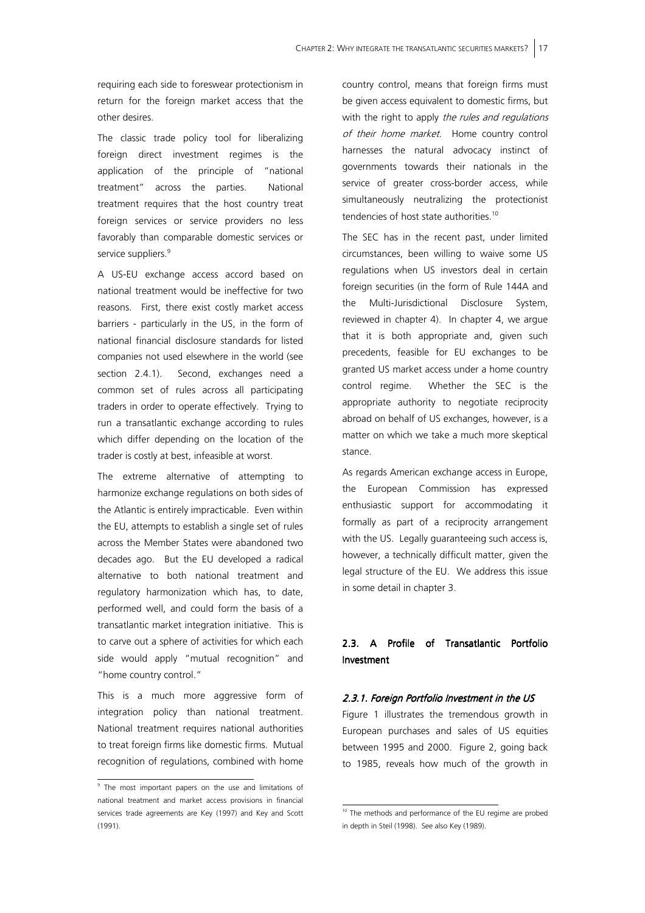requiring each side to foreswear protectionism in return for the foreign market access that the other desires.

The classic trade policy tool for liberalizing foreign direct investment regimes is the application of the principle of "national treatment" across the parties. National treatment requires that the host country treat foreign services or service providers no less favorably than comparable domestic services or service suppliers.[9]

A US-EU exchange access accord based on national treatment would be ineffective for two reasons. First, there exist costly market access barriers - particularly in the US, in the form of national financial disclosure standards for listed companies not used elsewhere in the world (see section 2.4.1). Second, exchanges need a common set of rules across all participating traders in order to operate effectively. Trying to run a transatlantic exchange according to rules which differ depending on the location of the trader is costly at best, infeasible at worst.

The extreme alternative of attempting to harmonize exchange regulations on both sides of the Atlantic is entirely impracticable. Even within the EU, attempts to establish a single set of rules across the Member States were abandoned two decades ago. But the EU developed a radical alternative to both national treatment and regulatory harmonization which has, to date, performed well, and could form the basis of a transatlantic market integration initiative. This is to carve out a sphere of activities for which each side would apply "mutual recognition" and "home country control."

This is a much more aggressive form of integration policy than national treatment. National treatment requires national authorities to treat foreign firms like domestic firms. Mutual recognition of regulations, combined with home country control, means that foreign firms must be given access equivalent to domestic firms, but with the right to apply *the rules and regulations of their home market*. Home country control harnesses the natural advocacy instinct of governments towards their nationals in the service of greater cross-border access, while simultaneously neutralizing the protectionist tendencies of host state authorities.[10]

The SEC has in the recent past, under limited circumstances, been willing to waive some US regulations when US investors deal in certain foreign securities (in the form of Rule 144A and the Multi-Jurisdictional Disclosure System, reviewed in chapter 4). In chapter 4, we argue that it is both appropriate and, given such precedents, feasible for EU exchanges to be granted US market access under a home country control regime. Whether the SEC is the appropriate authority to negotiate reciprocity abroad on behalf of US exchanges, however, is a matter on which we take a much more skeptical stance.

As regards American exchange access in Europe, the European Commission has expressed enthusiastic support for accommodating it formally as part of a reciprocity arrangement with the US. Legally guaranteeing such access is, however, a technically difficult matter, given the legal structure of the EU. We address this issue in some detail in chapter 3.

## 2.3. A Profile of Transatlantic Portfolio Investment

### *2.3.1. Foreign Portfolio Investment in the US*

Figure 1 illustrates the tremendous growth in European purchases and sales of US equities between 1995 and 2000. Figure 2, going back to 1985, reveals how much of the growth in

---

[9] The most important papers on the use and limitations of national treatment and market access provisions in financial services trade agreements are Key (1997) and Key and Scott (1991).

[10] The methods and performance of the EU regime are probed in depth in Steil (1998). See also Key (1989).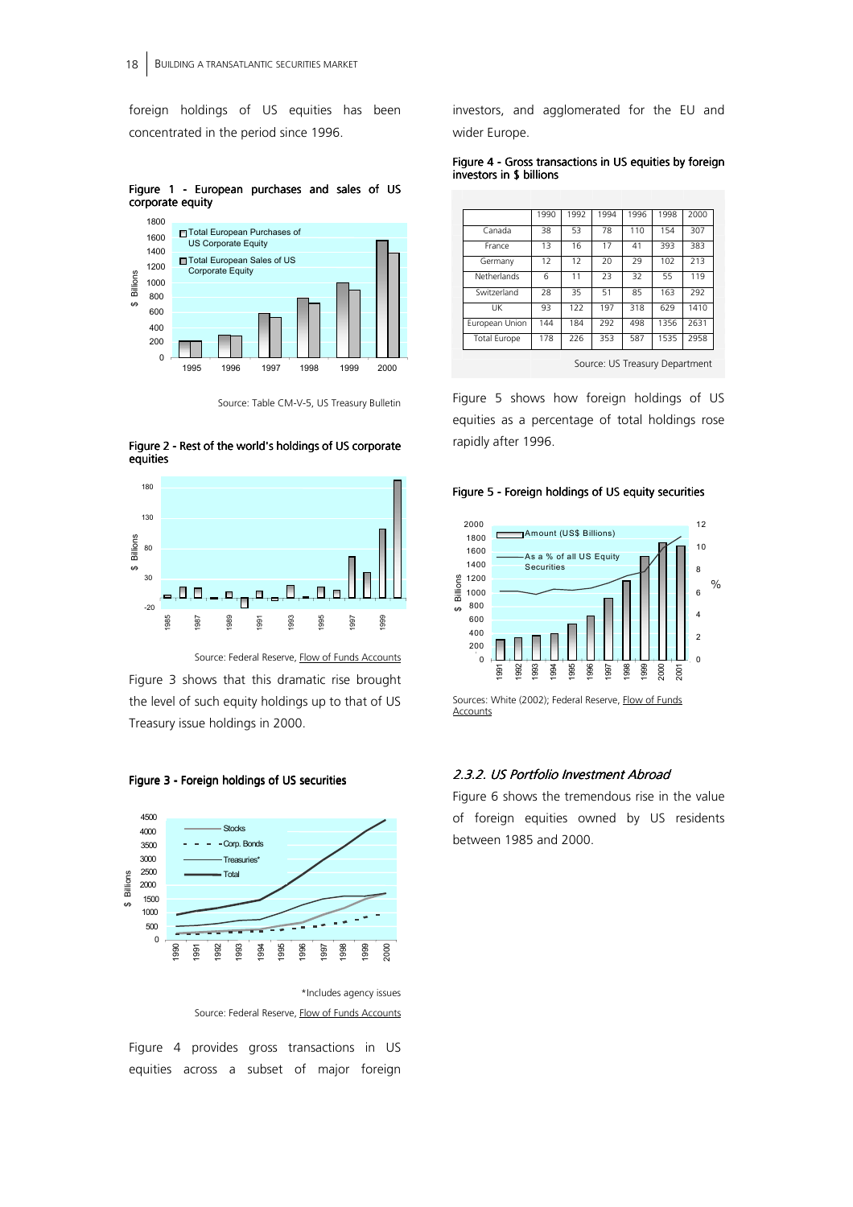foreign holdings of US equities has been concentrated in the period since 1996.

**Figure 1 - European purchases and sales of US corporate equity**

Source: Table CM-V-5, US Treasury Bulletin

**Figure 2 - Rest of the world's holdings of US corporate equities**

Source: Federal Reserve, Flow of Funds Accounts

Figure 3 shows that this dramatic rise brought the level of such equity holdings up to that of US Treasury issue holdings in 2000.

**Figure 3 - Foreign holdings of US securities**

*Includes agency issues

Source: Federal Reserve, Flow of Funds Accounts

Figure 4 provides gross transactions in US equities across a subset of major foreign investors, and agglomerated for the EU and wider Europe.

**Figure 4 - Gross transactions in US equities by foreign investors in $ billions**

| | 1990 | 1992 | 1994 | 1996 | 1998 | 2000 |
|---|---|---|---|---|---|---|
| Canada | 38 | 53 | 78 | 110 | 154 | 307 |
| France | 13 | 16 | 17 | 41 | 393 | 383 |
| Germany | 12 | 12 | 20 | 29 | 102 | 213 |
| Netherlands | 6 | 11 | 23 | 32 | 55 | 119 |
| Switzerland | 28 | 35 | 51 | 85 | 163 | 292 |
| UK | 93 | 122 | 197 | 318 | 629 | 1410 |
| European Union | 144 | 184 | 292 | 498 | 1356 | 2631 |
| Total Europe | 178 | 226 | 353 | 587 | 1535 | 2958 |

Source: US Treasury Department

Figure 5 shows how foreign holdings of US equities as a percentage of total holdings rose rapidly after 1996.

**Figure 5 - Foreign holdings of US equity securities**

Sources: White (2002); Federal Reserve, Flow of Funds Accounts

### *2.3.2. US Portfolio Investment Abroad*

Figure 6 shows the tremendous rise in the value of foreign equities owned by US residents between 1985 and 2000.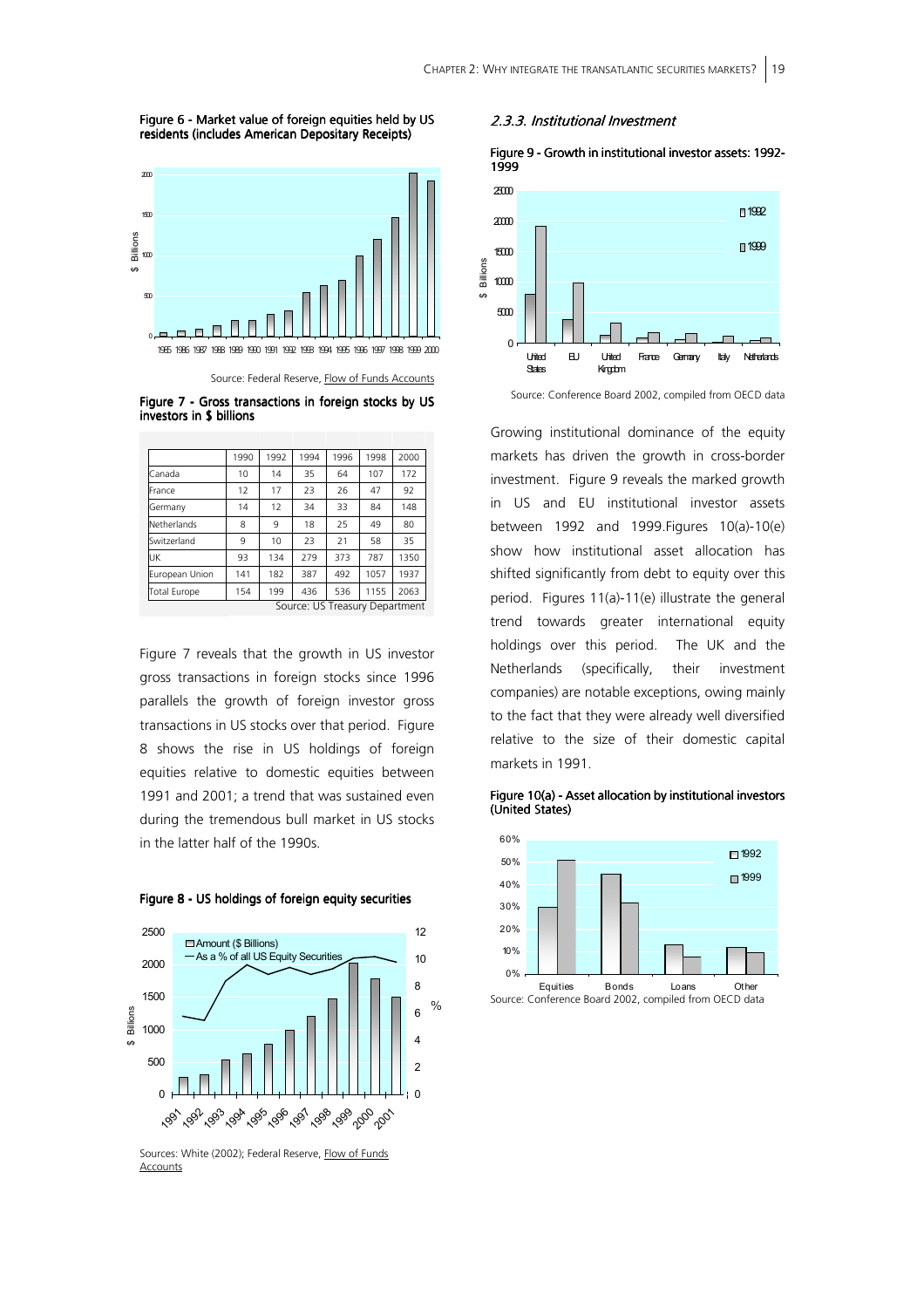**Figure 6 - Market value of foreign equities held by US residents (includes American Depositary Receipts)**

Source: Federal Reserve, Flow of Funds Accounts

**Figure 7 - Gross transactions in foreign stocks by US investors in $ billions**

| | 1990 | 1992 | 1994 | 1996 | 1998 | 2000 |
|---|---|---|---|---|---|---|
| Canada | 10 | 14 | 35 | 64 | 107 | 172 |
| France | 12 | 17 | 23 | 26 | 47 | 92 |
| Germany | 14 | 12 | 34 | 33 | 84 | 148 |
| Netherlands | 8 | 9 | 18 | 25 | 49 | 80 |
| Switzerland | 9 | 10 | 23 | 21 | 58 | 35 |
| UK | 93 | 134 | 279 | 373 | 787 | 1350 |
| European Union | 141 | 182 | 387 | 492 | 1057 | 1937 |
| Total Europe | 154 | 199 | 436 | 536 | 1155 | 2063 |

Source: US Treasury Department

Figure 7 reveals that the growth in US investor gross transactions in foreign stocks since 1996 parallels the growth of foreign investor gross transactions in US stocks over that period. Figure 8 shows the rise in US holdings of foreign equities relative to domestic equities between 1991 and 2001; a trend that was sustained even during the tremendous bull market in US stocks in the latter half of the 1990s.

**Figure 8 - US holdings of foreign equity securities**

Sources: White (2002); Federal Reserve, Flow of Funds Accounts

### *2.3.3. Institutional Investment*

**Figure 9 - Growth in institutional investor assets: 1992-1999**

Source: Conference Board 2002, compiled from OECD data

Growing institutional dominance of the equity markets has driven the growth in cross-border investment. Figure 9 reveals the marked growth in US and EU institutional investor assets between 1992 and 1999.Figures 10(a)-10(e) show how institutional asset allocation has shifted significantly from debt to equity over this period. Figures 11(a)-11(e) illustrate the general trend towards greater international equity holdings over this period. The UK and the Netherlands (specifically, their investment companies) are notable exceptions, owing mainly to the fact that they were already well diversified relative to the size of their domestic capital markets in 1991.

**Figure 10(a) - Asset allocation by institutional investors (United States)**

Source: Conference Board 2002, compiled from OECD data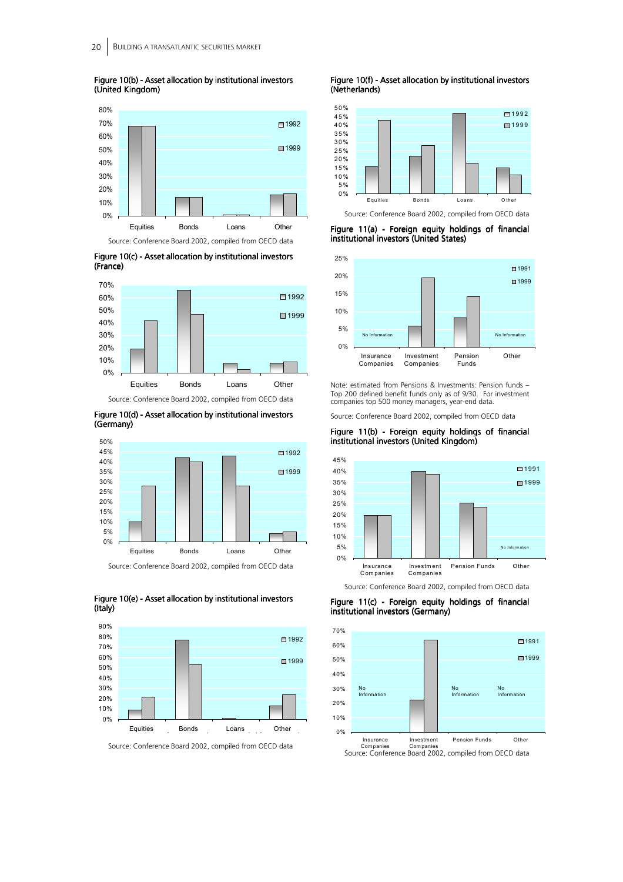**Figure 10(b) - Asset allocation by institutional investors (United Kingdom)**

Source: Conference Board 2002, compiled from OECD data

**Figure 10(c) - Asset allocation by institutional investors (France)**

Source: Conference Board 2002, compiled from OECD data

**Figure 10(d) - Asset allocation by institutional investors (Germany)**

Source: Conference Board 2002, compiled from OECD data

**Figure 10(e) - Asset allocation by institutional investors (Italy)**

Source: Conference Board 2002, compiled from OECD data

**Figure 10(f) - Asset allocation by institutional investors (Netherlands)**

Source: Conference Board 2002, compiled from OECD data

**Figure 11(a) - Foreign equity holdings of financial institutional investors (United States)**

Note: estimated from Pensions & Investments: Pension funds – Top 200 defined benefit funds only as of 9/30. For investment companies top 500 money managers, year-end data.

Source: Conference Board 2002, compiled from OECD data

**Figure 11(b) - Foreign equity holdings of financial institutional investors (United Kingdom)**

Source: Conference Board 2002, compiled from OECD data

**Figure 11(c) - Foreign equity holdings of financial institutional investors (Germany)**

Source: Conference Board 2002, compiled from OECD data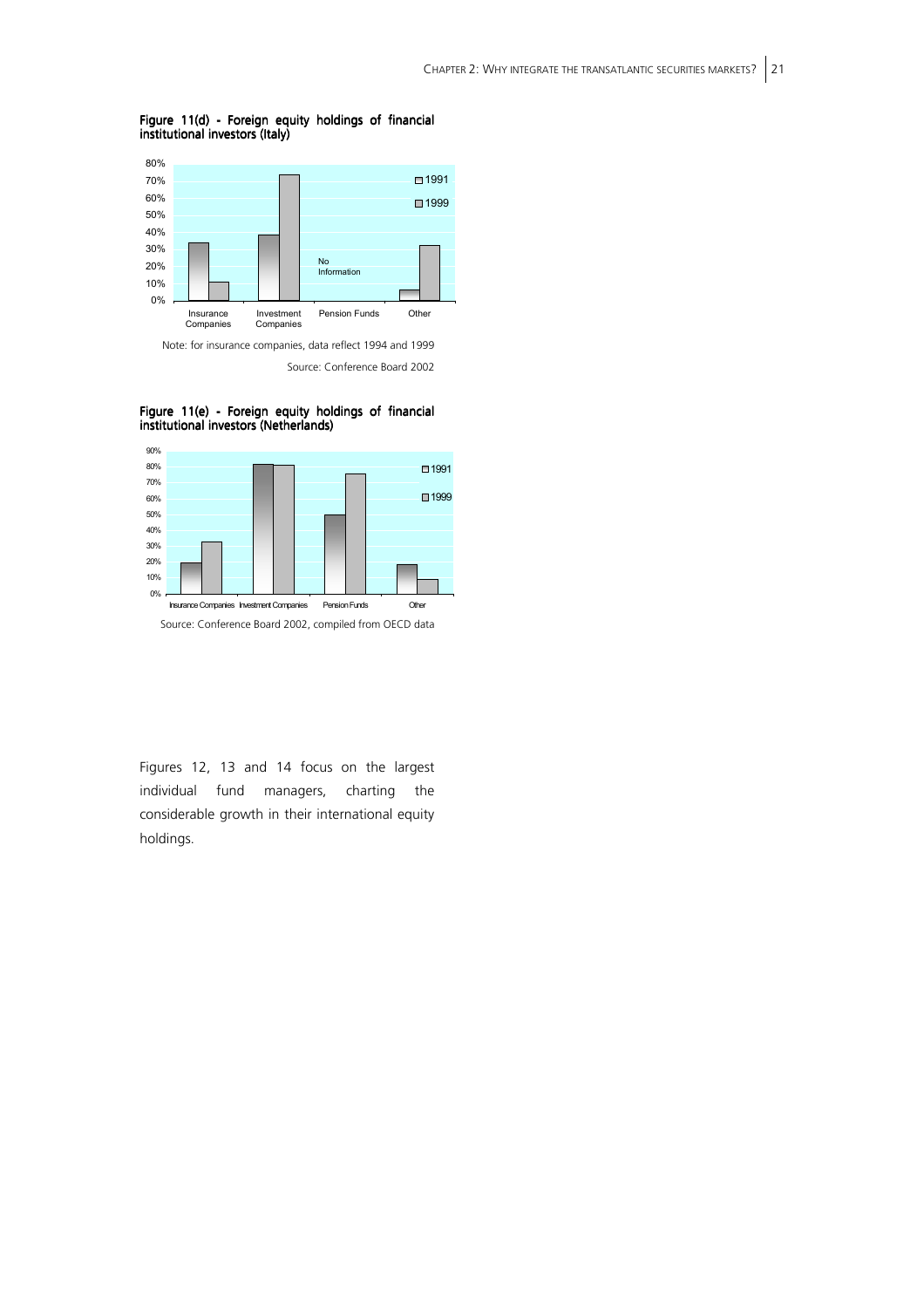**Figure 11(d) - Foreign equity holdings of financial institutional investors (Italy)**

Note: for insurance companies, data reflect 1994 and 1999

Source: Conference Board 2002

**Figure 11(e) - Foreign equity holdings of financial institutional investors (Netherlands)**

Source: Conference Board 2002, compiled from OECD data

Figures 12, 13 and 14 focus on the largest individual fund managers, charting the considerable growth in their international equity holdings.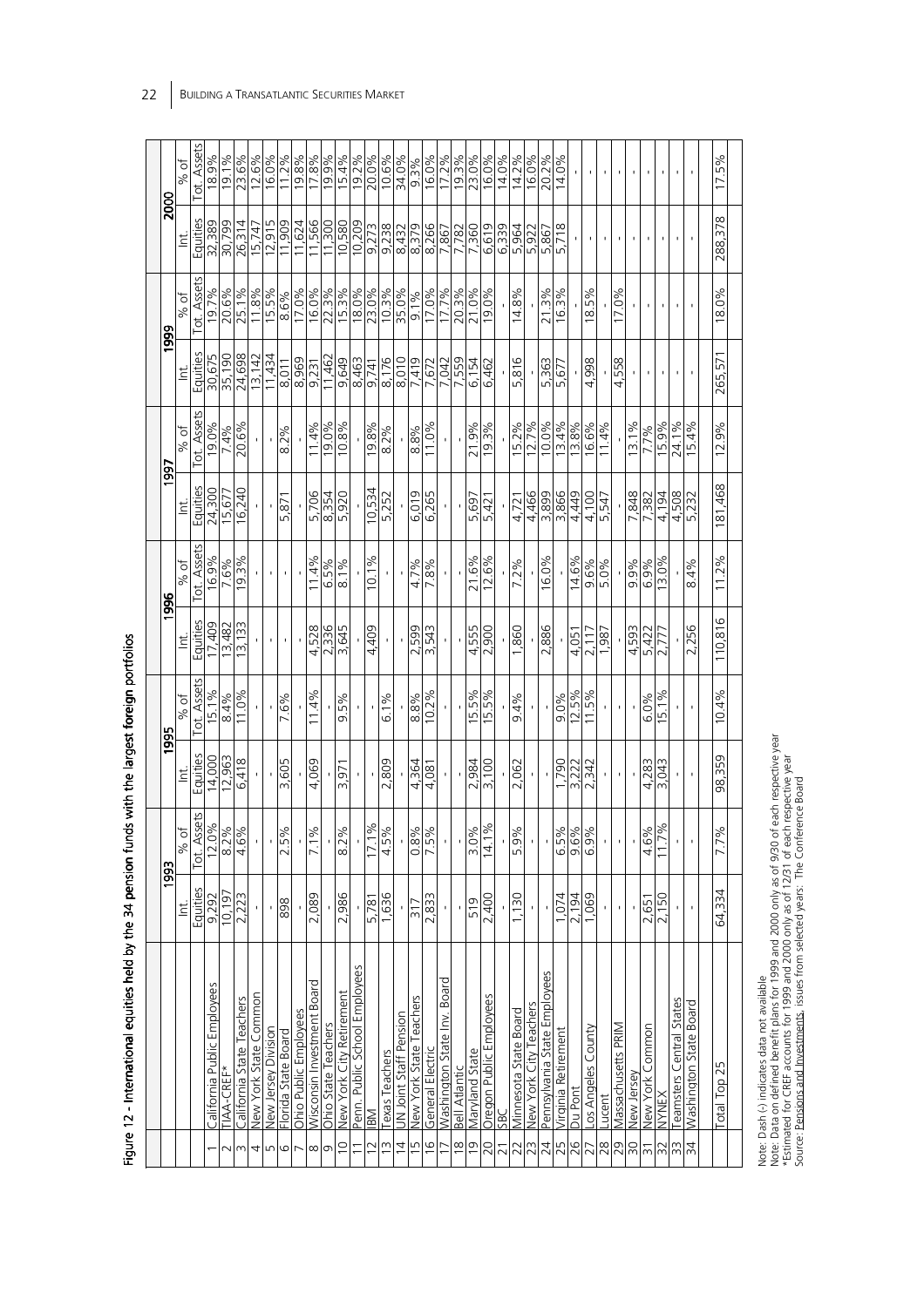Figure 12 - International equities held by the 34 pension funds with the largest foreign portfolios

| | | 1993 | | 1995 | | 1996 | | 1997 | | 1999 | | 2000 | |
|---|---|---|---|---|---|---|---|---|---|---|---|---|---|
| | | Int. Equities | % of Tot. Assets | Int. Equities | % of Tot. Assets | Int. Equities | % of Tot. Assets | Int. Equities | % of Tot. Assets | Int. Equities | % of Tot. Assets | Int. Equities | % of Tot. Assets |
| 1 | California Public Employees | 9,292 | 12.0% | 14,000 | 15.1% | 17,409 | 16.9% | 24,300 | 19.0% | 30,675 | 19.7% | 32,389 | 18.9% |
| 2 | TIAA-CREF* | 10,197 | 8.2% | 12,963 | 8.4% | 13,482 | 7.6% | 15,677 | 7.4% | 35,190 | 20.6% | 30,799 | 19.1% |
| 3 | California State Teachers | 2,223 | 4.6% | 6,418 | 11.0% | 13,133 | 19.3% | 16,240 | 20.6% | 24,698 | 25.1% | 26,314 | 23.6% |
| 4 | New York State Common | - | - | - | - | - | - | - | - | 13,142 | 11.8% | 15,747 | 12.6% |
| 5 | New Jersey Division | - | - | - | - | - | - | - | - | 11,434 | 15.5% | 12,915 | 16.0% |
| 6 | Florida State Board | 898 | 2.5% | 3,605 | 7.6% | - | - | 5,871 | 8.2% | 8,011 | 8.6% | 11,909 | 11.2% |
| 7 | Ohio Public Employees | - | - | - | - | - | - | - | - | 8,969 | 17.0% | 11,624 | 19.8% |
| 8 | Wisconsin Investment Board | 2,089 | 7.1% | 4,069 | 11.4% | 4,528 | 11.4% | 5,706 | 11.4% | 9,231 | 16.0% | 11,566 | 17.8% |
| 9 | Ohio State Teachers | - | - | - | - | 2,336 | 6.5% | 8,354 | 19.0% | 11,462 | 22.3% | 11,300 | 19.9% |
| 10 | New York City Retirement | 2,986 | 8.2% | 3,971 | 9.5% | 3,645 | 8.1% | 5,920 | 10.8% | 9,649 | 15.3% | 10,580 | 15.4% |
| 11 | Penn. Public School Employees | - | - | - | - | - | - | - | - | 8,463 | 18.0% | 10,209 | 19.2% |
| 12 | IBM | 5,781 | 17.1% | - | - | 4,409 | 10.1% | 10,534 | 19.8% | 9,741 | 23.0% | 9,273 | 20.0% |
| 13 | Texas Teachers | 1,636 | 4.5% | 2,809 | 6.1% | - | - | 5,252 | 8.2% | 8,176 | 10.3% | 9,238 | 10.6% |
| 14 | UN Joint Staff Pension | - | - | - | - | - | - | - | - | 8,010 | 35.0% | 8,432 | 34.0% |
| 15 | New York State Teachers | 317 | 0.8% | 4,364 | 8.8% | 2,599 | 4.7% | 6,019 | 8.8% | 7,419 | 9.1% | 8,379 | 9.3% |
| 16 | General Electric | 2,833 | 7.5% | 4,081 | 10.2% | 3,543 | 7.8% | 6,265 | 11.0% | 7,672 | 17.0% | 8,266 | 16.0% |
| 17 | Washington State Inv. Board | - | - | - | - | - | - | - | - | 7,042 | 17.7% | 7,867 | 17.2% |
| 18 | Bell Atlantic | - | - | - | - | - | - | - | - | 7,559 | 20.3% | 7,782 | 19.3% |
| 19 | Maryland State | 519 | 3.0% | 2,984 | 15.5% | 4,555 | 21.6% | 5,697 | 21.9% | 6,154 | 21.0% | 7,360 | 23.0% |
| 20 | Oregon Public Employees | 2,400 | 14.1% | 3,100 | 15.5% | 2,900 | 12.6% | 5,421 | 19.3% | 6,462 | 19.0% | 6,619 | 16.0% |
| 21 | SBC | - | - | - | - | - | - | - | - | - | - | 6,339 | 14.0% |
| 22 | Minnesota State Board | 1,130 | 5.9% | 2,062 | 9.4% | 1,860 | 7.2% | 4,721 | 15.2% | 5,816 | 14.8% | 5,964 | 14.2% |
| 23 | New York City Teachers | - | - | - | - | - | - | 4,466 | 12.7% | - | - | 5,922 | 16.0% |
| 24 | Pennsylvania State Employees | - | - | - | - | 2,886 | 16.0% | 3,899 | 10.0% | 5,363 | 21.3% | 5,867 | 20.2% |
| 25 | Virginia Retirement | 1,074 | 6.5% | 1,790 | 9.0% | - | - | 3,866 | 13.4% | 5,677 | 16.3% | 5,718 | 14.0% |
| 26 | Du Pont | 2,194 | 9.6% | 3,222 | 12.5% | 4,051 | 14.6% | 4,449 | 13.8% | - | - | - | - |
| 27 | Los Angeles County | 1,069 | 6.9% | 2,342 | 11.5% | 2,117 | 9.6% | 4,100 | 16.6% | 4,998 | 18.5% | - | - |
| 28 | Lucent | - | - | - | - | 1,987 | 5.0% | 5,547 | 11.4% | - | - | - | - |
| 29 | Massachusetts PRIM | - | - | - | - | - | - | - | - | 4,558 | 17.0% | - | - |
| 30 | New Jersey | - | - | - | - | 4,593 | 9.9% | 7,848 | 13.1% | - | - | - | - |
| 31 | New York Common | 2,651 | 4.6% | 4,283 | 6.0% | 5,422 | 6.9% | 7,382 | 7.7% | - | - | - | - |
| 32 | NYNEX | 2,150 | 11.7% | 3,043 | 15.1% | 2,777 | 13.0% | 4,194 | 15.9% | - | - | - | - |
| 33 | Teamsters Central States | - | - | - | - | - | - | 4,508 | 24.1% | - | - | - | - |
| 34 | Washington State Board | - | - | - | - | 2,256 | 8.4% | 5,232 | 15.4% | - | - | - | - |
| | Total Top 25 | 64,334 | 7.7% | 98,359 | 10.4% | 110,816 | 11.2% | 181,468 | 12.9% | 265,571 | 18.0% | 288,378 | 17.5% |

Note: Dash (-) indicates data not available
Note: Data on defined benefit plans for 1999 and 2000 only as of 9/30 of each respective year
*Estimated for CREF accounts for 1999 and 2000 only as of 12/31 of each respective year
Source: Pensions and Investments, issues from selected years; The Conference Board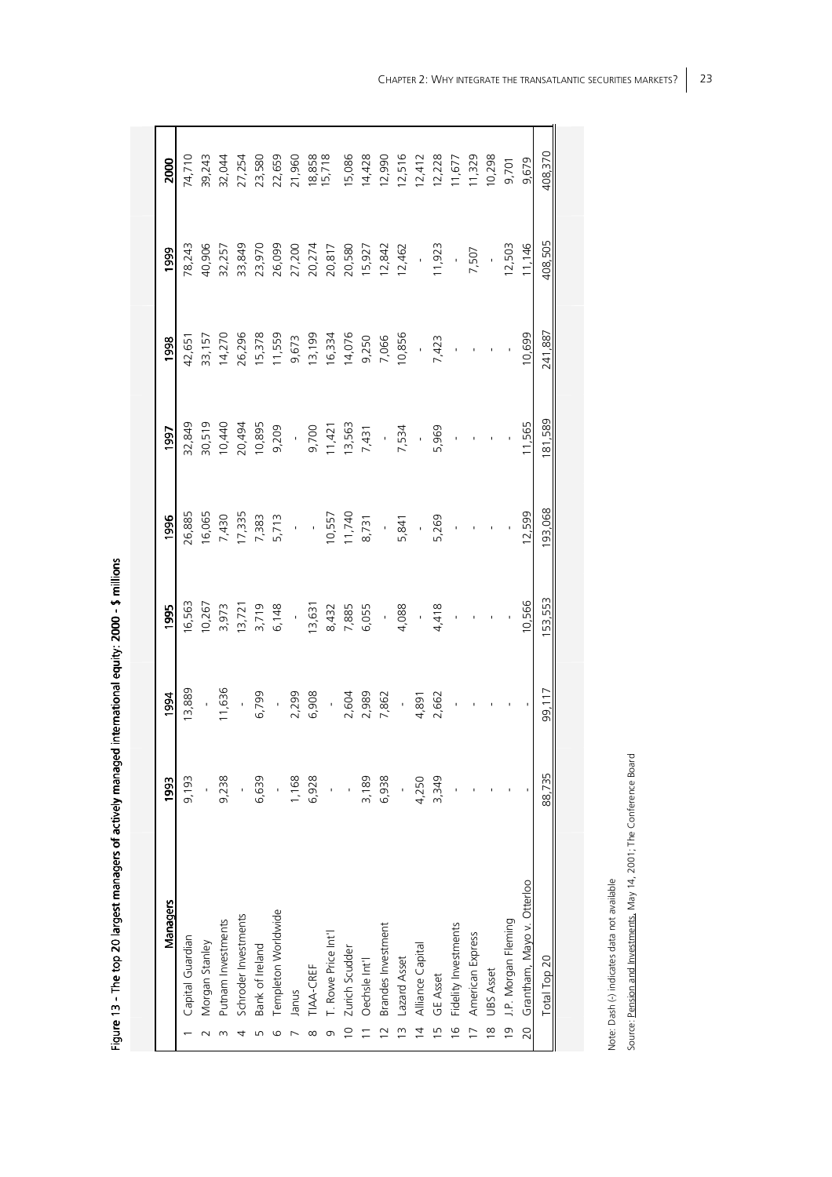Figure 13 - The top 20 largest managers of actively managed international equity: 2000 - $ millions

| | Managers | 1993 | 1994 | 1995 | 1996 | 1997 | 1998 | 1999 | 2000 |
|---|---|---|---|---|---|---|---|---|---|
| 1 | Capital Guardian | 9,193 | 13,889 | 16,563 | 26,885 | 32,849 | 42,651 | 78,243 | 74,710 |
| 2 | Morgan Stanley | - | - | 10,267 | 16,065 | 30,519 | 33,157 | 40,906 | 39,243 |
| 3 | Putnam Investments | 9,238 | 11,636 | 3,973 | 7,430 | 10,440 | 14,270 | 32,257 | 32,044 |
| 4 | Schroder Investments | - | - | 13,721 | 17,335 | 20,494 | 26,296 | 33,849 | 27,254 |
| 5 | Bank of Ireland | 6,639 | 6,799 | 3,719 | 7,383 | 10,895 | 15,378 | 23,970 | 23,580 |
| 6 | Templeton Worldwide | - | - | 6,148 | 5,713 | 9,209 | 11,559 | 26,099 | 22,659 |
| 7 | Janus | 1,168 | 2,299 | - | - | - | 9,673 | 27,200 | 21,960 |
| 8 | TIAA-CREF | 6,928 | 6,908 | 13,631 | - | 9,700 | 13,199 | 20,274 | 18,858 |
| 9 | T. Rowe Price Int'l | - | - | 8,432 | 10,557 | 11,421 | 16,334 | 20,817 | 15,718 |
| 10 | Zurich Scudder | - | 2,604 | 7,885 | 11,740 | 13,563 | 14,076 | 20,580 | 15,086 |
| 11 | Oechsle Int'l | 3,189 | 2,989 | 6,055 | 8,731 | 7,431 | 9,250 | 15,927 | 14,428 |
| 12 | Brandes Investment | 6,938 | 7,862 | - | - | - | 7,066 | 12,842 | 12,990 |
| 13 | Lazard Asset | - | - | 4,088 | 5,841 | 7,534 | 10,856 | 12,462 | 12,516 |
| 14 | Alliance Capital | 4,250 | 4,891 | - | - | - | - | - | 12,412 |
| 15 | GE Asset | 3,349 | 2,662 | 4,418 | 5,269 | 5,969 | 7,423 | 11,923 | 12,228 |
| 16 | Fidelity Investments | - | - | - | - | - | - | - | 11,677 |
| 17 | American Express | - | - | - | - | - | - | 7,507 | 11,329 |
| 18 | UBS Asset | - | - | - | - | - | - | - | 10,298 |
| 19 | J.P. Morgan Fleming | - | - | - | - | - | - | 12,503 | 9,701 |
| 20 | Grantham, Mayo v. Otterloo | - | - | 10,566 | 12,599 | 11,565 | 10,699 | 11,146 | 9,679 |
| | Total Top 20 | 88,735 | 99,117 | 153,553 | 193,068 | 181,589 | 241,887 | 408,505 | 408,370 |

Note: Dash (-) indicates data not available

Source: Pension and Investments, May 14, 2001; The Conference Board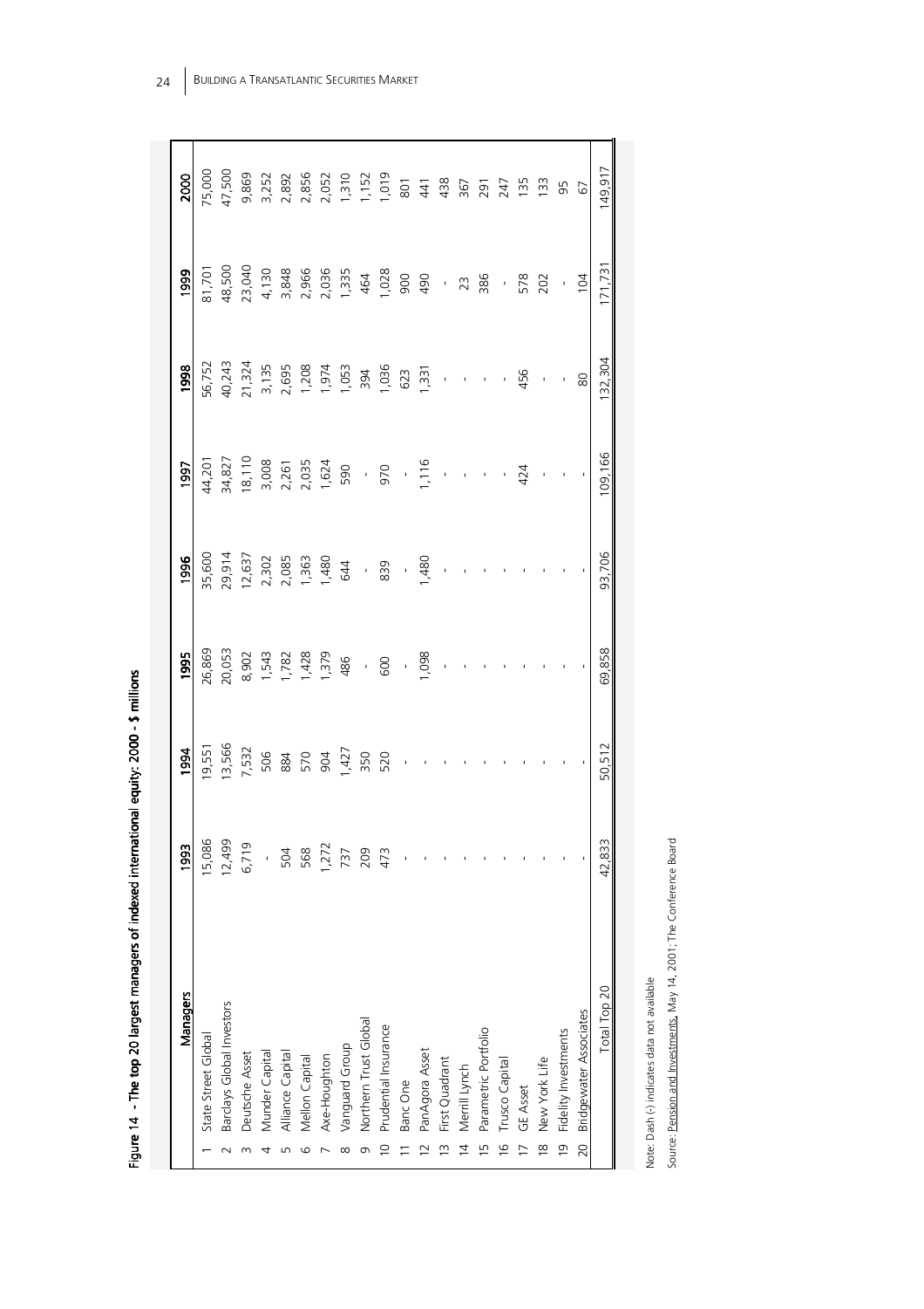Figure 14 - The top 20 largest managers of indexed international equity: 2000 - $ millions

| | Managers | 1993 | 1994 | 1995 | 1996 | 1997 | 1998 | 1999 | 2000 |
|---|---|---|---|---|---|---|---|---|---|
| 1 | State Street Global | 15,086 | 19,551 | 26,869 | 35,600 | 44,201 | 56,752 | 81,701 | 75,000 |
| 2 | Barclays Global Investors | 12,499 | 13,566 | 20,053 | 29,914 | 34,827 | 40,243 | 48,500 | 47,500 |
| 3 | Deutsche Asset | 6,719 | 7,532 | 8,902 | 12,637 | 18,110 | 21,324 | 23,040 | 9,869 |
| 4 | Munder Capital | - | 506 | 1,543 | 2,302 | 3,008 | 3,135 | 4,130 | 3,252 |
| 5 | Alliance Capital | 504 | 884 | 1,782 | 2,085 | 2,261 | 2,695 | 3,848 | 2,892 |
| 6 | Mellon Capital | 568 | 570 | 1,428 | 1,363 | 2,035 | 1,208 | 2,966 | 2,856 |
| 7 | Axe-Houghton | 1,272 | 904 | 1,379 | 1,480 | 1,624 | 1,974 | 2,036 | 2,052 |
| 8 | Vanguard Group | 737 | 1,427 | 486 | 644 | 590 | 1,053 | 1,335 | 1,310 |
| 9 | Northern Trust Global | 209 | 350 | - | - | - | 394 | 464 | 1,152 |
| 10 | Prudential Insurance | 473 | 520 | 600 | 839 | 970 | 1,036 | 1,028 | 1,019 |
| 11 | Banc One | - | - | - | - | - | 623 | 900 | 801 |
| 12 | PanAgora Asset | - | - | 1,098 | 1,480 | 1,116 | 1,331 | 490 | 441 |
| 13 | First Quadrant | - | - | - | - | - | - | - | 438 |
| 14 | Merill Lynch | - | - | - | - | - | - | 23 | 367 |
| 15 | Parametric Portfolio | - | - | - | - | - | - | 386 | 291 |
| 16 | Trusco Capital | - | - | - | - | - | - | - | 247 |
| 17 | GE Asset | - | - | - | - | 424 | 456 | 578 | 135 |
| 18 | New York Life | - | - | - | - | - | - | 202 | 133 |
| 19 | Fidelity Investments | - | - | - | - | - | - | - | 95 |
| 20 | Bridgewater Associates | - | - | - | - | - | 80 | 104 | 67 |
| | Total Top 20 | 42,833 | 50,512 | 69,858 | 93,706 | 109,166 | 132,304 | 171,731 | 149,917 |

Note: Dash (-) indicates data not available

Source: Pension and Investments, May 14, 2001; The Conference Board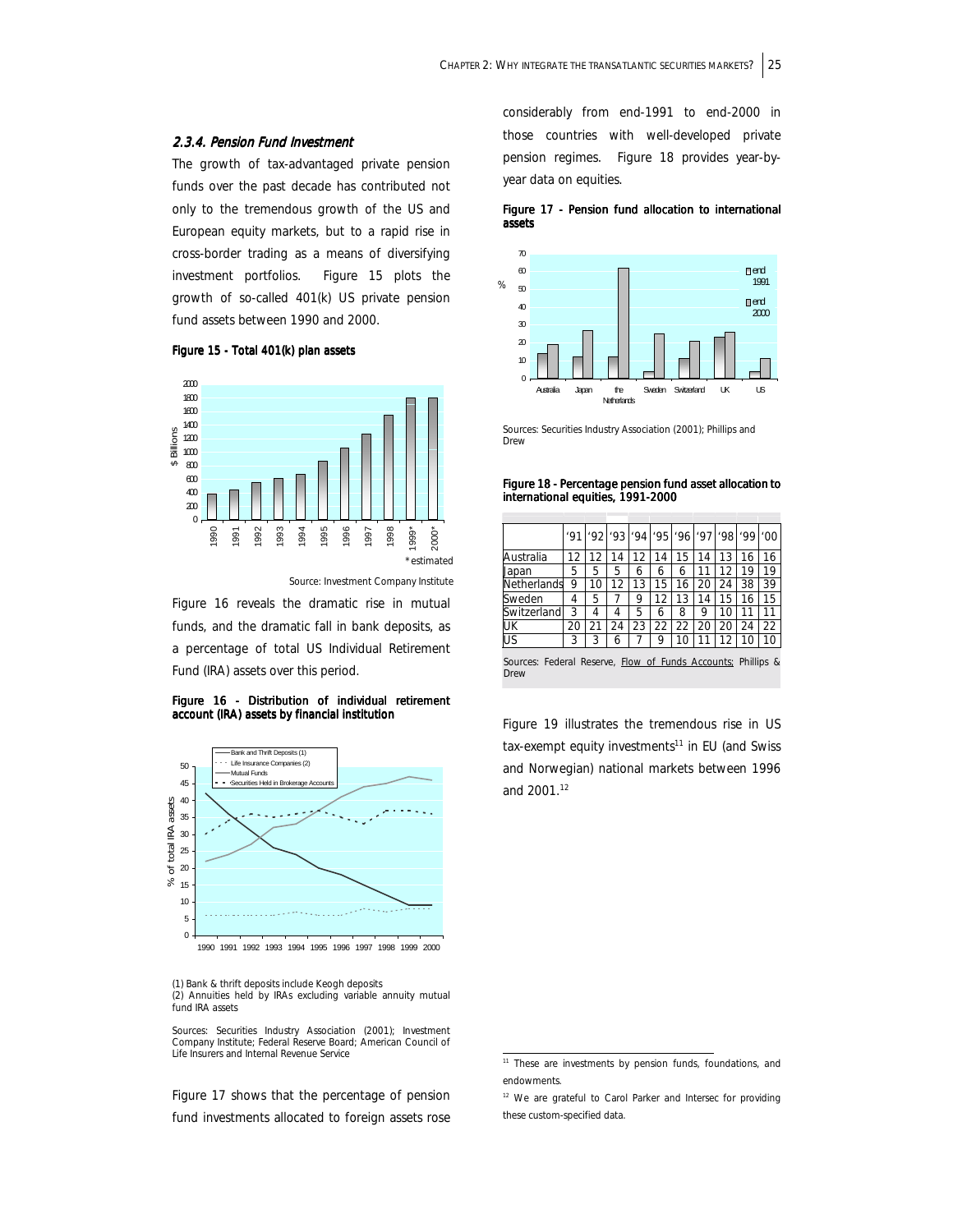### 2.3.4. Pension Fund Investment

The growth of tax-advantaged private pension funds over the past decade has contributed not only to the tremendous growth of the US and European equity markets, but to a rapid rise in cross-border trading as a means of diversifying investment portfolios. Figure 15 plots the growth of so-called 401(k) US private pension fund assets between 1990 and 2000.

**Figure 15 - Total 401(k) plan assets**

*estimated

Source: Investment Company Institute

Figure 16 reveals the dramatic rise in mutual funds, and the dramatic fall in bank deposits, as a percentage of total US Individual Retirement Fund (IRA) assets over this period.

**Figure 16 - Distribution of individual retirement account (IRA) assets by financial institution**

(1) Bank & thrift deposits include Keogh deposits
(2) Annuities held by IRAs excluding variable annuity mutual fund IRA assets

Sources: Securities Industry Association (2001); Investment Company Institute; Federal Reserve Board; American Council of Life Insurers and Internal Revenue Service

Figure 17 shows that the percentage of pension fund investments allocated to foreign assets rose considerably from end-1991 to end-2000 in those countries with well-developed private pension regimes. Figure 18 provides year-by-year data on equities.

**Figure 17 - Pension fund allocation to international assets**

Sources: Securities Industry Association (2001); Phillips and Drew

**Figure 18 - Percentage pension fund asset allocation to international equities, 1991-2000**

| | '91 | '92 | '93 | '94 | '95 | '96 | '97 | '98 | '99 | '00 |
|---|---|---|---|---|---|---|---|---|---|---|
| Australia | 12 | 12 | 14 | 12 | 14 | 15 | 14 | 13 | 16 | 16 |
| Japan | 5 | 5 | 5 | 6 | 6 | 6 | 11 | 12 | 19 | 19 |
| Netherlands | 9 | 10 | 12 | 13 | 15 | 16 | 20 | 24 | 38 | 39 |
| Sweden | 4 | 5 | 7 | 9 | 12 | 13 | 14 | 15 | 16 | 15 |
| Switzerland | 3 | 4 | 4 | 5 | 6 | 8 | 9 | 10 | 11 | 11 |
| UK | 20 | 21 | 24 | 23 | 22 | 22 | 20 | 20 | 24 | 22 |
| US | 3 | 3 | 6 | 7 | 9 | 10 | 11 | 12 | 10 | 10 |

Sources: Federal Reserve, Flow of Funds Accounts; Phillips & Drew

Figure 19 illustrates the tremendous rise in US tax-exempt equity investments[11] in EU (and Swiss and Norwegian) national markets between 1996 and 2001.[12]

[11] These are investments by pension funds, foundations, and endowments.

[12] We are grateful to Carol Parker and Intersec for providing these custom-specified data.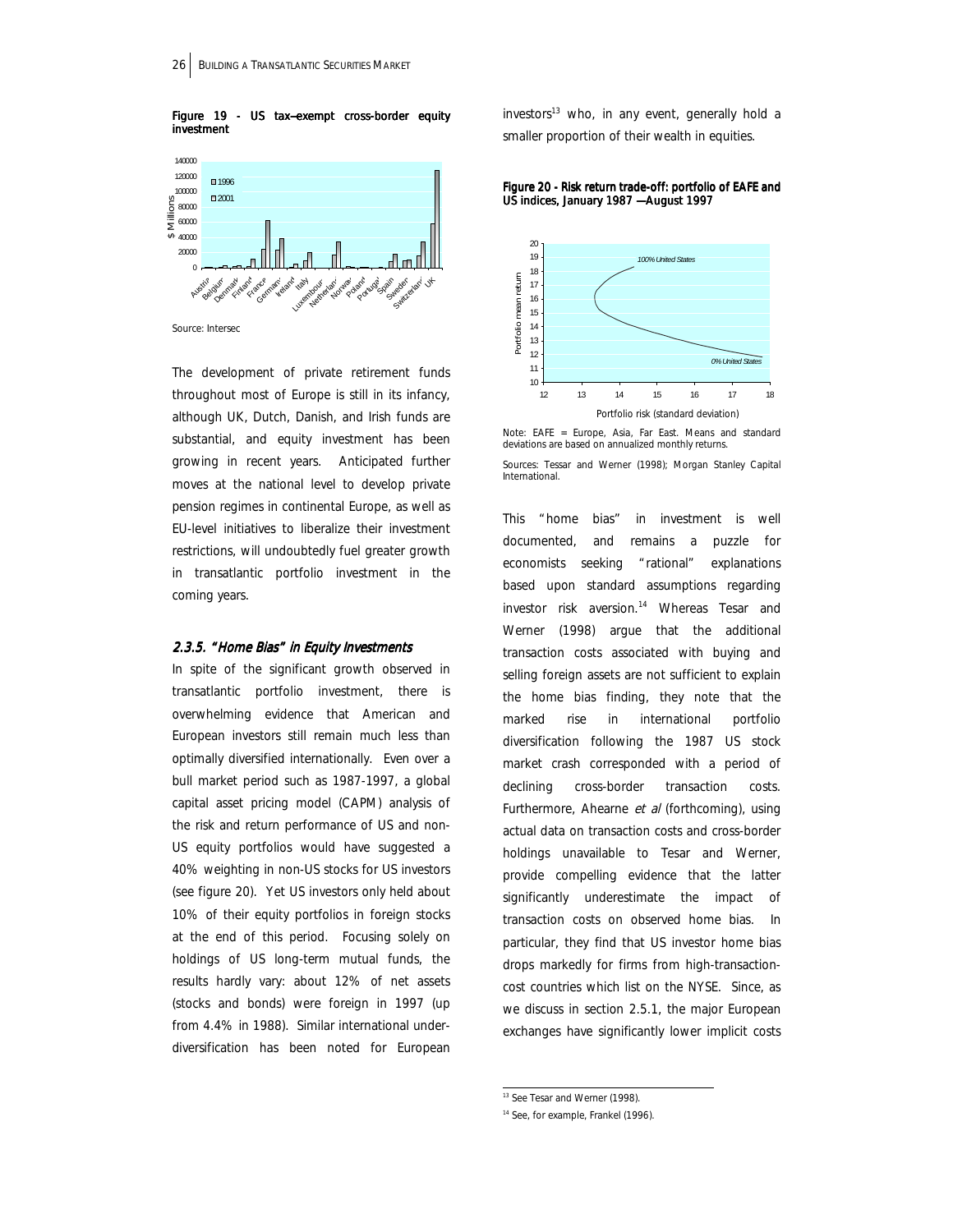**Figure 19 - US tax–exempt cross-border equity investment**

Source: Intersec

The development of private retirement funds throughout most of Europe is still in its infancy, although UK, Dutch, Danish, and Irish funds are substantial, and equity investment has been growing in recent years. Anticipated further moves at the national level to develop private pension regimes in continental Europe, as well as EU-level initiatives to liberalize their investment restrictions, will undoubtedly fuel greater growth in transatlantic portfolio investment in the coming years.

### 2.3.5. "Home Bias" in Equity Investments

In spite of the significant growth observed in transatlantic portfolio investment, there is overwhelming evidence that American and European investors still remain much less than optimally diversified internationally. Even over a bull market period such as 1987-1997, a global capital asset pricing model (CAPM) analysis of the risk and return performance of US and non-US equity portfolios would have suggested a 40% weighting in non-US stocks for US investors (see figure 20). Yet US investors only held about 10% of their equity portfolios in foreign stocks at the end of this period. Focusing solely on holdings of US long-term mutual funds, the results hardly vary: about 12% of net assets (stocks and bonds) were foreign in 1997 (up from 4.4% in 1988). Similar international under-diversification has been noted for European investors[13] who, in any event, generally hold a smaller proportion of their wealth in equities.

**Figure 20 - Risk return trade-off: portfolio of EAFE and US indices, January 1987 —August 1997**

Note: EAFE = Europe, Asia, Far East. Means and standard deviations are based on annualized monthly returns.

Sources: Tessar and Werner (1998); Morgan Stanley Capital International.

This "home bias" in investment is well documented, and remains a puzzle for economists seeking "rational" explanations based upon standard assumptions regarding investor risk aversion.[14] Whereas Tesar and Werner (1998) argue that the additional transaction costs associated with buying and selling foreign assets are not sufficient to explain the home bias finding, they note that the marked rise in international portfolio diversification following the 1987 US stock market crash corresponded with a period of declining cross-border transaction costs. Furthermore, Ahearne *et al* (forthcoming), using actual data on transaction costs and cross-border holdings unavailable to Tesar and Werner, provide compelling evidence that the latter significantly underestimate the impact of transaction costs on observed home bias. In particular, they find that US investor home bias drops markedly for firms from high-transaction-cost countries which list on the NYSE. Since, as we discuss in section 2.5.1, the major European exchanges have significantly lower implicit costs

---

[13] See Tesar and Werner (1998).

[14] See, for example, Frankel (1996).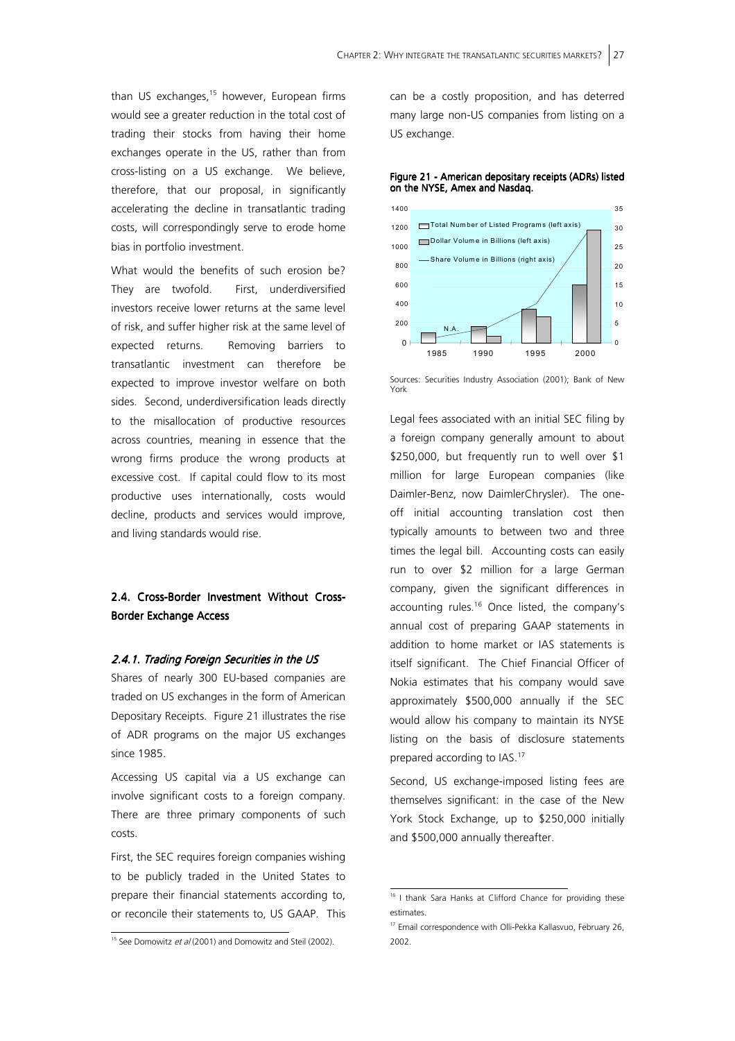than US exchanges,[15] however, European firms would see a greater reduction in the total cost of trading their stocks from having their home exchanges operate in the US, rather than from cross-listing on a US exchange. We believe, therefore, that our proposal, in significantly accelerating the decline in transatlantic trading costs, will correspondingly serve to erode home bias in portfolio investment.

What would the benefits of such erosion be? They are twofold. First, underdiversified investors receive lower returns at the same level of risk, and suffer higher risk at the same level of expected returns. Removing barriers to transatlantic investment can therefore be expected to improve investor welfare on both sides. Second, underdiversification leads directly to the misallocation of productive resources across countries, meaning in essence that the wrong firms produce the wrong products at excessive cost. If capital could flow to its most productive uses internationally, costs would decline, products and services would improve, and living standards would rise.

## 2.4. Cross-Border Investment Without Cross-Border Exchange Access

### *2.4.1. Trading Foreign Securities in the US*

Shares of nearly 300 EU-based companies are traded on US exchanges in the form of American Depositary Receipts. Figure 21 illustrates the rise of ADR programs on the major US exchanges since 1985.

Accessing US capital via a US exchange can involve significant costs to a foreign company. There are three primary components of such costs.

First, the SEC requires foreign companies wishing to be publicly traded in the United States to prepare their financial statements according to, or reconcile their statements to, US GAAP. This can be a costly proposition, and has deterred many large non-US companies from listing on a US exchange.

**Figure 21 - American depositary receipts (ADRs) listed on the NYSE, Amex and Nasdaq.**

Sources: Securities Industry Association (2001); Bank of New York

Legal fees associated with an initial SEC filing by a foreign company generally amount to about $250,000, but frequently run to well over $1 million for large European companies (like Daimler-Benz, now DaimlerChrysler). The one-off initial accounting translation cost then typically amounts to between two and three times the legal bill. Accounting costs can easily run to over $2 million for a large German company, given the significant differences in accounting rules.[16] Once listed, the company's annual cost of preparing GAAP statements in addition to home market or IAS statements is itself significant. The Chief Financial Officer of Nokia estimates that his company would save approximately $500,000 annually if the SEC would allow his company to maintain its NYSE listing on the basis of disclosure statements prepared according to IAS.[17]

Second, US exchange-imposed listing fees are themselves significant: in the case of the New York Stock Exchange, up to $250,000 initially and $500,000 annually thereafter.

---

[15] See Domowitz *et al* (2001) and Domowitz and Steil (2002).

[16] I thank Sara Hanks at Clifford Chance for providing these estimates.

[17] Email correspondence with Olli-Pekka Kallasvuo, February 26, 2002.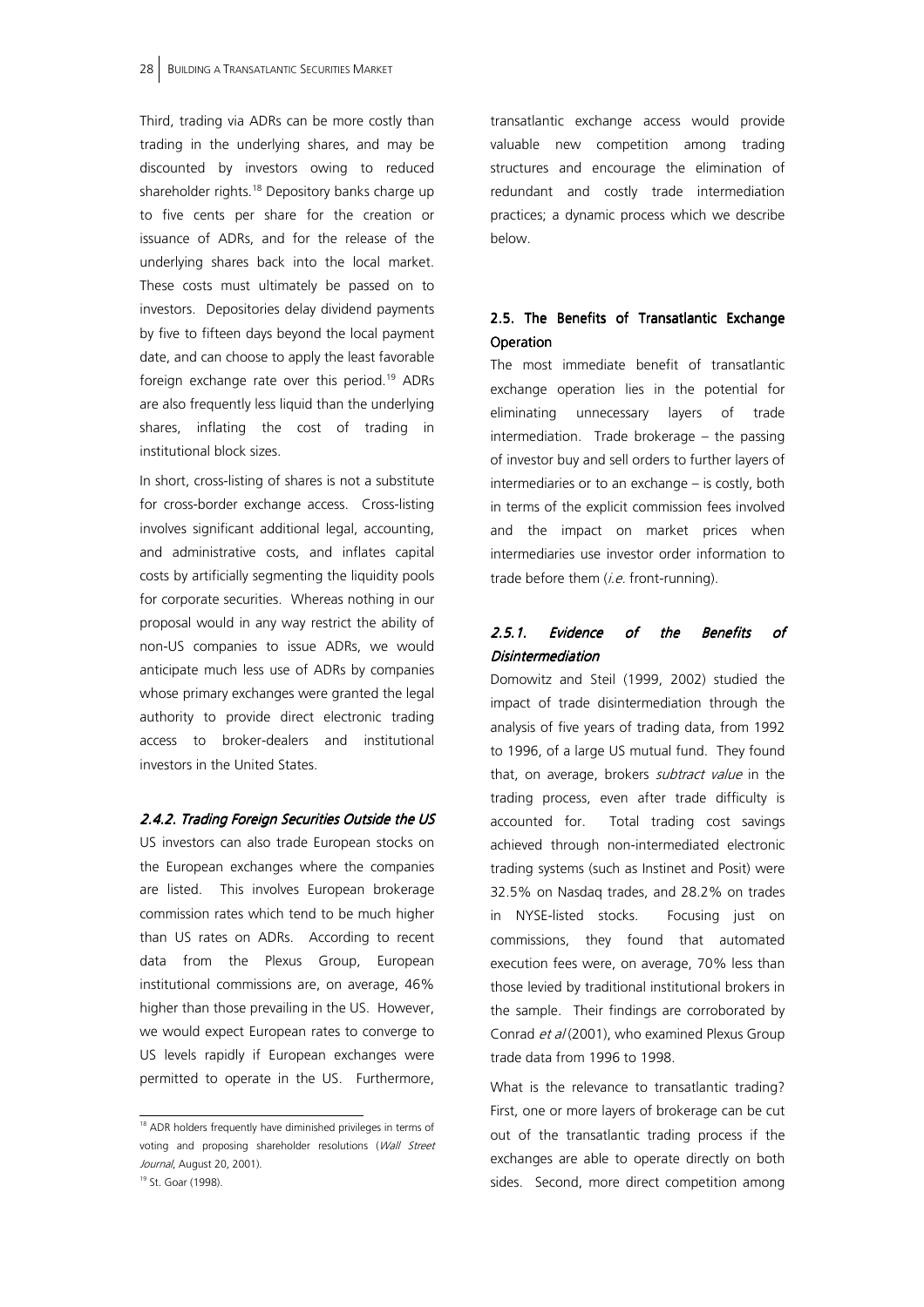Third, trading via ADRs can be more costly than trading in the underlying shares, and may be discounted by investors owing to reduced shareholder rights.[18] Depository banks charge up to five cents per share for the creation or issuance of ADRs, and for the release of the underlying shares back into the local market. These costs must ultimately be passed on to investors. Depositories delay dividend payments by five to fifteen days beyond the local payment date, and can choose to apply the least favorable foreign exchange rate over this period.[19] ADRs are also frequently less liquid than the underlying shares, inflating the cost of trading in institutional block sizes.

In short, cross-listing of shares is not a substitute for cross-border exchange access. Cross-listing involves significant additional legal, accounting, and administrative costs, and inflates capital costs by artificially segmenting the liquidity pools for corporate securities. Whereas nothing in our proposal would in any way restrict the ability of non-US companies to issue ADRs, we would anticipate much less use of ADRs by companies whose primary exchanges were granted the legal authority to provide direct electronic trading access to broker-dealers and institutional investors in the United States.

#### *2.4.2. Trading Foreign Securities Outside the US*

US investors can also trade European stocks on the European exchanges where the companies are listed. This involves European brokerage commission rates which tend to be much higher than US rates on ADRs. According to recent data from the Plexus Group, European institutional commissions are, on average, 46% higher than those prevailing in the US. However, we would expect European rates to converge to US levels rapidly if European exchanges were permitted to operate in the US. Furthermore, transatlantic exchange access would provide valuable new competition among trading structures and encourage the elimination of redundant and costly trade intermediation practices; a dynamic process which we describe below.

### 2.5. The Benefits of Transatlantic Exchange Operation

The most immediate benefit of transatlantic exchange operation lies in the potential for eliminating unnecessary layers of trade intermediation. Trade brokerage – the passing of investor buy and sell orders to further layers of intermediaries or to an exchange – is costly, both in terms of the explicit commission fees involved and the impact on market prices when intermediaries use investor order information to trade before them (*i.e.* front-running).

#### *2.5.1. Evidence of the Benefits of Disintermediation*

Domowitz and Steil (1999, 2002) studied the impact of trade disintermediation through the analysis of five years of trading data, from 1992 to 1996, of a large US mutual fund. They found that, on average, brokers *subtract value* in the trading process, even after trade difficulty is accounted for. Total trading cost savings achieved through non-intermediated electronic trading systems (such as Instinet and Posit) were 32.5% on Nasdaq trades, and 28.2% on trades in NYSE-listed stocks. Focusing just on commissions, they found that automated execution fees were, on average, 70% less than those levied by traditional institutional brokers in the sample. Their findings are corroborated by Conrad *et al* (2001), who examined Plexus Group trade data from 1996 to 1998.

What is the relevance to transatlantic trading? First, one or more layers of brokerage can be cut out of the transatlantic trading process if the exchanges are able to operate directly on both sides. Second, more direct competition among

---

[18] ADR holders frequently have diminished privileges in terms of voting and proposing shareholder resolutions (*Wall Street Journal*, August 20, 2001).

[19] St. Goar (1998).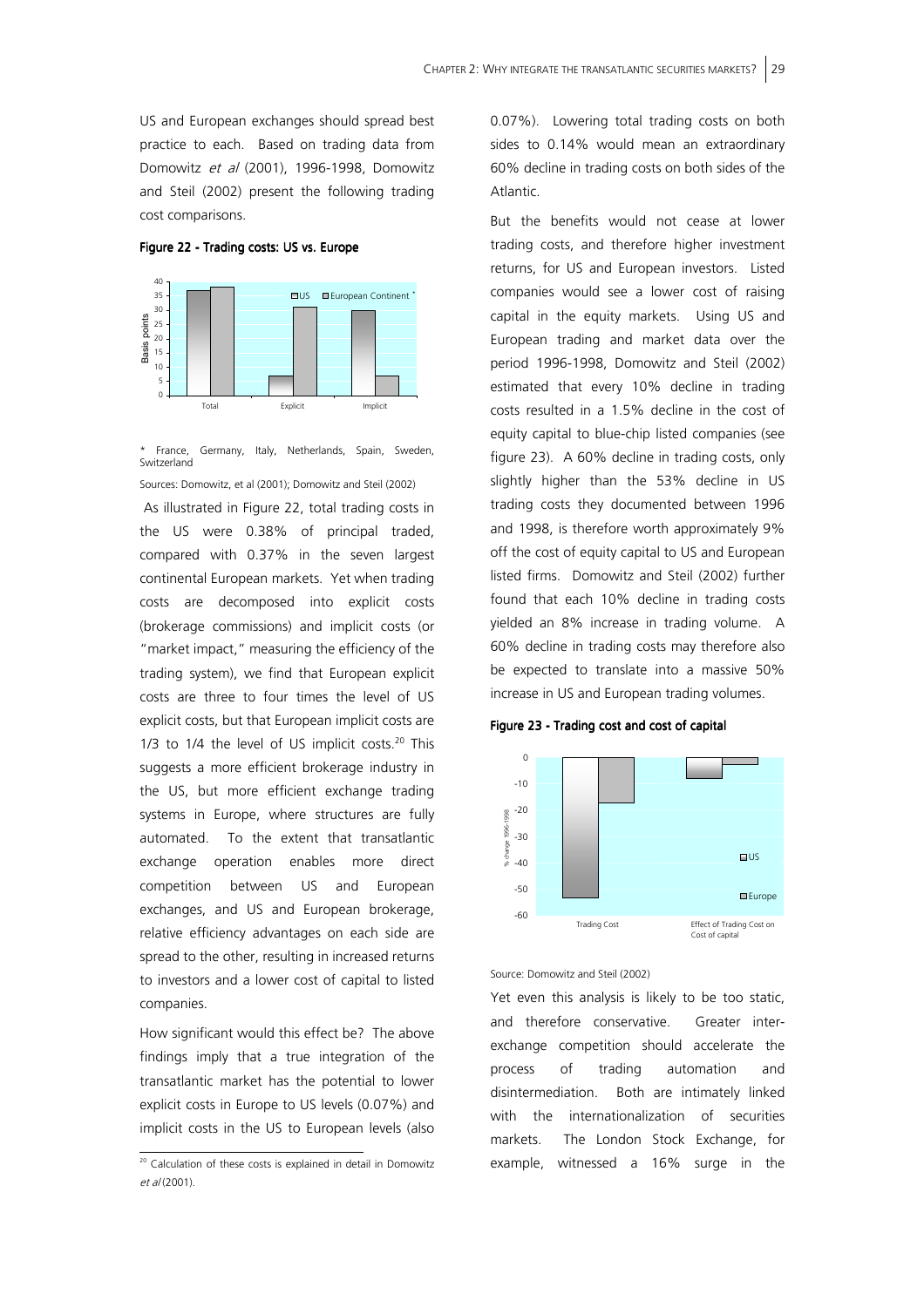US and European exchanges should spread best practice to each. Based on trading data from Domowitz *et al* (2001), 1996-1998, Domowitz and Steil (2002) present the following trading cost comparisons.

**Figure 22 - Trading costs: US vs. Europe**

\* France, Germany, Italy, Netherlands, Spain, Sweden, Switzerland

Sources: Domowitz, et al (2001); Domowitz and Steil (2002)

As illustrated in Figure 22, total trading costs in the US were 0.38% of principal traded, compared with 0.37% in the seven largest continental European markets. Yet when trading costs are decomposed into explicit costs (brokerage commissions) and implicit costs (or "market impact," measuring the efficiency of the trading system), we find that European explicit costs are three to four times the level of US explicit costs, but that European implicit costs are 1/3 to 1/4 the level of US implicit costs.[20] This suggests a more efficient brokerage industry in the US, but more efficient exchange trading systems in Europe, where structures are fully automated. To the extent that transatlantic exchange operation enables more direct competition between US and European exchanges, and US and European brokerage, relative efficiency advantages on each side are spread to the other, resulting in increased returns to investors and a lower cost of capital to listed companies.

How significant would this effect be? The above findings imply that a true integration of the transatlantic market has the potential to lower explicit costs in Europe to US levels (0.07%) and implicit costs in the US to European levels (also 0.07%). Lowering total trading costs on both sides to 0.14% would mean an extraordinary 60% decline in trading costs on both sides of the Atlantic.

But the benefits would not cease at lower trading costs, and therefore higher investment returns, for US and European investors. Listed companies would see a lower cost of raising capital in the equity markets. Using US and European trading and market data over the period 1996-1998, Domowitz and Steil (2002) estimated that every 10% decline in trading costs resulted in a 1.5% decline in the cost of equity capital to blue-chip listed companies (see figure 23). A 60% decline in trading costs, only slightly higher than the 53% decline in US trading costs they documented between 1996 and 1998, is therefore worth approximately 9% off the cost of equity capital to US and European listed firms. Domowitz and Steil (2002) further found that each 10% decline in trading costs yielded an 8% increase in trading volume. A 60% decline in trading costs may therefore also be expected to translate into a massive 50% increase in US and European trading volumes.

**Figure 23 - Trading cost and cost of capital**

Source: Domowitz and Steil (2002)

Yet even this analysis is likely to be too static, and therefore conservative. Greater inter-exchange competition should accelerate the process of trading automation and disintermediation. Both are intimately linked with the internationalization of securities markets. The London Stock Exchange, for example, witnessed a 16% surge in the

[20] Calculation of these costs is explained in detail in Domowitz *et al* (2001).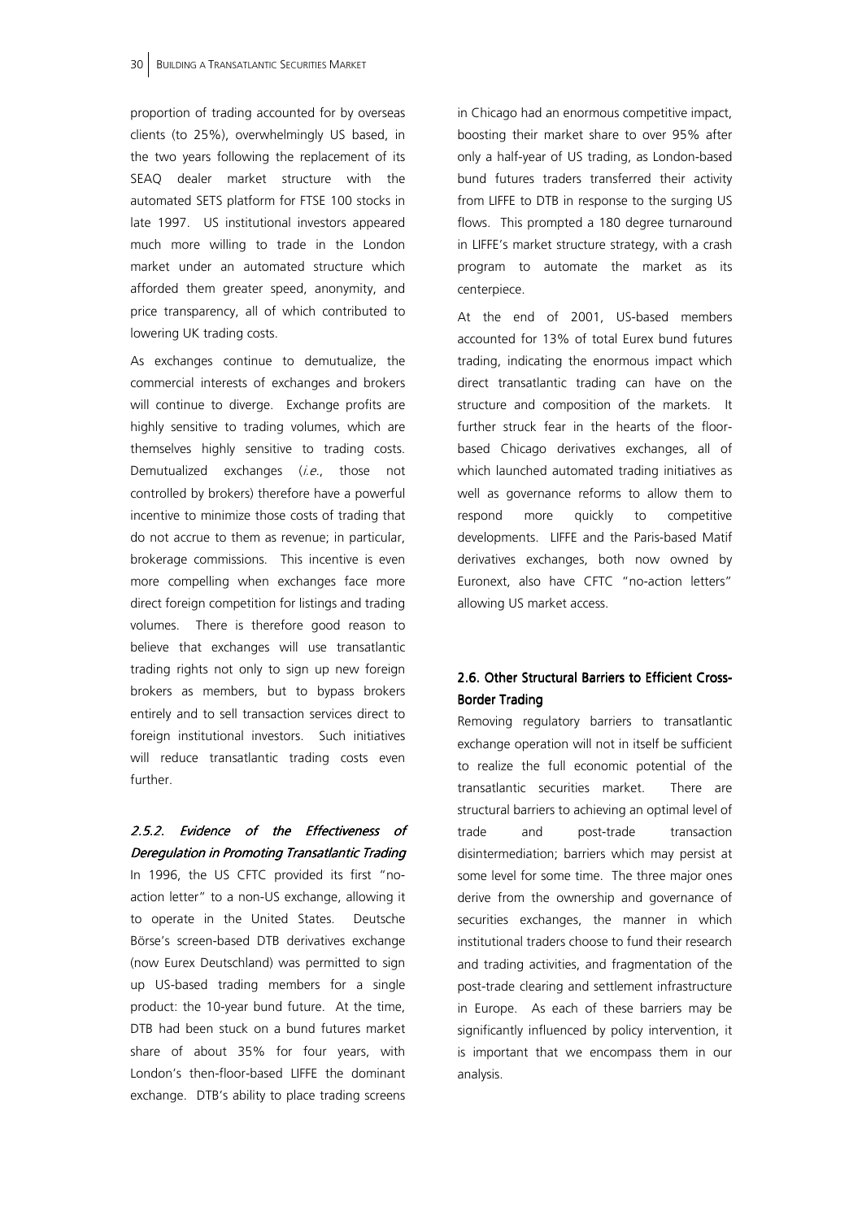proportion of trading accounted for by overseas clients (to 25%), overwhelmingly US based, in the two years following the replacement of its SEAQ dealer market structure with the automated SETS platform for FTSE 100 stocks in late 1997. US institutional investors appeared much more willing to trade in the London market under an automated structure which afforded them greater speed, anonymity, and price transparency, all of which contributed to lowering UK trading costs.

As exchanges continue to demutualize, the commercial interests of exchanges and brokers will continue to diverge. Exchange profits are highly sensitive to trading volumes, which are themselves highly sensitive to trading costs. Demutualized exchanges (*i.e.*, those not controlled by brokers) therefore have a powerful incentive to minimize those costs of trading that do not accrue to them as revenue; in particular, brokerage commissions. This incentive is even more compelling when exchanges face more direct foreign competition for listings and trading volumes. There is therefore good reason to believe that exchanges will use transatlantic trading rights not only to sign up new foreign brokers as members, but to bypass brokers entirely and to sell transaction services direct to foreign institutional investors. Such initiatives will reduce transatlantic trading costs even further.

### *2.5.2. Evidence of the Effectiveness of Deregulation in Promoting Transatlantic Trading*

In 1996, the US CFTC provided its first "no-action letter" to a non-US exchange, allowing it to operate in the United States. Deutsche Börse's screen-based DTB derivatives exchange (now Eurex Deutschland) was permitted to sign up US-based trading members for a single product: the 10-year bund future. At the time, DTB had been stuck on a bund futures market share of about 35% for four years, with London's then-floor-based LIFFE the dominant exchange. DTB's ability to place trading screens in Chicago had an enormous competitive impact, boosting their market share to over 95% after only a half-year of US trading, as London-based bund futures traders transferred their activity from LIFFE to DTB in response to the surging US flows. This prompted a 180 degree turnaround in LIFFE's market structure strategy, with a crash program to automate the market as its centerpiece.

At the end of 2001, US-based members accounted for 13% of total Eurex bund futures trading, indicating the enormous impact which direct transatlantic trading can have on the structure and composition of the markets. It further struck fear in the hearts of the floor-based Chicago derivatives exchanges, all of which launched automated trading initiatives as well as governance reforms to allow them to respond more quickly to competitive developments. LIFFE and the Paris-based Matif derivatives exchanges, both now owned by Euronext, also have CFTC "no-action letters" allowing US market access.

## **2.6. Other Structural Barriers to Efficient Cross-Border Trading**

Removing regulatory barriers to transatlantic exchange operation will not in itself be sufficient to realize the full economic potential of the transatlantic securities market. There are structural barriers to achieving an optimal level of trade and post-trade transaction disintermediation; barriers which may persist at some level for some time. The three major ones derive from the ownership and governance of securities exchanges, the manner in which institutional traders choose to fund their research and trading activities, and fragmentation of the post-trade clearing and settlement infrastructure in Europe. As each of these barriers may be significantly influenced by policy intervention, it is important that we encompass them in our analysis.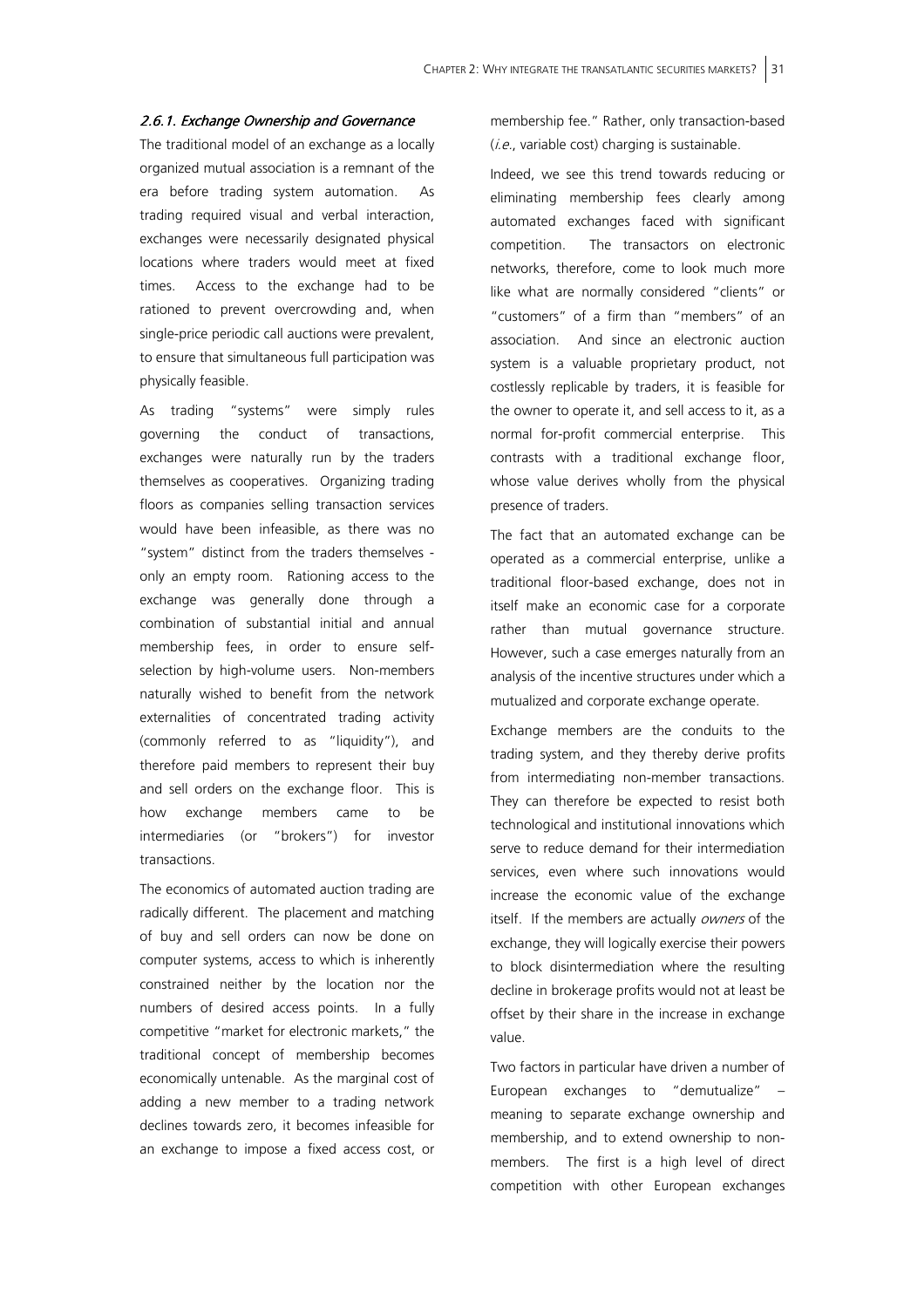#### *2.6.1. Exchange Ownership and Governance*

The traditional model of an exchange as a locally organized mutual association is a remnant of the era before trading system automation. As trading required visual and verbal interaction, exchanges were necessarily designated physical locations where traders would meet at fixed times. Access to the exchange had to be rationed to prevent overcrowding and, when single-price periodic call auctions were prevalent, to ensure that simultaneous full participation was physically feasible.

As trading "systems" were simply rules governing the conduct of transactions, exchanges were naturally run by the traders themselves as cooperatives. Organizing trading floors as companies selling transaction services would have been infeasible, as there was no "system" distinct from the traders themselves - only an empty room. Rationing access to the exchange was generally done through a combination of substantial initial and annual membership fees, in order to ensure self-selection by high-volume users. Non-members naturally wished to benefit from the network externalities of concentrated trading activity (commonly referred to as "liquidity"), and therefore paid members to represent their buy and sell orders on the exchange floor. This is how exchange members came to be intermediaries (or "brokers") for investor transactions.

The economics of automated auction trading are radically different. The placement and matching of buy and sell orders can now be done on computer systems, access to which is inherently constrained neither by the location nor the numbers of desired access points. In a fully competitive "market for electronic markets," the traditional concept of membership becomes economically untenable. As the marginal cost of adding a new member to a trading network declines towards zero, it becomes infeasible for an exchange to impose a fixed access cost, or membership fee." Rather, only transaction-based (*i.e.*, variable cost) charging is sustainable.

Indeed, we see this trend towards reducing or eliminating membership fees clearly among automated exchanges faced with significant competition. The transactors on electronic networks, therefore, come to look much more like what are normally considered "clients" or "customers" of a firm than "members" of an association. And since an electronic auction system is a valuable proprietary product, not costlessly replicable by traders, it is feasible for the owner to operate it, and sell access to it, as a normal for-profit commercial enterprise. This contrasts with a traditional exchange floor, whose value derives wholly from the physical presence of traders.

The fact that an automated exchange can be operated as a commercial enterprise, unlike a traditional floor-based exchange, does not in itself make an economic case for a corporate rather than mutual governance structure. However, such a case emerges naturally from an analysis of the incentive structures under which a mutualized and corporate exchange operate.

Exchange members are the conduits to the trading system, and they thereby derive profits from intermediating non-member transactions. They can therefore be expected to resist both technological and institutional innovations which serve to reduce demand for their intermediation services, even where such innovations would increase the economic value of the exchange itself. If the members are actually *owners* of the exchange, they will logically exercise their powers to block disintermediation where the resulting decline in brokerage profits would not at least be offset by their share in the increase in exchange value.

Two factors in particular have driven a number of European exchanges to "demutualize" – meaning to separate exchange ownership and membership, and to extend ownership to non-members. The first is a high level of direct competition with other European exchanges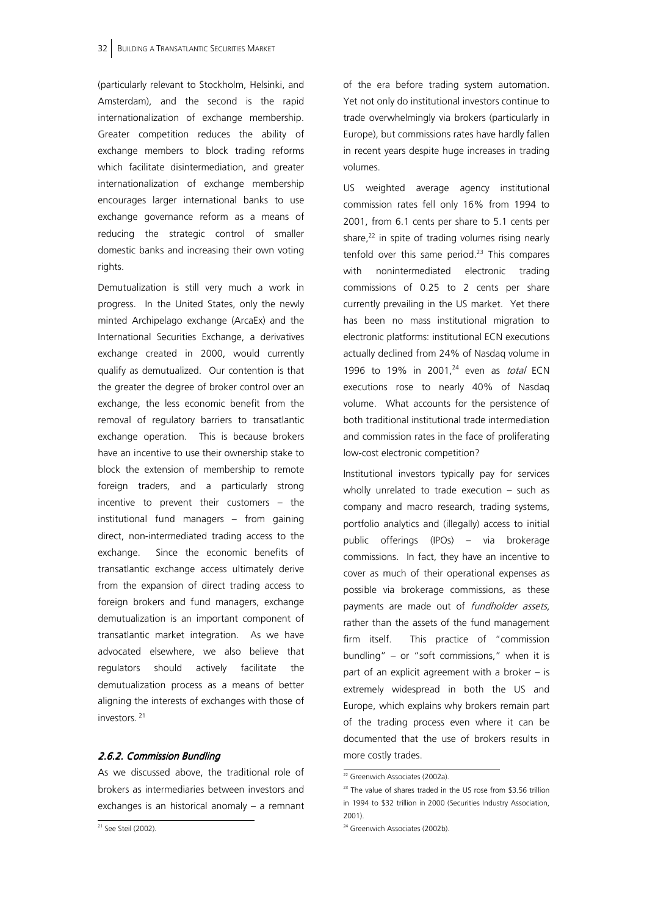(particularly relevant to Stockholm, Helsinki, and Amsterdam), and the second is the rapid internationalization of exchange membership. Greater competition reduces the ability of exchange members to block trading reforms which facilitate disintermediation, and greater internationalization of exchange membership encourages larger international banks to use exchange governance reform as a means of reducing the strategic control of smaller domestic banks and increasing their own voting rights.

Demutualization is still very much a work in progress. In the United States, only the newly minted Archipelago exchange (ArcaEx) and the International Securities Exchange, a derivatives exchange created in 2000, would currently qualify as demutualized. Our contention is that the greater the degree of broker control over an exchange, the less economic benefit from the removal of regulatory barriers to transatlantic exchange operation. This is because brokers have an incentive to use their ownership stake to block the extension of membership to remote foreign traders, and a particularly strong incentive to prevent their customers – the institutional fund managers – from gaining direct, non-intermediated trading access to the exchange. Since the economic benefits of transatlantic exchange access ultimately derive from the expansion of direct trading access to foreign brokers and fund managers, exchange demutualization is an important component of transatlantic market integration. As we have advocated elsewhere, we also believe that regulators should actively facilitate the demutualization process as a means of better aligning the interests of exchanges with those of investors. [21]

### *2.6.2. Commission Bundling*

As we discussed above, the traditional role of brokers as intermediaries between investors and exchanges is an historical anomaly – a remnant of the era before trading system automation. Yet not only do institutional investors continue to trade overwhelmingly via brokers (particularly in Europe), but commissions rates have hardly fallen in recent years despite huge increases in trading volumes.

US weighted average agency institutional commission rates fell only 16% from 1994 to 2001, from 6.1 cents per share to 5.1 cents per share,[22] in spite of trading volumes rising nearly tenfold over this same period.[23] This compares with nonintermediated electronic trading commissions of 0.25 to 2 cents per share currently prevailing in the US market. Yet there has been no mass institutional migration to electronic platforms: institutional ECN executions actually declined from 24% of Nasdaq volume in 1996 to 19% in 2001,[24] even as *total* ECN executions rose to nearly 40% of Nasdaq volume. What accounts for the persistence of both traditional institutional trade intermediation and commission rates in the face of proliferating low-cost electronic competition?

Institutional investors typically pay for services wholly unrelated to trade execution – such as company and macro research, trading systems, portfolio analytics and (illegally) access to initial public offerings (IPOs) – via brokerage commissions. In fact, they have an incentive to cover as much of their operational expenses as possible via brokerage commissions, as these payments are made out of *fundholder assets*, rather than the assets of the fund management firm itself. This practice of "commission bundling" – or "soft commissions," when it is part of an explicit agreement with a broker – is extremely widespread in both the US and Europe, which explains why brokers remain part of the trading process even where it can be documented that the use of brokers results in more costly trades.

---

[21] See Steil (2002).

[22] Greenwich Associates (2002a).

[23] The value of shares traded in the US rose from \$3.56 trillion in 1994 to \$32 trillion in 2000 (Securities Industry Association, 2001).

[24] Greenwich Associates (2002b).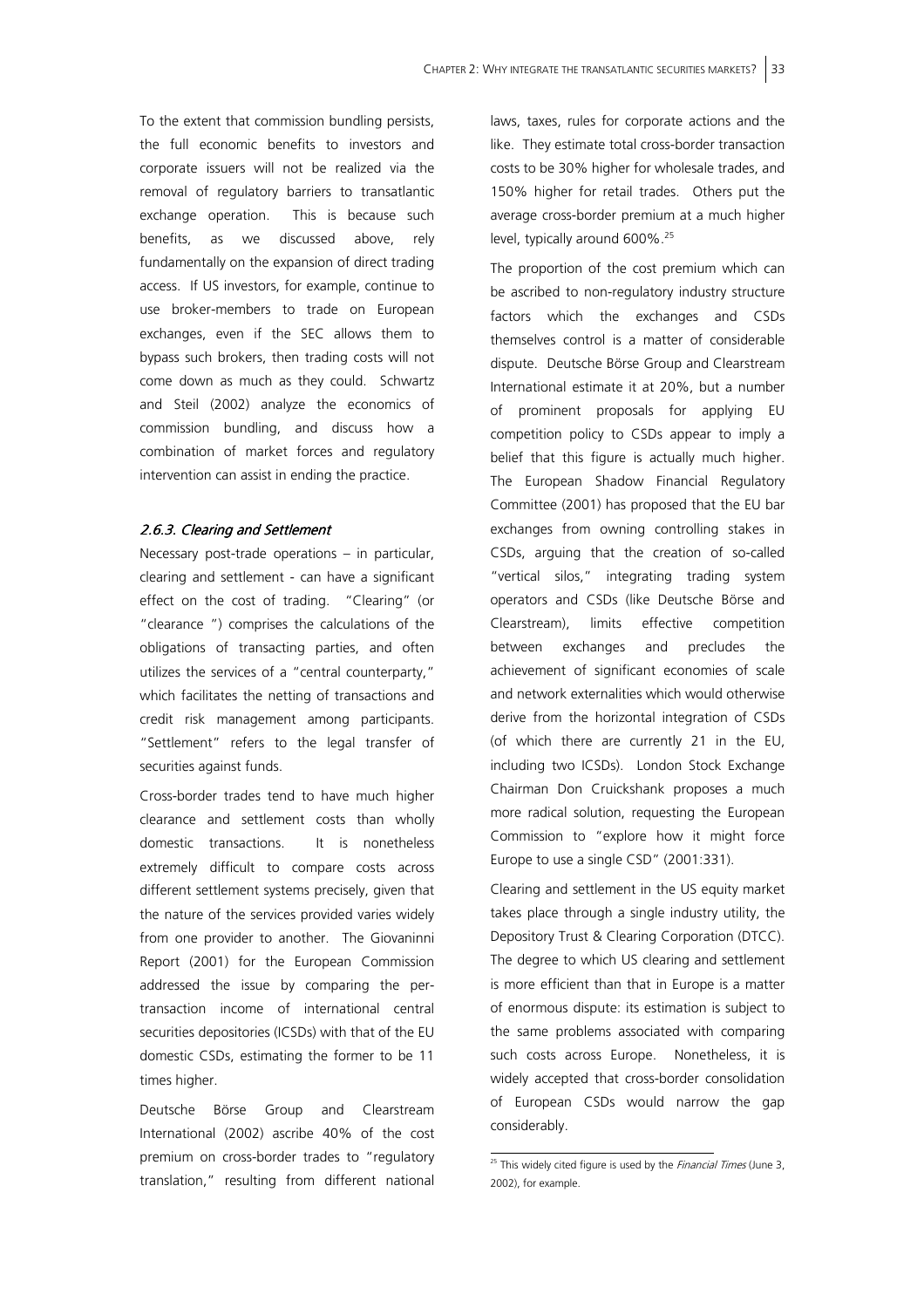To the extent that commission bundling persists, the full economic benefits to investors and corporate issuers will not be realized via the removal of regulatory barriers to transatlantic exchange operation. This is because such benefits, as we discussed above, rely fundamentally on the expansion of direct trading access. If US investors, for example, continue to use broker-members to trade on European exchanges, even if the SEC allows them to bypass such brokers, then trading costs will not come down as much as they could. Schwartz and Steil (2002) analyze the economics of commission bundling, and discuss how a combination of market forces and regulatory intervention can assist in ending the practice.

### *2.6.3. Clearing and Settlement*

Necessary post-trade operations – in particular, clearing and settlement - can have a significant effect on the cost of trading. "Clearing" (or "clearance ") comprises the calculations of the obligations of transacting parties, and often utilizes the services of a "central counterparty," which facilitates the netting of transactions and credit risk management among participants. "Settlement" refers to the legal transfer of securities against funds.

Cross-border trades tend to have much higher clearance and settlement costs than wholly domestic transactions. It is nonetheless extremely difficult to compare costs across different settlement systems precisely, given that the nature of the services provided varies widely from one provider to another. The Giovaninni Report (2001) for the European Commission addressed the issue by comparing the per-transaction income of international central securities depositories (ICSDs) with that of the EU domestic CSDs, estimating the former to be 11 times higher.

Deutsche Börse Group and Clearstream International (2002) ascribe 40% of the cost premium on cross-border trades to "regulatory translation," resulting from different national laws, taxes, rules for corporate actions and the like. They estimate total cross-border transaction costs to be 30% higher for wholesale trades, and 150% higher for retail trades. Others put the average cross-border premium at a much higher level, typically around 600%.[25]

The proportion of the cost premium which can be ascribed to non-regulatory industry structure factors which the exchanges and CSDs themselves control is a matter of considerable dispute. Deutsche Börse Group and Clearstream International estimate it at 20%, but a number of prominent proposals for applying EU competition policy to CSDs appear to imply a belief that this figure is actually much higher. The European Shadow Financial Regulatory Committee (2001) has proposed that the EU bar exchanges from owning controlling stakes in CSDs, arguing that the creation of so-called "vertical silos," integrating trading system operators and CSDs (like Deutsche Börse and Clearstream), limits effective competition between exchanges and precludes the achievement of significant economies of scale and network externalities which would otherwise derive from the horizontal integration of CSDs (of which there are currently 21 in the EU, including two ICSDs). London Stock Exchange Chairman Don Cruickshank proposes a much more radical solution, requesting the European Commission to "explore how it might force Europe to use a single CSD" (2001:331).

Clearing and settlement in the US equity market takes place through a single industry utility, the Depository Trust & Clearing Corporation (DTCC). The degree to which US clearing and settlement is more efficient than that in Europe is a matter of enormous dispute: its estimation is subject to the same problems associated with comparing such costs across Europe. Nonetheless, it is widely accepted that cross-border consolidation of European CSDs would narrow the gap considerably.

[25] This widely cited figure is used by the *Financial Times* (June 3, 2002), for example.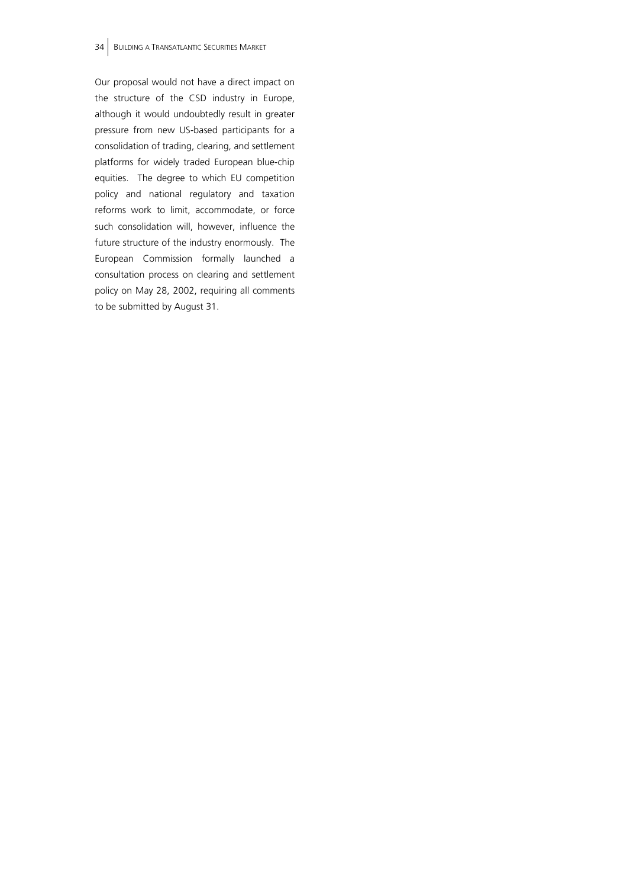Our proposal would not have a direct impact on the structure of the CSD industry in Europe, although it would undoubtedly result in greater pressure from new US-based participants for a consolidation of trading, clearing, and settlement platforms for widely traded European blue-chip equities. The degree to which EU competition policy and national regulatory and taxation reforms work to limit, accommodate, or force such consolidation will, however, influence the future structure of the industry enormously. The European Commission formally launched a consultation process on clearing and settlement policy on May 28, 2002, requiring all comments to be submitted by August 31.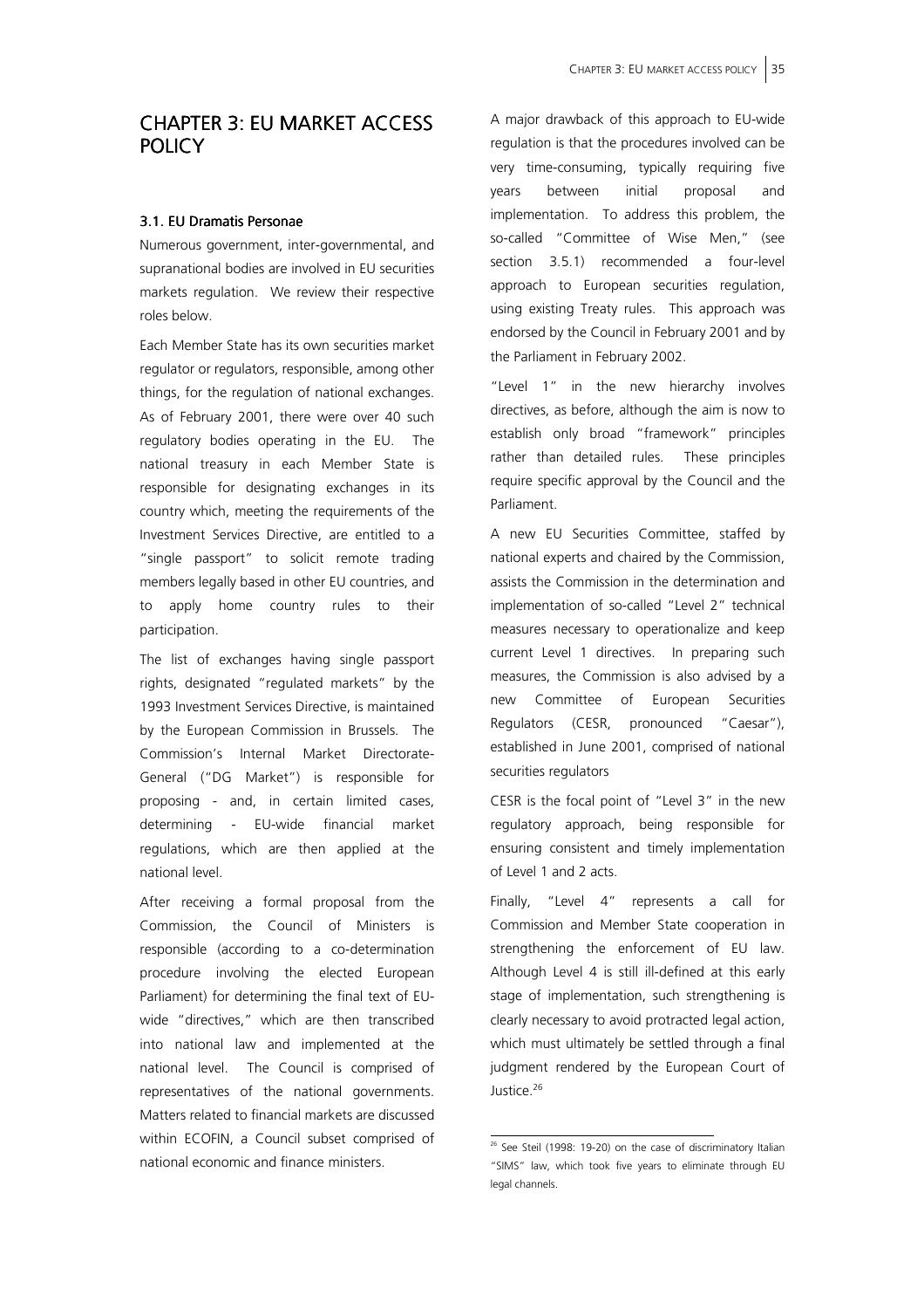# CHAPTER 3: EU MARKET ACCESS POLICY

### 3.1. EU Dramatis Personae

Numerous government, inter-governmental, and supranational bodies are involved in EU securities markets regulation. We review their respective roles below.

Each Member State has its own securities market regulator or regulators, responsible, among other things, for the regulation of national exchanges. As of February 2001, there were over 40 such regulatory bodies operating in the EU. The national treasury in each Member State is responsible for designating exchanges in its country which, meeting the requirements of the Investment Services Directive, are entitled to a "single passport" to solicit remote trading members legally based in other EU countries, and to apply home country rules to their participation.

The list of exchanges having single passport rights, designated "regulated markets" by the 1993 Investment Services Directive, is maintained by the European Commission in Brussels. The Commission's Internal Market Directorate-General ("DG Market") is responsible for proposing - and, in certain limited cases, determining - EU-wide financial market regulations, which are then applied at the national level.

After receiving a formal proposal from the Commission, the Council of Ministers is responsible (according to a co-determination procedure involving the elected European Parliament) for determining the final text of EU-wide "directives," which are then transcribed into national law and implemented at the national level. The Council is comprised of representatives of the national governments. Matters related to financial markets are discussed within ECOFIN, a Council subset comprised of national economic and finance ministers.

A major drawback of this approach to EU-wide regulation is that the procedures involved can be very time-consuming, typically requiring five years between initial proposal and implementation. To address this problem, the so-called "Committee of Wise Men," (see section 3.5.1) recommended a four-level approach to European securities regulation, using existing Treaty rules. This approach was endorsed by the Council in February 2001 and by the Parliament in February 2002.

"Level 1" in the new hierarchy involves directives, as before, although the aim is now to establish only broad "framework" principles rather than detailed rules. These principles require specific approval by the Council and the Parliament.

A new EU Securities Committee, staffed by national experts and chaired by the Commission, assists the Commission in the determination and implementation of so-called "Level 2" technical measures necessary to operationalize and keep current Level 1 directives. In preparing such measures, the Commission is also advised by a new Committee of European Securities Regulators (CESR, pronounced "Caesar"), established in June 2001, comprised of national securities regulators

CESR is the focal point of "Level 3" in the new regulatory approach, being responsible for ensuring consistent and timely implementation of Level 1 and 2 acts.

Finally, "Level 4" represents a call for Commission and Member State cooperation in strengthening the enforcement of EU law. Although Level 4 is still ill-defined at this early stage of implementation, such strengthening is clearly necessary to avoid protracted legal action, which must ultimately be settled through a final judgment rendered by the European Court of Justice.[26]

---

[26] See Steil (1998: 19-20) on the case of discriminatory Italian "SIMS" law, which took five years to eliminate through EU legal channels.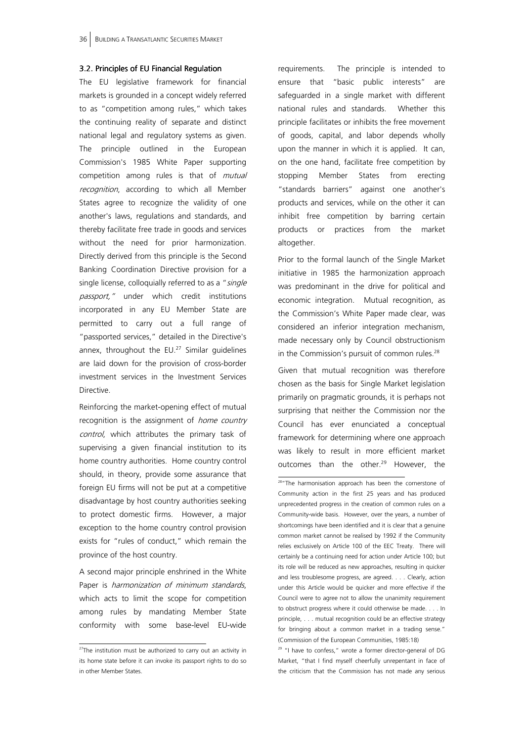### 3.2. Principles of EU Financial Regulation

The EU legislative framework for financial markets is grounded in a concept widely referred to as "competition among rules," which takes the continuing reality of separate and distinct national legal and regulatory systems as given. The principle outlined in the European Commission's 1985 White Paper supporting competition among rules is that of *mutual recognition*, according to which all Member States agree to recognize the validity of one another's laws, regulations and standards, and thereby facilitate free trade in goods and services without the need for prior harmonization. Directly derived from this principle is the Second Banking Coordination Directive provision for a single license, colloquially referred to as a "*single passport,*" under which credit institutions incorporated in any EU Member State are permitted to carry out a full range of "passported services," detailed in the Directive's annex, throughout the EU.[27] Similar guidelines are laid down for the provision of cross-border investment services in the Investment Services Directive.

Reinforcing the market-opening effect of mutual recognition is the assignment of *home country control*, which attributes the primary task of supervising a given financial institution to its home country authorities. Home country control should, in theory, provide some assurance that foreign EU firms will not be put at a competitive disadvantage by host country authorities seeking to protect domestic firms. However, a major exception to the home country control provision exists for "rules of conduct," which remain the province of the host country.

A second major principle enshrined in the White Paper is *harmonization of minimum standards*, which acts to limit the scope for competition among rules by mandating Member State conformity with some base-level EU-wide requirements. The principle is intended to ensure that "basic public interests" are safeguarded in a single market with different national rules and standards. Whether this principle facilitates or inhibits the free movement of goods, capital, and labor depends wholly upon the manner in which it is applied. It can, on the one hand, facilitate free competition by stopping Member States from erecting "standards barriers" against one another's products and services, while on the other it can inhibit free competition by barring certain products or practices from the market altogether.

Prior to the formal launch of the Single Market initiative in 1985 the harmonization approach was predominant in the drive for political and economic integration. Mutual recognition, as the Commission's White Paper made clear, was considered an inferior integration mechanism, made necessary only by Council obstructionism in the Commission's pursuit of common rules.[28]

Given that mutual recognition was therefore chosen as the basis for Single Market legislation primarily on pragmatic grounds, it is perhaps not surprising that neither the Commission nor the Council has ever enunciated a conceptual framework for determining where one approach was likely to result in more efficient market outcomes than the other.[29] However, the

---

[27] The institution must be authorized to carry out an activity in its home state before it can invoke its passport rights to do so in other Member States.

[28] "The harmonisation approach has been the cornerstone of Community action in the first 25 years and has produced unprecedented progress in the creation of common rules on a Community-wide basis. However, over the years, a number of shortcomings have been identified and it is clear that a genuine common market cannot be realised by 1992 if the Community relies exclusively on Article 100 of the EEC Treaty. There will certainly be a continuing need for action under Article 100; but its role will be reduced as new approaches, resulting in quicker and less troublesome progress, are agreed. . . . Clearly, action under this Article would be quicker and more effective if the Council were to agree not to allow the unanimity requirement to obstruct progress where it could otherwise be made. . . . In principle, . . . mutual recognition could be an effective strategy for bringing about a common market in a trading sense." (Commission of the European Communities, 1985:18)

[29] "I have to confess," wrote a former director-general of DG Market, "that I find myself cheerfully unrepentant in face of the criticism that the Commission has not made any serious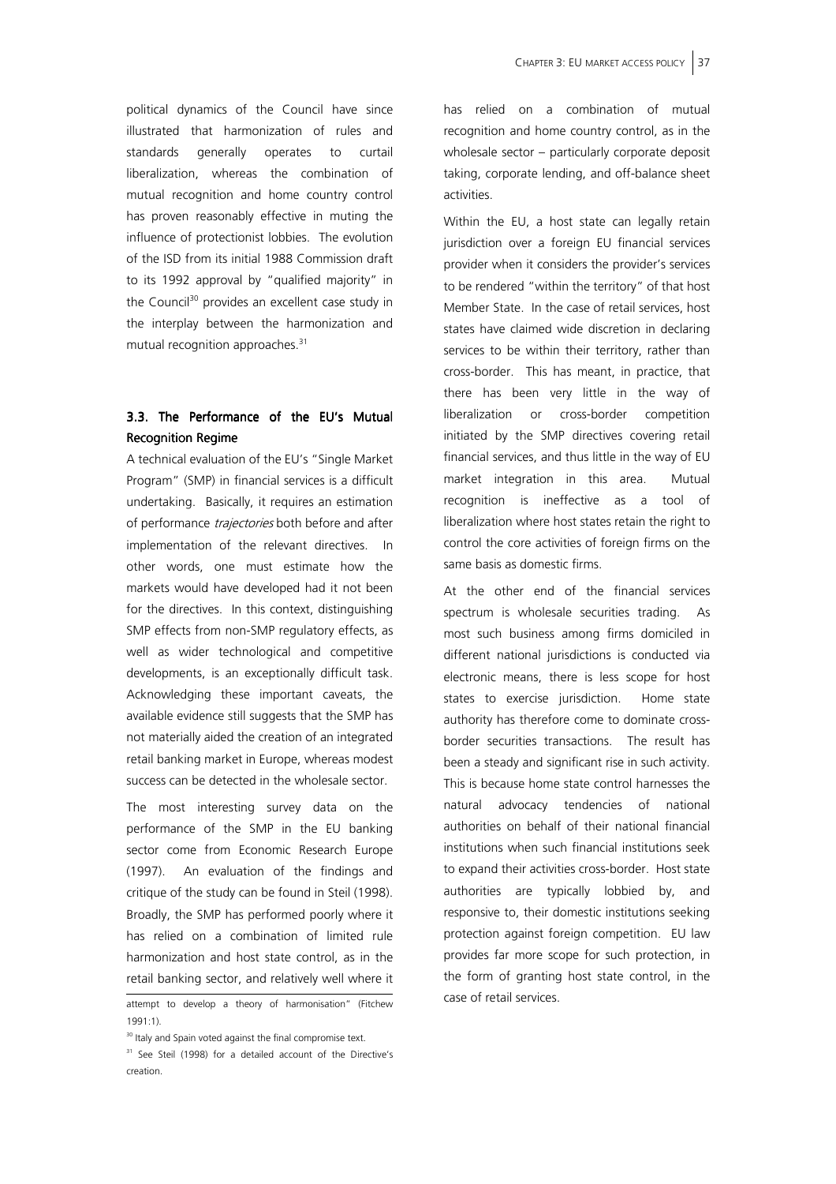political dynamics of the Council have since illustrated that harmonization of rules and standards generally operates to curtail liberalization, whereas the combination of mutual recognition and home country control has proven reasonably effective in muting the influence of protectionist lobbies. The evolution of the ISD from its initial 1988 Commission draft to its 1992 approval by "qualified majority" in the Council[30] provides an excellent case study in the interplay between the harmonization and mutual recognition approaches.[31]

### 3.3. The Performance of the EU's Mutual Recognition Regime

A technical evaluation of the EU's "Single Market Program" (SMP) in financial services is a difficult undertaking. Basically, it requires an estimation of performance *trajectories* both before and after implementation of the relevant directives. In other words, one must estimate how the markets would have developed had it not been for the directives. In this context, distinguishing SMP effects from non-SMP regulatory effects, as well as wider technological and competitive developments, is an exceptionally difficult task. Acknowledging these important caveats, the available evidence still suggests that the SMP has not materially aided the creation of an integrated retail banking market in Europe, whereas modest success can be detected in the wholesale sector.

The most interesting survey data on the performance of the SMP in the EU banking sector come from Economic Research Europe (1997). An evaluation of the findings and critique of the study can be found in Steil (1998). Broadly, the SMP has performed poorly where it has relied on a combination of limited rule harmonization and host state control, as in the retail banking sector, and relatively well where it has relied on a combination of mutual recognition and home country control, as in the wholesale sector – particularly corporate deposit taking, corporate lending, and off-balance sheet activities.

Within the EU, a host state can legally retain jurisdiction over a foreign EU financial services provider when it considers the provider's services to be rendered "within the territory" of that host Member State. In the case of retail services, host states have claimed wide discretion in declaring services to be within their territory, rather than cross-border. This has meant, in practice, that there has been very little in the way of liberalization or cross-border competition initiated by the SMP directives covering retail financial services, and thus little in the way of EU market integration in this area. Mutual recognition is ineffective as a tool of liberalization where host states retain the right to control the core activities of foreign firms on the same basis as domestic firms.

At the other end of the financial services spectrum is wholesale securities trading. As most such business among firms domiciled in different national jurisdictions is conducted via electronic means, there is less scope for host states to exercise jurisdiction. Home state authority has therefore come to dominate cross-border securities transactions. The result has been a steady and significant rise in such activity. This is because home state control harnesses the natural advocacy tendencies of national authorities on behalf of their national financial institutions when such financial institutions seek to expand their activities cross-border. Host state authorities are typically lobbied by, and responsive to, their domestic institutions seeking protection against foreign competition. EU law provides far more scope for such protection, in the form of granting host state control, in the case of retail services.

---

attempt to develop a theory of harmonisation" (Fitchew 1991:1).

[30] Italy and Spain voted against the final compromise text.

[31] See Steil (1998) for a detailed account of the Directive's creation.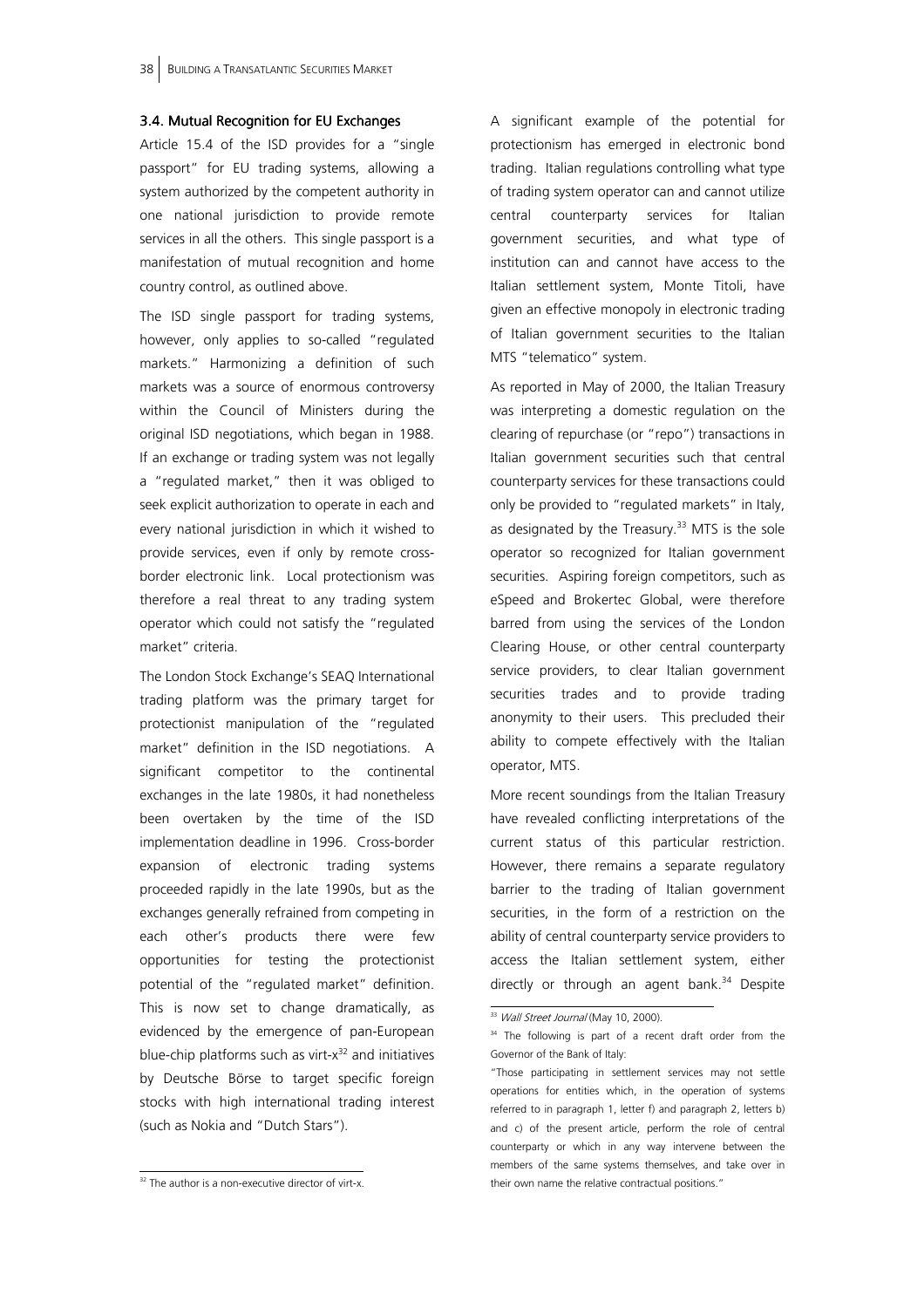### 3.4. Mutual Recognition for EU Exchanges

Article 15.4 of the ISD provides for a "single passport" for EU trading systems, allowing a system authorized by the competent authority in one national jurisdiction to provide remote services in all the others. This single passport is a manifestation of mutual recognition and home country control, as outlined above.

The ISD single passport for trading systems, however, only applies to so-called "regulated markets." Harmonizing a definition of such markets was a source of enormous controversy within the Council of Ministers during the original ISD negotiations, which began in 1988. If an exchange or trading system was not legally a "regulated market," then it was obliged to seek explicit authorization to operate in each and every national jurisdiction in which it wished to provide services, even if only by remote cross-border electronic link. Local protectionism was therefore a real threat to any trading system operator which could not satisfy the "regulated market" criteria.

The London Stock Exchange's SEAQ International trading platform was the primary target for protectionist manipulation of the "regulated market" definition in the ISD negotiations. A significant competitor to the continental exchanges in the late 1980s, it had nonetheless been overtaken by the time of the ISD implementation deadline in 1996. Cross-border expansion of electronic trading systems proceeded rapidly in the late 1990s, but as the exchanges generally refrained from competing in each other's products there were few opportunities for testing the protectionist potential of the "regulated market" definition. This is now set to change dramatically, as evidenced by the emergence of pan-European blue-chip platforms such as virt-x[32] and initiatives by Deutsche Börse to target specific foreign stocks with high international trading interest (such as Nokia and "Dutch Stars").

A significant example of the potential for protectionism has emerged in electronic bond trading. Italian regulations controlling what type of trading system operator can and cannot utilize central counterparty services for Italian government securities, and what type of institution can and cannot have access to the Italian settlement system, Monte Titoli, have given an effective monopoly in electronic trading of Italian government securities to the Italian MTS "telematico" system.

As reported in May of 2000, the Italian Treasury was interpreting a domestic regulation on the clearing of repurchase (or "repo") transactions in Italian government securities such that central counterparty services for these transactions could only be provided to "regulated markets" in Italy, as designated by the Treasury.[33] MTS is the sole operator so recognized for Italian government securities. Aspiring foreign competitors, such as eSpeed and Brokertec Global, were therefore barred from using the services of the London Clearing House, or other central counterparty service providers, to clear Italian government securities trades and to provide trading anonymity to their users. This precluded their ability to compete effectively with the Italian operator, MTS.

More recent soundings from the Italian Treasury have revealed conflicting interpretations of the current status of this particular restriction. However, there remains a separate regulatory barrier to the trading of Italian government securities, in the form of a restriction on the ability of central counterparty service providers to access the Italian settlement system, either directly or through an agent bank.[34] Despite

---

[32] The author is a non-executive director of virt-x.

[33] *Wall Street Journal* (May 10, 2000).

[34] The following is part of a recent draft order from the Governor of the Bank of Italy:

"Those participating in settlement services may not settle operations for entities which, in the operation of systems referred to in paragraph 1, letter f) and paragraph 2, letters b) and c) of the present article, perform the role of central counterparty or which in any way intervene between the members of the same systems themselves, and take over in their own name the relative contractual positions."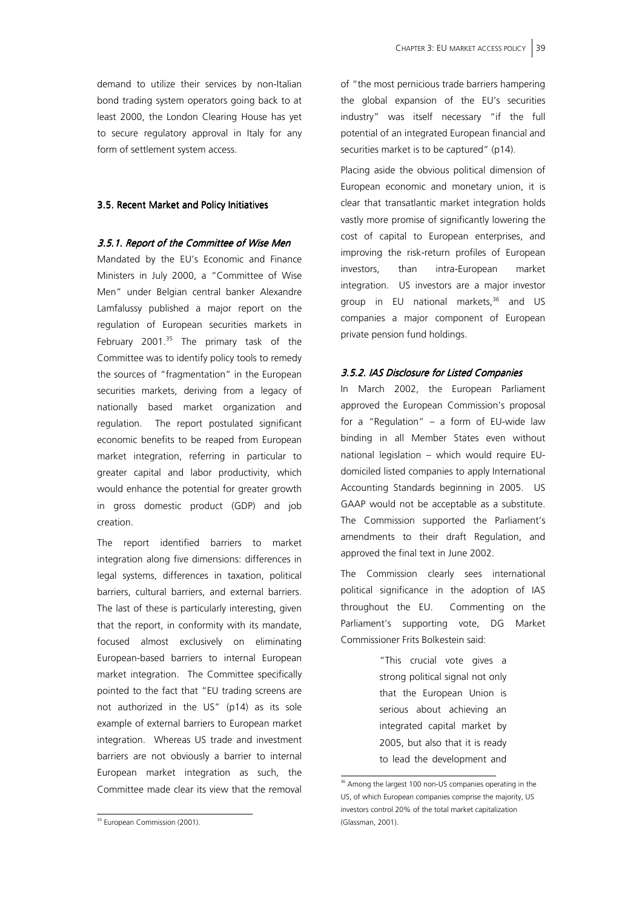demand to utilize their services by non-Italian bond trading system operators going back to at least 2000, the London Clearing House has yet to secure regulatory approval in Italy for any form of settlement system access.

### 3.5. Recent Market and Policy Initiatives

#### *3.5.1. Report of the Committee of Wise Men*

Mandated by the EU's Economic and Finance Ministers in July 2000, a "Committee of Wise Men" under Belgian central banker Alexandre Lamfalussy published a major report on the regulation of European securities markets in February 2001.[35] The primary task of the Committee was to identify policy tools to remedy the sources of "fragmentation" in the European securities markets, deriving from a legacy of nationally based market organization and regulation. The report postulated significant economic benefits to be reaped from European market integration, referring in particular to greater capital and labor productivity, which would enhance the potential for greater growth in gross domestic product (GDP) and job creation.

The report identified barriers to market integration along five dimensions: differences in legal systems, differences in taxation, political barriers, cultural barriers, and external barriers. The last of these is particularly interesting, given that the report, in conformity with its mandate, focused almost exclusively on eliminating European-based barriers to internal European market integration. The Committee specifically pointed to the fact that "EU trading screens are not authorized in the US" (p14) as its sole example of external barriers to European market integration. Whereas US trade and investment barriers are not obviously a barrier to internal European market integration as such, the Committee made clear its view that the removal of "the most pernicious trade barriers hampering the global expansion of the EU's securities industry" was itself necessary "if the full potential of an integrated European financial and securities market is to be captured" (p14).

Placing aside the obvious political dimension of European economic and monetary union, it is clear that transatlantic market integration holds vastly more promise of significantly lowering the cost of capital to European enterprises, and improving the risk-return profiles of European investors, than intra-European market integration. US investors are a major investor group in EU national markets,[36] and US companies a major component of European private pension fund holdings.

#### *3.5.2. IAS Disclosure for Listed Companies*

In March 2002, the European Parliament approved the European Commission's proposal for a "Regulation" – a form of EU-wide law binding in all Member States even without national legislation – which would require EU-domiciled listed companies to apply International Accounting Standards beginning in 2005. US GAAP would not be acceptable as a substitute. The Commission supported the Parliament's amendments to their draft Regulation, and approved the final text in June 2002.

The Commission clearly sees international political significance in the adoption of IAS throughout the EU. Commenting on the Parliament's supporting vote, DG Market Commissioner Frits Bolkestein said:

> "This crucial vote gives a strong political signal not only that the European Union is serious about achieving an integrated capital market by 2005, but also that it is ready to lead the development and

[35] European Commission (2001).

[36] Among the largest 100 non-US companies operating in the US, of which European companies comprise the majority, US investors control 20% of the total market capitalization (Glassman, 2001).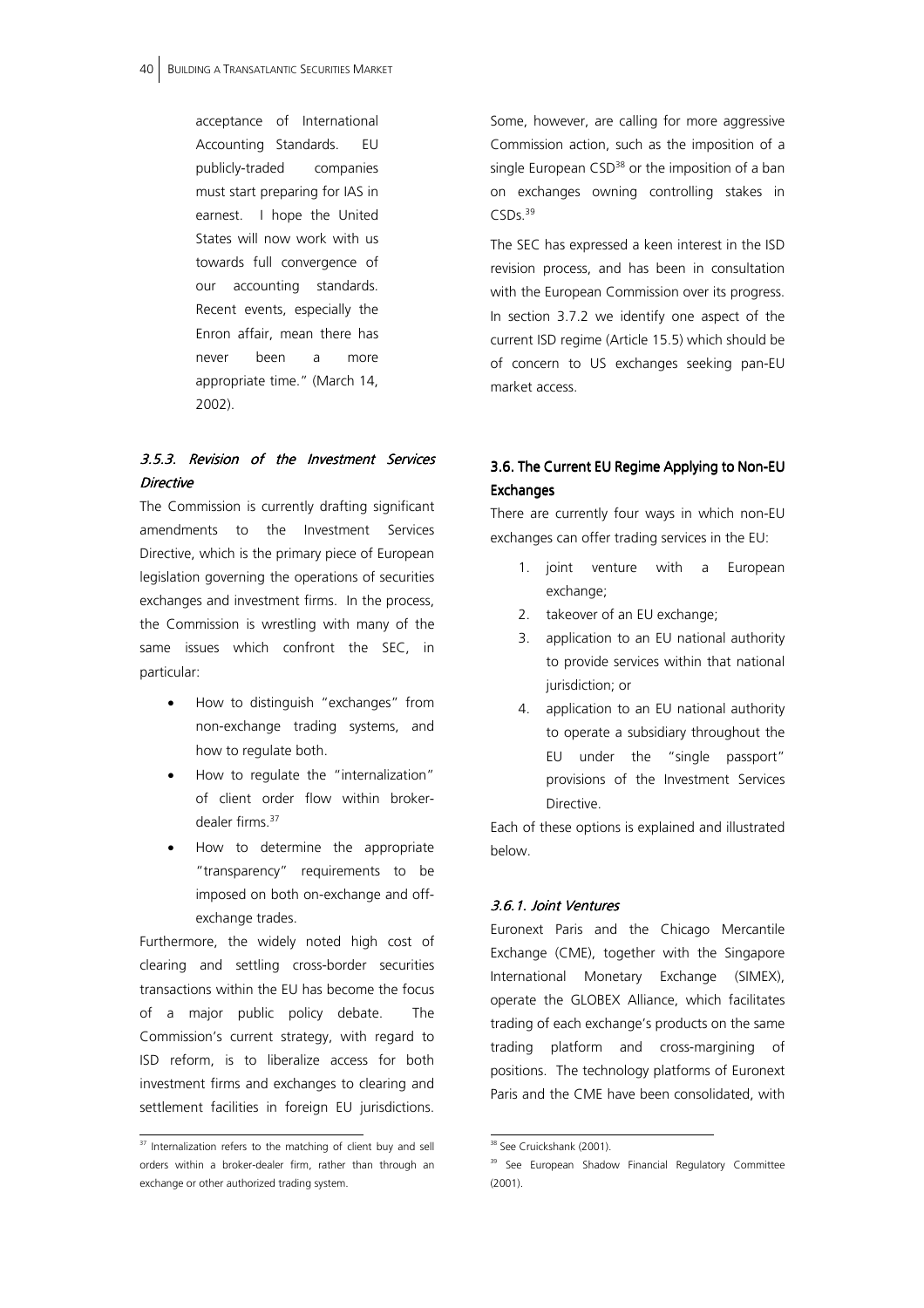acceptance of International Accounting Standards. EU publicly-traded companies must start preparing for IAS in earnest. I hope the United States will now work with us towards full convergence of our accounting standards. Recent events, especially the Enron affair, mean there has never been a more appropriate time." (March 14, 2002).

#### *3.5.3. Revision of the Investment Services Directive*

The Commission is currently drafting significant amendments to the Investment Services Directive, which is the primary piece of European legislation governing the operations of securities exchanges and investment firms. In the process, the Commission is wrestling with many of the same issues which confront the SEC, in particular:

- How to distinguish "exchanges" from non-exchange trading systems, and how to regulate both.
- How to regulate the "internalization" of client order flow within broker-dealer firms.[37]
- How to determine the appropriate "transparency" requirements to be imposed on both on-exchange and off-exchange trades.

Furthermore, the widely noted high cost of clearing and settling cross-border securities transactions within the EU has become the focus of a major public policy debate. The Commission's current strategy, with regard to ISD reform, is to liberalize access for both investment firms and exchanges to clearing and settlement facilities in foreign EU jurisdictions. Some, however, are calling for more aggressive Commission action, such as the imposition of a single European CSD[38] or the imposition of a ban on exchanges owning controlling stakes in CSDs.[39]

The SEC has expressed a keen interest in the ISD revision process, and has been in consultation with the European Commission over its progress. In section 3.7.2 we identify one aspect of the current ISD regime (Article 15.5) which should be of concern to US exchanges seeking pan-EU market access.

### 3.6. The Current EU Regime Applying to Non-EU Exchanges

There are currently four ways in which non-EU exchanges can offer trading services in the EU:

1. joint venture with a European exchange;
2. takeover of an EU exchange;
3. application to an EU national authority to provide services within that national jurisdiction; or
4. application to an EU national authority to operate a subsidiary throughout the EU under the "single passport" provisions of the Investment Services Directive.

Each of these options is explained and illustrated below.

#### *3.6.1. Joint Ventures*

Euronext Paris and the Chicago Mercantile Exchange (CME), together with the Singapore International Monetary Exchange (SIMEX), operate the GLOBEX Alliance, which facilitates trading of each exchange's products on the same trading platform and cross-margining of positions. The technology platforms of Euronext Paris and the CME have been consolidated, with

---

[37] Internalization refers to the matching of client buy and sell orders within a broker-dealer firm, rather than through an exchange or other authorized trading system.

[38] See Cruickshank (2001).

[39] See European Shadow Financial Regulatory Committee (2001).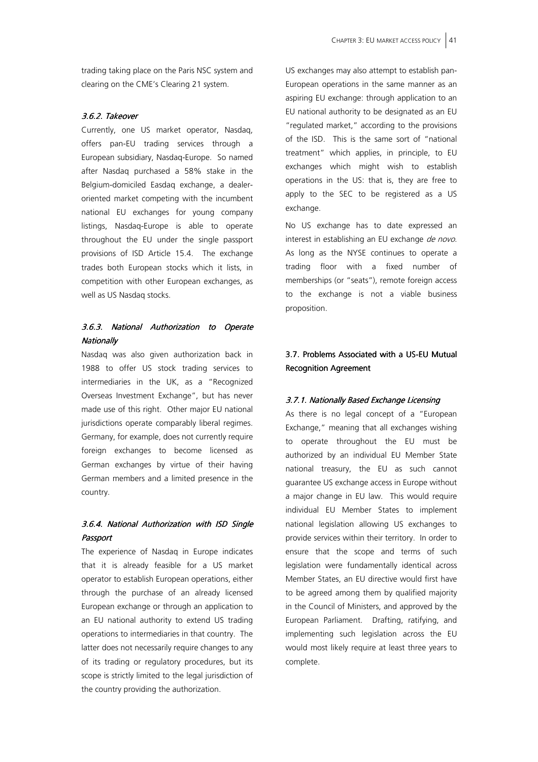trading taking place on the Paris NSC system and clearing on the CME's Clearing 21 system.

#### *3.6.2. Takeover*

Currently, one US market operator, Nasdaq, offers pan-EU trading services through a European subsidiary, Nasdaq-Europe. So named after Nasdaq purchased a 58% stake in the Belgium-domiciled Easdaq exchange, a dealer-oriented market competing with the incumbent national EU exchanges for young company listings, Nasdaq-Europe is able to operate throughout the EU under the single passport provisions of ISD Article 15.4. The exchange trades both European stocks which it lists, in competition with other European exchanges, as well as US Nasdaq stocks.

#### *3.6.3. National Authorization to Operate Nationally*

Nasdaq was also given authorization back in 1988 to offer US stock trading services to intermediaries in the UK, as a "Recognized Overseas Investment Exchange", but has never made use of this right. Other major EU national jurisdictions operate comparably liberal regimes. Germany, for example, does not currently require foreign exchanges to become licensed as German exchanges by virtue of their having German members and a limited presence in the country.

#### *3.6.4. National Authorization with ISD Single Passport*

The experience of Nasdaq in Europe indicates that it is already feasible for a US market operator to establish European operations, either through the purchase of an already licensed European exchange or through an application to an EU national authority to extend US trading operations to intermediaries in that country. The latter does not necessarily require changes to any of its trading or regulatory procedures, but its scope is strictly limited to the legal jurisdiction of the country providing the authorization.

US exchanges may also attempt to establish pan-European operations in the same manner as an aspiring EU exchange: through application to an EU national authority to be designated as an EU "regulated market," according to the provisions of the ISD. This is the same sort of "national treatment" which applies, in principle, to EU exchanges which might wish to establish operations in the US: that is, they are free to apply to the SEC to be registered as a US exchange.

No US exchange has to date expressed an interest in establishing an EU exchange *de novo*. As long as the NYSE continues to operate a trading floor with a fixed number of memberships (or "seats"), remote foreign access to the exchange is not a viable business proposition.

### 3.7. Problems Associated with a US-EU Mutual Recognition Agreement

#### *3.7.1. Nationally Based Exchange Licensing*

As there is no legal concept of a "European Exchange," meaning that all exchanges wishing to operate throughout the EU must be authorized by an individual EU Member State national treasury, the EU as such cannot guarantee US exchange access in Europe without a major change in EU law. This would require individual EU Member States to implement national legislation allowing US exchanges to provide services within their territory. In order to ensure that the scope and terms of such legislation were fundamentally identical across Member States, an EU directive would first have to be agreed among them by qualified majority in the Council of Ministers, and approved by the European Parliament. Drafting, ratifying, and implementing such legislation across the EU would most likely require at least three years to complete.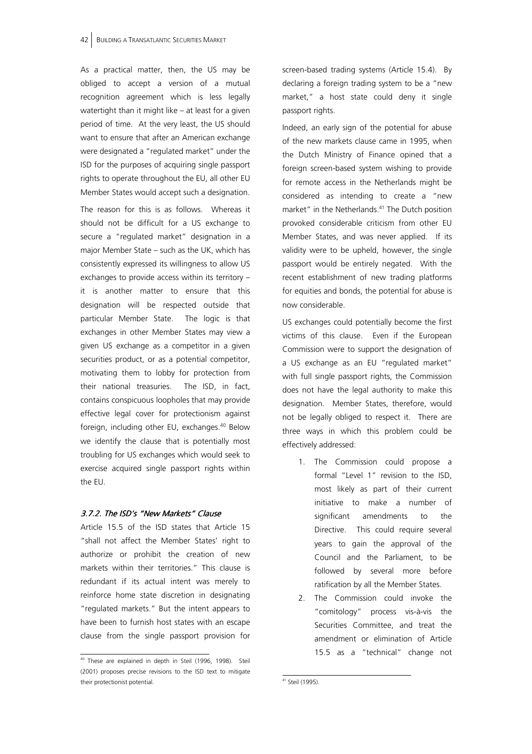As a practical matter, then, the US may be obliged to accept a version of a mutual recognition agreement which is less legally watertight than it might like – at least for a given period of time. At the very least, the US should want to ensure that after an American exchange were designated a "regulated market" under the ISD for the purposes of acquiring single passport rights to operate throughout the EU, all other EU Member States would accept such a designation.

The reason for this is as follows. Whereas it should not be difficult for a US exchange to secure a "regulated market" designation in a major Member State – such as the UK, which has consistently expressed its willingness to allow US exchanges to provide access within its territory – it is another matter to ensure that this designation will be respected outside that particular Member State. The logic is that exchanges in other Member States may view a given US exchange as a competitor in a given securities product, or as a potential competitor, motivating them to lobby for protection from their national treasuries. The ISD, in fact, contains conspicuous loopholes that may provide effective legal cover for protectionism against foreign, including other EU, exchanges.[40] Below we identify the clause that is potentially most troubling for US exchanges which would seek to exercise acquired single passport rights within the EU.

### *3.7.2. The ISD's "New Markets" Clause*

Article 15.5 of the ISD states that Article 15 "shall not affect the Member States' right to authorize or prohibit the creation of new markets within their territories." This clause is redundant if its actual intent was merely to reinforce home state discretion in designating "regulated markets." But the intent appears to have been to furnish host states with an escape clause from the single passport provision for screen-based trading systems (Article 15.4). By declaring a foreign trading system to be a "new market," a host state could deny it single passport rights.

Indeed, an early sign of the potential for abuse of the new markets clause came in 1995, when the Dutch Ministry of Finance opined that a foreign screen-based system wishing to provide for remote access in the Netherlands might be considered as intending to create a "new market" in the Netherlands.[41] The Dutch position provoked considerable criticism from other EU Member States, and was never applied. If its validity were to be upheld, however, the single passport would be entirely negated. With the recent establishment of new trading platforms for equities and bonds, the potential for abuse is now considerable.

US exchanges could potentially become the first victims of this clause. Even if the European Commission were to support the designation of a US exchange as an EU "regulated market" with full single passport rights, the Commission does not have the legal authority to make this designation. Member States, therefore, would not be legally obliged to respect it. There are three ways in which this problem could be effectively addressed:

1. The Commission could propose a formal "Level 1" revision to the ISD, most likely as part of their current initiative to make a number of significant amendments to the Directive. This could require several years to gain the approval of the Council and the Parliament, to be followed by several more before ratification by all the Member States.
2. The Commission could invoke the "comitology" process vis-à-vis the Securities Committee, and treat the amendment or elimination of Article 15.5 as a "technical" change not

---

[40] These are explained in depth in Steil (1996, 1998). Steil (2001) proposes precise revisions to the ISD text to mitigate their protectionist potential.

[41] Steil (1995).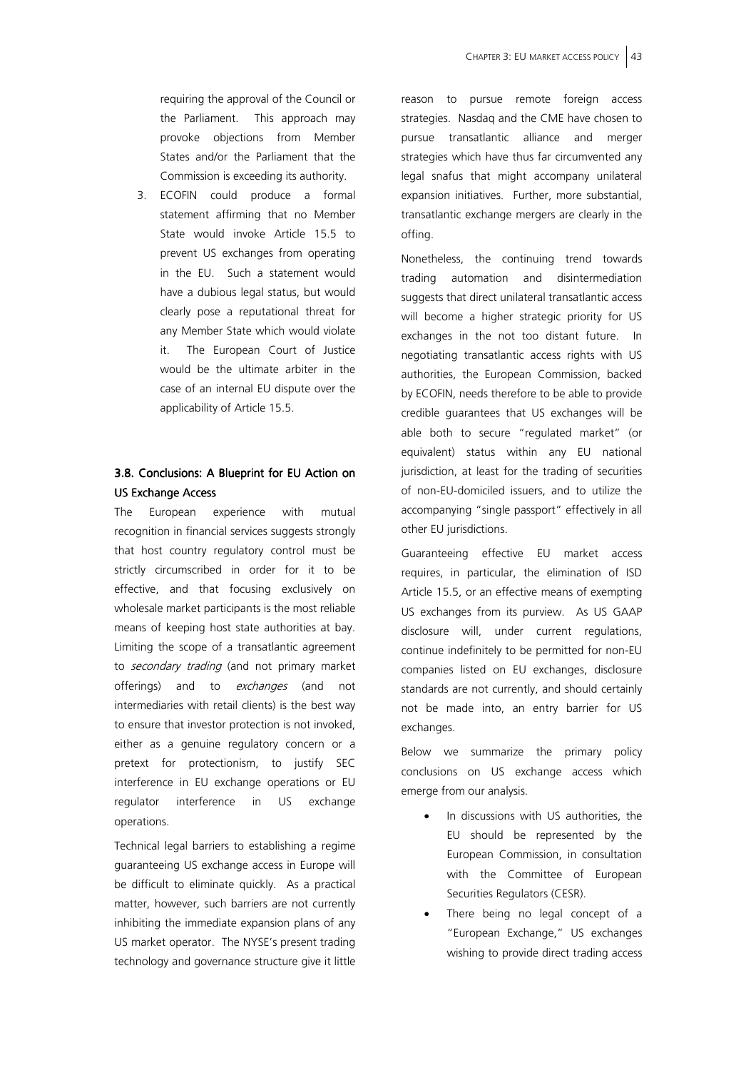requiring the approval of the Council or the Parliament. This approach may provoke objections from Member States and/or the Parliament that the Commission is exceeding its authority.

3. ECOFIN could produce a formal statement affirming that no Member State would invoke Article 15.5 to prevent US exchanges from operating in the EU. Such a statement would have a dubious legal status, but would clearly pose a reputational threat for any Member State which would violate it. The European Court of Justice would be the ultimate arbiter in the case of an internal EU dispute over the applicability of Article 15.5.

## 3.8. Conclusions: A Blueprint for EU Action on US Exchange Access

The European experience with mutual recognition in financial services suggests strongly that host country regulatory control must be strictly circumscribed in order for it to be effective, and that focusing exclusively on wholesale market participants is the most reliable means of keeping host state authorities at bay. Limiting the scope of a transatlantic agreement to *secondary trading* (and not primary market offerings) and to *exchanges* (and not intermediaries with retail clients) is the best way to ensure that investor protection is not invoked, either as a genuine regulatory concern or a pretext for protectionism, to justify SEC interference in EU exchange operations or EU regulator interference in US exchange operations.

Technical legal barriers to establishing a regime guaranteeing US exchange access in Europe will be difficult to eliminate quickly. As a practical matter, however, such barriers are not currently inhibiting the immediate expansion plans of any US market operator. The NYSE's present trading technology and governance structure give it little reason to pursue remote foreign access strategies. Nasdaq and the CME have chosen to pursue transatlantic alliance and merger strategies which have thus far circumvented any legal snafus that might accompany unilateral expansion initiatives. Further, more substantial, transatlantic exchange mergers are clearly in the offing.

Nonetheless, the continuing trend towards trading automation and disintermediation suggests that direct unilateral transatlantic access will become a higher strategic priority for US exchanges in the not too distant future. In negotiating transatlantic access rights with US authorities, the European Commission, backed by ECOFIN, needs therefore to be able to provide credible guarantees that US exchanges will be able both to secure "regulated market" (or equivalent) status within any EU national jurisdiction, at least for the trading of securities of non-EU-domiciled issuers, and to utilize the accompanying "single passport" effectively in all other EU jurisdictions.

Guaranteeing effective EU market access requires, in particular, the elimination of ISD Article 15.5, or an effective means of exempting US exchanges from its purview. As US GAAP disclosure will, under current regulations, continue indefinitely to be permitted for non-EU companies listed on EU exchanges, disclosure standards are not currently, and should certainly not be made into, an entry barrier for US exchanges.

Below we summarize the primary policy conclusions on US exchange access which emerge from our analysis.

- In discussions with US authorities, the EU should be represented by the European Commission, in consultation with the Committee of European Securities Regulators (CESR).
- There being no legal concept of a "European Exchange," US exchanges wishing to provide direct trading access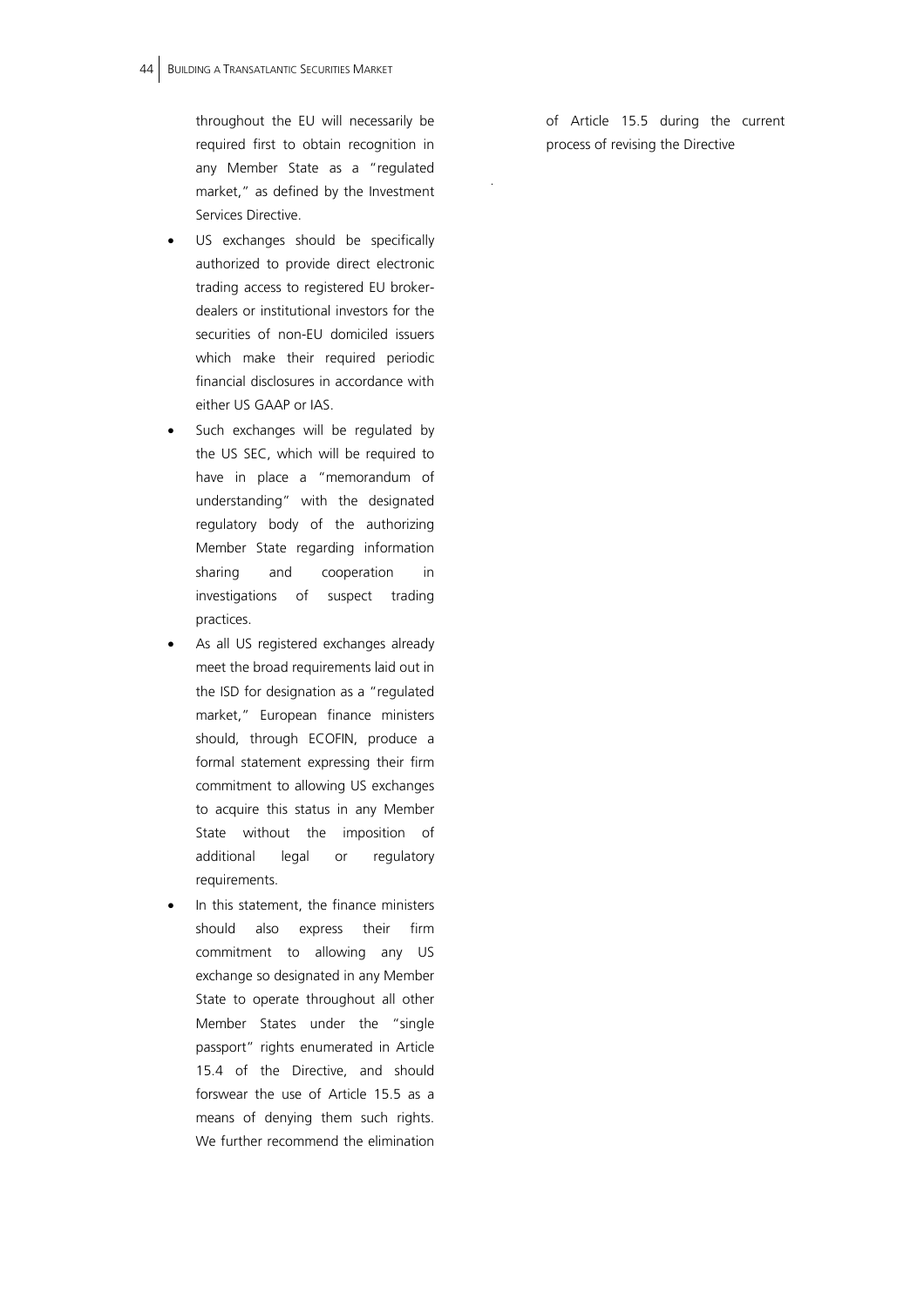throughout the EU will necessarily be required first to obtain recognition in any Member State as a "regulated market," as defined by the Investment Services Directive.

- US exchanges should be specifically authorized to provide direct electronic trading access to registered EU broker-dealers or institutional investors for the securities of non-EU domiciled issuers which make their required periodic financial disclosures in accordance with either US GAAP or IAS.
- Such exchanges will be regulated by the US SEC, which will be required to have in place a "memorandum of understanding" with the designated regulatory body of the authorizing Member State regarding information sharing and cooperation in investigations of suspect trading practices.
- As all US registered exchanges already meet the broad requirements laid out in the ISD for designation as a "regulated market," European finance ministers should, through ECOFIN, produce a formal statement expressing their firm commitment to allowing US exchanges to acquire this status in any Member State without the imposition of additional legal or regulatory requirements.
- In this statement, the finance ministers should also express their firm commitment to allowing any US exchange so designated in any Member State to operate throughout all other Member States under the "single passport" rights enumerated in Article 15.4 of the Directive, and should forswear the use of Article 15.5 as a means of denying them such rights. We further recommend the elimination of Article 15.5 during the current process of revising the Directive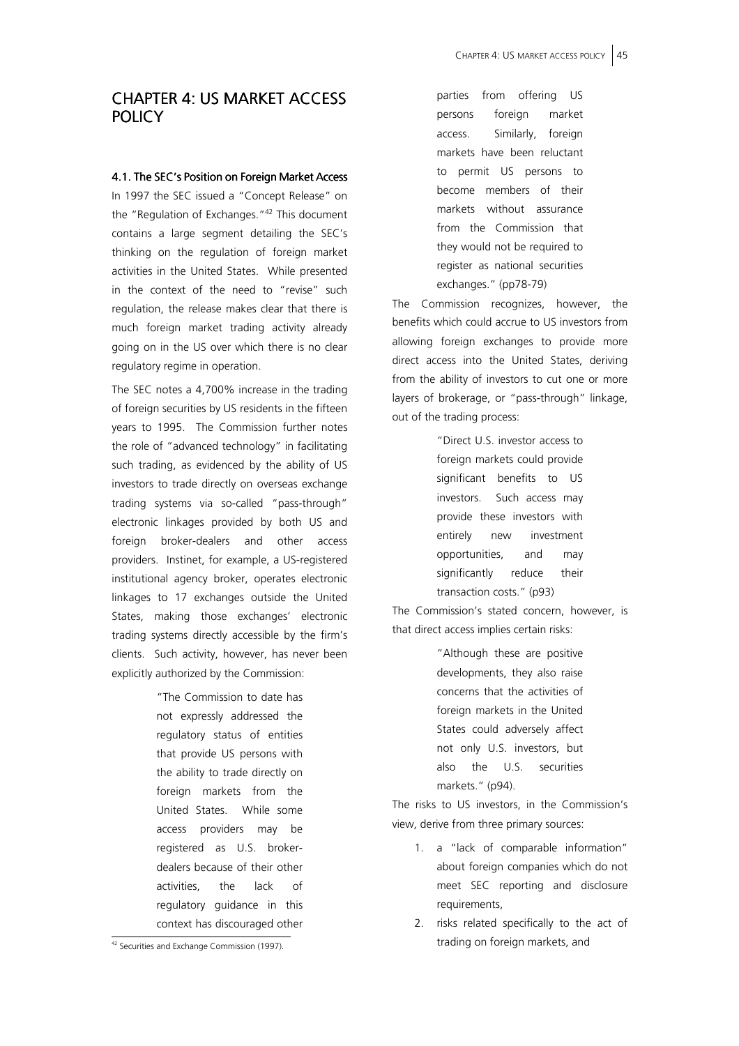# CHAPTER 4: US MARKET ACCESS POLICY

## 4.1. The SEC's Position on Foreign Market Access

In 1997 the SEC issued a "Concept Release" on the "Regulation of Exchanges."[42] This document contains a large segment detailing the SEC's thinking on the regulation of foreign market activities in the United States. While presented in the context of the need to "revise" such regulation, the release makes clear that there is much foreign market trading activity already going on in the US over which there is no clear regulatory regime in operation.

The SEC notes a 4,700% increase in the trading of foreign securities by US residents in the fifteen years to 1995. The Commission further notes the role of "advanced technology" in facilitating such trading, as evidenced by the ability of US investors to trade directly on overseas exchange trading systems via so-called "pass-through" electronic linkages provided by both US and foreign broker-dealers and other access providers. Instinet, for example, a US-registered institutional agency broker, operates electronic linkages to 17 exchanges outside the United States, making those exchanges' electronic trading systems directly accessible by the firm's clients. Such activity, however, has never been explicitly authorized by the Commission:

> "The Commission to date has not expressly addressed the regulatory status of entities that provide US persons with the ability to trade directly on foreign markets from the United States. While some access providers may be registered as U.S. broker-dealers because of their other activities, the lack of regulatory guidance in this context has discouraged other parties from offering US persons foreign market access. Similarly, foreign markets have been reluctant to permit US persons to become members of their markets without assurance from the Commission that they would not be required to register as national securities exchanges." (pp78-79)

The Commission recognizes, however, the benefits which could accrue to US investors from allowing foreign exchanges to provide more direct access into the United States, deriving from the ability of investors to cut one or more layers of brokerage, or "pass-through" linkage, out of the trading process:

> "Direct U.S. investor access to foreign markets could provide significant benefits to US investors. Such access may provide these investors with entirely new investment opportunities, and may significantly reduce their transaction costs." (p93)

The Commission's stated concern, however, is that direct access implies certain risks:

> "Although these are positive developments, they also raise concerns that the activities of foreign markets in the United States could adversely affect not only U.S. investors, but also the U.S. securities markets." (p94).

The risks to US investors, in the Commission's view, derive from three primary sources:

1. a "lack of comparable information" about foreign companies which do not meet SEC reporting and disclosure requirements,
2. risks related specifically to the act of trading on foreign markets, and

[42] Securities and Exchange Commission (1997).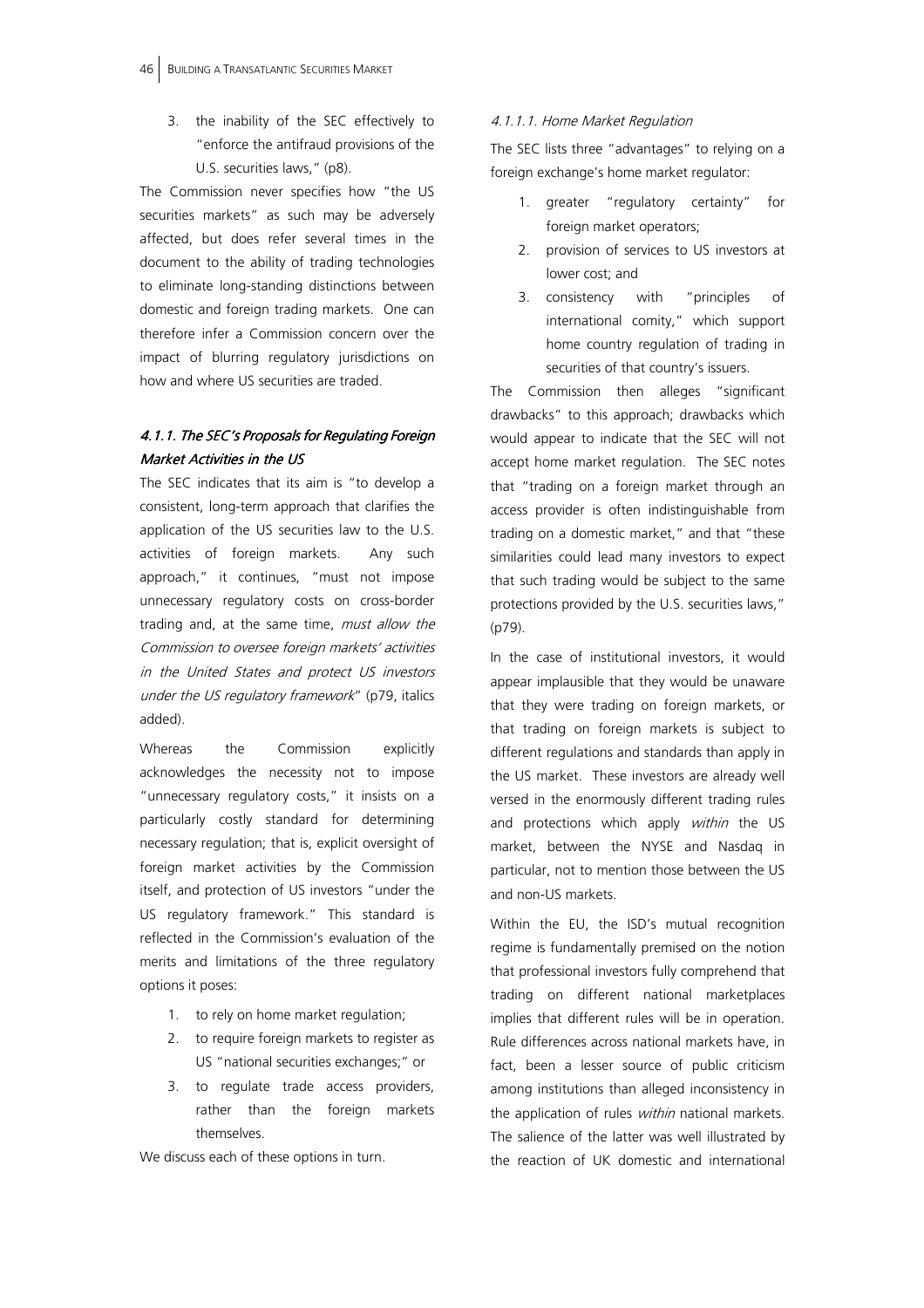3. the inability of the SEC effectively to "enforce the antifraud provisions of the U.S. securities laws," (p8).

The Commission never specifies how "the US securities markets" as such may be adversely affected, but does refer several times in the document to the ability of trading technologies to eliminate long-standing distinctions between domestic and foreign trading markets. One can therefore infer a Commission concern over the impact of blurring regulatory jurisdictions on how and where US securities are traded.

### *4.1.1. The SEC's Proposals for Regulating Foreign Market Activities in the US*

The SEC indicates that its aim is "to develop a consistent, long-term approach that clarifies the application of the US securities law to the U.S. activities of foreign markets. Any such approach," it continues, "must not impose unnecessary regulatory costs on cross-border trading and, at the same time, *must allow the Commission to oversee foreign markets' activities in the United States and protect US investors under the US regulatory framework*" (p79, italics added).

Whereas the Commission explicitly acknowledges the necessity not to impose "unnecessary regulatory costs," it insists on a particularly costly standard for determining necessary regulation; that is, explicit oversight of foreign market activities by the Commission itself, and protection of US investors "under the US regulatory framework." This standard is reflected in the Commission's evaluation of the merits and limitations of the three regulatory options it poses:

1. to rely on home market regulation;
2. to require foreign markets to register as US "national securities exchanges;" or
3. to regulate trade access providers, rather than the foreign markets themselves.

We discuss each of these options in turn.

#### *4.1.1.1. Home Market Regulation*

The SEC lists three "advantages" to relying on a foreign exchange's home market regulator:

1. greater "regulatory certainty" for foreign market operators;
2. provision of services to US investors at lower cost; and
3. consistency with "principles of international comity," which support home country regulation of trading in securities of that country's issuers.

The Commission then alleges "significant drawbacks" to this approach; drawbacks which would appear to indicate that the SEC will not accept home market regulation. The SEC notes that "trading on a foreign market through an access provider is often indistinguishable from trading on a domestic market," and that "these similarities could lead many investors to expect that such trading would be subject to the same protections provided by the U.S. securities laws," (p79).

In the case of institutional investors, it would appear implausible that they would be unaware that they were trading on foreign markets, or that trading on foreign markets is subject to different regulations and standards than apply in the US market. These investors are already well versed in the enormously different trading rules and protections which apply *within* the US market, between the NYSE and Nasdaq in particular, not to mention those between the US and non-US markets.

Within the EU, the ISD's mutual recognition regime is fundamentally premised on the notion that professional investors fully comprehend that trading on different national marketplaces implies that different rules will be in operation. Rule differences across national markets have, in fact, been a lesser source of public criticism among institutions than alleged inconsistency in the application of rules *within* national markets. The salience of the latter was well illustrated by the reaction of UK domestic and international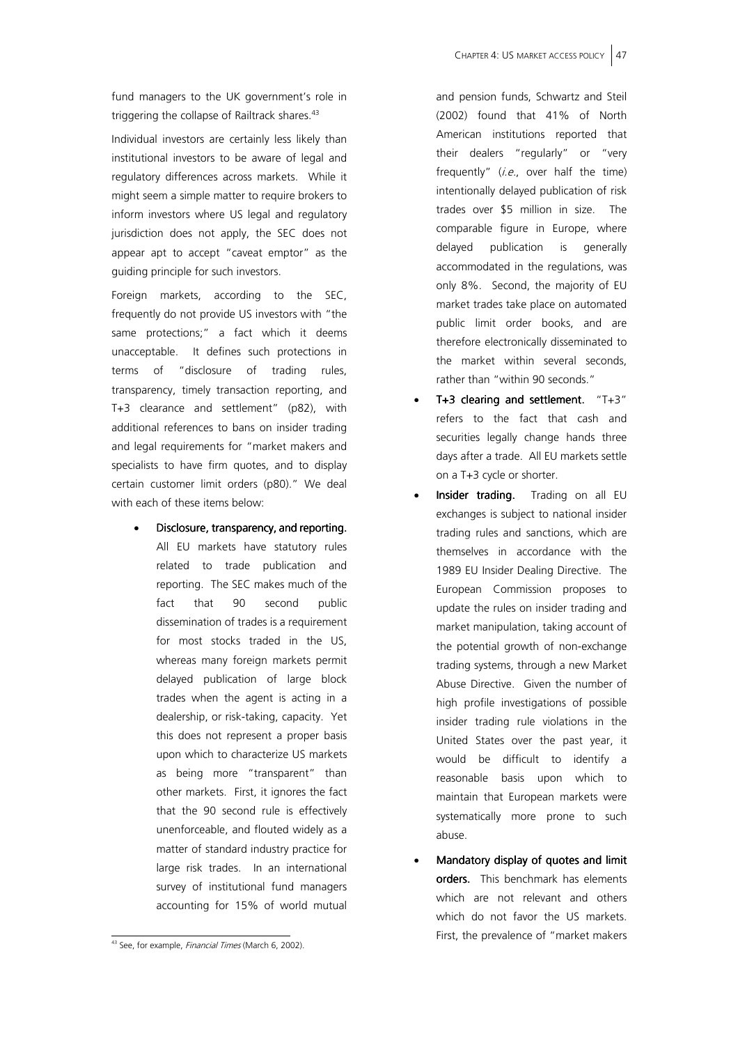fund managers to the UK government's role in triggering the collapse of Railtrack shares.[43]

Individual investors are certainly less likely than institutional investors to be aware of legal and regulatory differences across markets. While it might seem a simple matter to require brokers to inform investors where US legal and regulatory jurisdiction does not apply, the SEC does not appear apt to accept "caveat emptor" as the guiding principle for such investors.

Foreign markets, according to the SEC, frequently do not provide US investors with "the same protections;" a fact which it deems unacceptable. It defines such protections in terms of "disclosure of trading rules, transparency, timely transaction reporting, and T+3 clearance and settlement" (p82), with additional references to bans on insider trading and legal requirements for "market makers and specialists to have firm quotes, and to display certain customer limit orders (p80)." We deal with each of these items below:

- **Disclosure, transparency, and reporting.** All EU markets have statutory rules related to trade publication and reporting. The SEC makes much of the fact that 90 second public dissemination of trades is a requirement for most stocks traded in the US, whereas many foreign markets permit delayed publication of large block trades when the agent is acting in a dealership, or risk-taking, capacity. Yet this does not represent a proper basis upon which to characterize US markets as being more "transparent" than other markets. First, it ignores the fact that the 90 second rule is effectively unenforceable, and flouted widely as a matter of standard industry practice for large risk trades. In an international survey of institutional fund managers accounting for 15% of world mutual and pension funds, Schwartz and Steil (2002) found that 41% of North American institutions reported that their dealers "regularly" or "very frequently" (*i.e.*, over half the time) intentionally delayed publication of risk trades over \$5 million in size. The comparable figure in Europe, where delayed publication is generally accommodated in the regulations, was only 8%. Second, the majority of EU market trades take place on automated public limit order books, and are therefore electronically disseminated to the market within several seconds, rather than "within 90 seconds."
- **T+3 clearing and settlement.** "T+3" refers to the fact that cash and securities legally change hands three days after a trade. All EU markets settle on a T+3 cycle or shorter.
- **Insider trading.** Trading on all EU exchanges is subject to national insider trading rules and sanctions, which are themselves in accordance with the 1989 EU Insider Dealing Directive. The European Commission proposes to update the rules on insider trading and market manipulation, taking account of the potential growth of non-exchange trading systems, through a new Market Abuse Directive. Given the number of high profile investigations of possible insider trading rule violations in the United States over the past year, it would be difficult to identify a reasonable basis upon which to maintain that European markets were systematically more prone to such abuse.
- **Mandatory display of quotes and limit orders.** This benchmark has elements which are not relevant and others which do not favor the US markets. First, the prevalence of "market makers

[43] See, for example, *Financial Times* (March 6, 2002).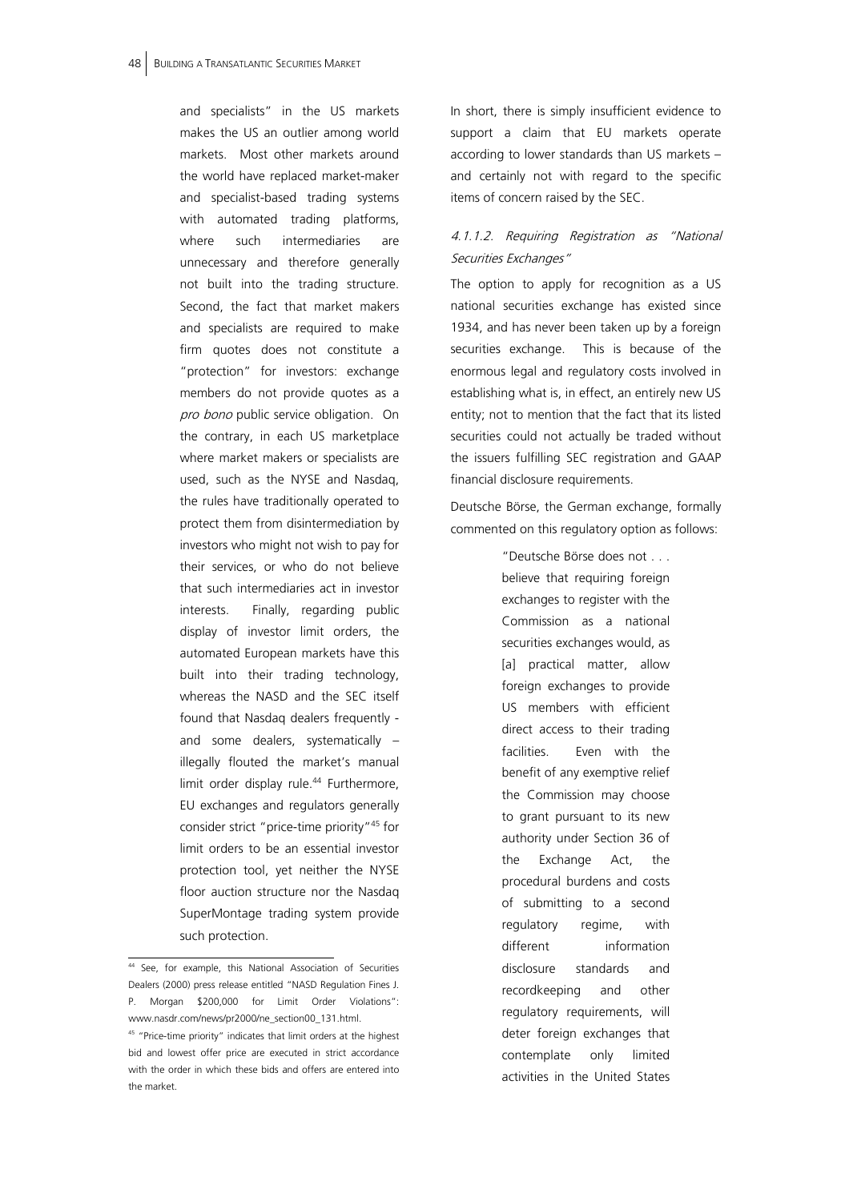and specialists" in the US markets makes the US an outlier among world markets. Most other markets around the world have replaced market-maker and specialist-based trading systems with automated trading platforms, where such intermediaries are unnecessary and therefore generally not built into the trading structure. Second, the fact that market makers and specialists are required to make firm quotes does not constitute a "protection" for investors: exchange members do not provide quotes as a *pro bono* public service obligation. On the contrary, in each US marketplace where market makers or specialists are used, such as the NYSE and Nasdaq, the rules have traditionally operated to protect them from disintermediation by investors who might not wish to pay for their services, or who do not believe that such intermediaries act in investor interests. Finally, regarding public display of investor limit orders, the automated European markets have this built into their trading technology, whereas the NASD and the SEC itself found that Nasdaq dealers frequently - and some dealers, systematically – illegally flouted the market's manual limit order display rule.[44] Furthermore, EU exchanges and regulators generally consider strict "price-time priority"[45] for limit orders to be an essential investor protection tool, yet neither the NYSE floor auction structure nor the Nasdaq SuperMontage trading system provide such protection.

In short, there is simply insufficient evidence to support a claim that EU markets operate according to lower standards than US markets – and certainly not with regard to the specific items of concern raised by the SEC.

#### *4.1.1.2. Requiring Registration as "National Securities Exchanges"*

The option to apply for recognition as a US national securities exchange has existed since 1934, and has never been taken up by a foreign securities exchange. This is because of the enormous legal and regulatory costs involved in establishing what is, in effect, an entirely new US entity; not to mention that the fact that its listed securities could not actually be traded without the issuers fulfilling SEC registration and GAAP financial disclosure requirements.

Deutsche Börse, the German exchange, formally commented on this regulatory option as follows:

> "Deutsche Börse does not . . . believe that requiring foreign exchanges to register with the Commission as a national securities exchanges would, as [a] practical matter, allow foreign exchanges to provide US members with efficient direct access to their trading facilities. Even with the benefit of any exemptive relief the Commission may choose to grant pursuant to its new authority under Section 36 of the Exchange Act, the procedural burdens and costs of submitting to a second regulatory regime, with different information disclosure standards and recordkeeping and other regulatory requirements, will deter foreign exchanges that contemplate only limited activities in the United States

---

[44] See, for example, this National Association of Securities Dealers (2000) press release entitled "NASD Regulation Fines J. P. Morgan $200,000 for Limit Order Violations": www.nasdr.com/news/pr2000/ne_section00_131.html.

[45] "Price-time priority" indicates that limit orders at the highest bid and lowest offer price are executed in strict accordance with the order in which these bids and offers are entered into the market.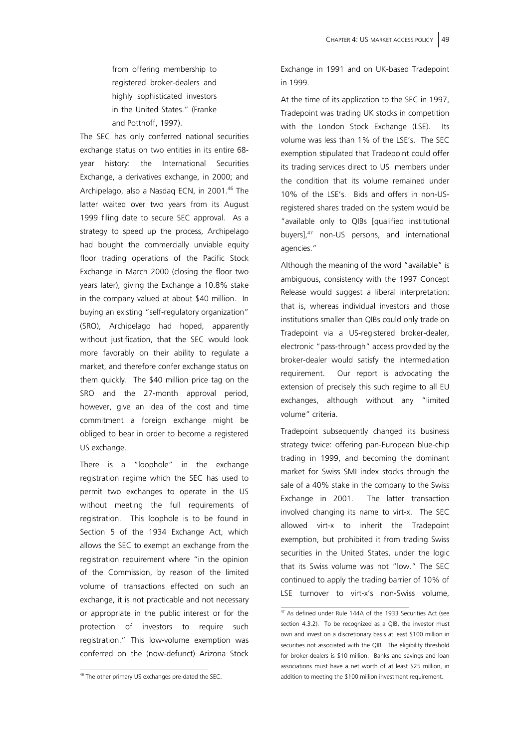> from offering membership to registered broker-dealers and highly sophisticated investors in the United States." (Franke and Potthoff, 1997).

The SEC has only conferred national securities exchange status on two entities in its entire 68-year history: the International Securities Exchange, a derivatives exchange, in 2000; and Archipelago, also a Nasdaq ECN, in 2001.[46] The latter waited over two years from its August 1999 filing date to secure SEC approval. As a strategy to speed up the process, Archipelago had bought the commercially unviable equity floor trading operations of the Pacific Stock Exchange in March 2000 (closing the floor two years later), giving the Exchange a 10.8% stake in the company valued at about $40 million. In buying an existing "self-regulatory organization" (SRO), Archipelago had hoped, apparently without justification, that the SEC would look more favorably on their ability to regulate a market, and therefore confer exchange status on them quickly. The $40 million price tag on the SRO and the 27-month approval period, however, give an idea of the cost and time commitment a foreign exchange might be obliged to bear in order to become a registered US exchange.

There is a "loophole" in the exchange registration regime which the SEC has used to permit two exchanges to operate in the US without meeting the full requirements of registration. This loophole is to be found in Section 5 of the 1934 Exchange Act, which allows the SEC to exempt an exchange from the registration requirement where "in the opinion of the Commission, by reason of the limited volume of transactions effected on such an exchange, it is not practicable and not necessary or appropriate in the public interest or for the protection of investors to require such registration." This low-volume exemption was conferred on the (now-defunct) Arizona Stock Exchange in 1991 and on UK-based Tradepoint in 1999.

At the time of its application to the SEC in 1997, Tradepoint was trading UK stocks in competition with the London Stock Exchange (LSE). Its volume was less than 1% of the LSE's. The SEC exemption stipulated that Tradepoint could offer its trading services direct to US members under the condition that its volume remained under 10% of the LSE's. Bids and offers in non-US-registered shares traded on the system would be "available only to QIBs [qualified institutional buyers],[47] non-US persons, and international agencies."

Although the meaning of the word "available" is ambiguous, consistency with the 1997 Concept Release would suggest a liberal interpretation: that is, whereas individual investors and those institutions smaller than QIBs could only trade on Tradepoint via a US-registered broker-dealer, electronic "pass-through" access provided by the broker-dealer would satisfy the intermediation requirement. Our report is advocating the extension of precisely this such regime to all EU exchanges, although without any "limited volume" criteria.

Tradepoint subsequently changed its business strategy twice: offering pan-European blue-chip trading in 1999, and becoming the dominant market for Swiss SMI index stocks through the sale of a 40% stake in the company to the Swiss Exchange in 2001. The latter transaction involved changing its name to virt-x. The SEC allowed virt-x to inherit the Tradepoint exemption, but prohibited it from trading Swiss securities in the United States, under the logic that its Swiss volume was not "low." The SEC continued to apply the trading barrier of 10% of LSE turnover to virt-x's non-Swiss volume,

---

[46] The other primary US exchanges pre-dated the SEC.

[47] As defined under Rule 144A of the 1933 Securities Act (see section 4.3.2). To be recognized as a QIB, the investor must own and invest on a discretionary basis at least $100 million in securities not associated with the QIB. The eligibility threshold for broker-dealers is $10 million. Banks and savings and loan associations must have a net worth of at least $25 million, in addition to meeting the $100 million investment requirement.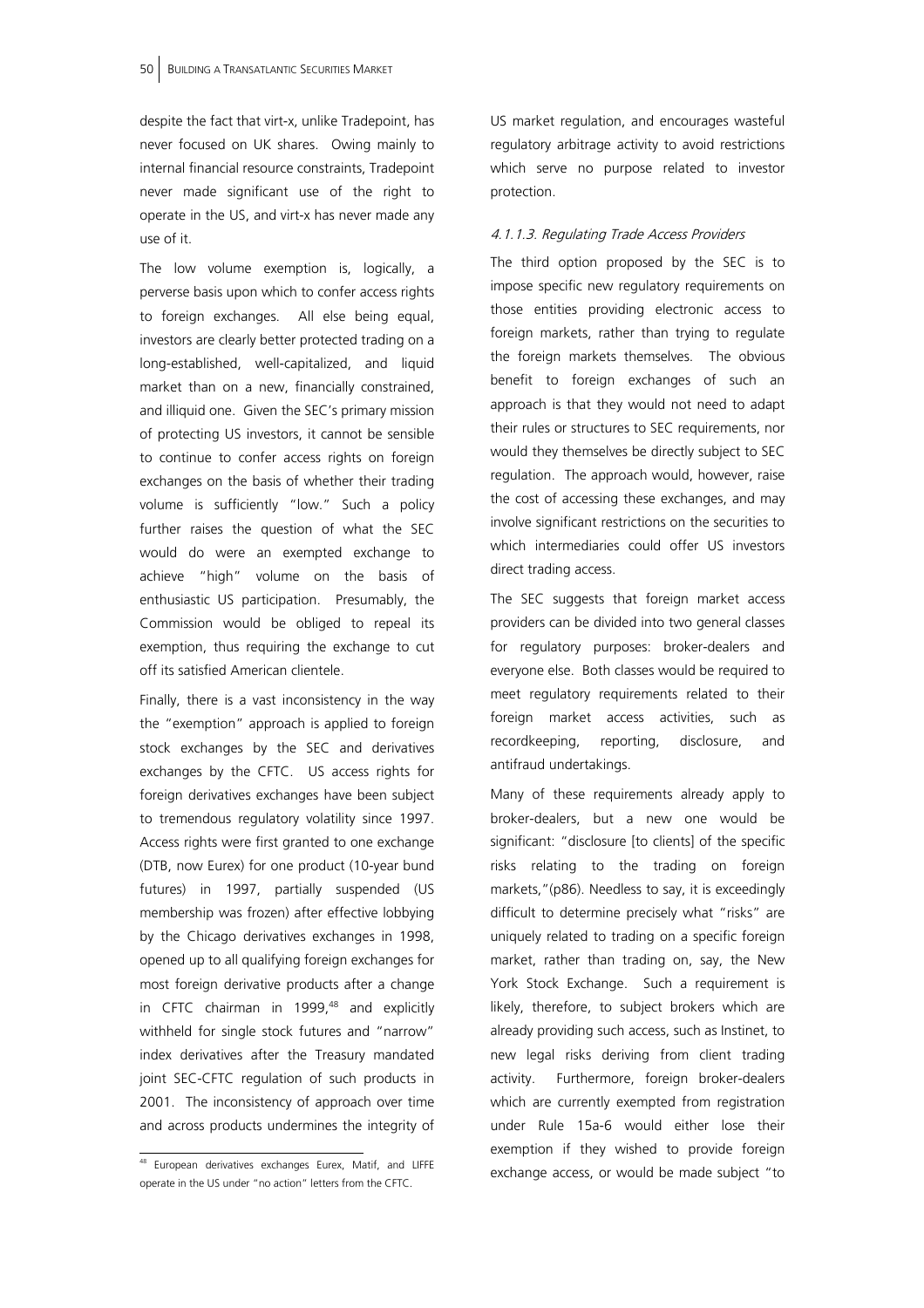despite the fact that virt-x, unlike Tradepoint, has never focused on UK shares. Owing mainly to internal financial resource constraints, Tradepoint never made significant use of the right to operate in the US, and virt-x has never made any use of it.

The low volume exemption is, logically, a perverse basis upon which to confer access rights to foreign exchanges. All else being equal, investors are clearly better protected trading on a long-established, well-capitalized, and liquid market than on a new, financially constrained, and illiquid one. Given the SEC's primary mission of protecting US investors, it cannot be sensible to continue to confer access rights on foreign exchanges on the basis of whether their trading volume is sufficiently "low." Such a policy further raises the question of what the SEC would do were an exempted exchange to achieve "high" volume on the basis of enthusiastic US participation. Presumably, the Commission would be obliged to repeal its exemption, thus requiring the exchange to cut off its satisfied American clientele.

Finally, there is a vast inconsistency in the way the "exemption" approach is applied to foreign stock exchanges by the SEC and derivatives exchanges by the CFTC. US access rights for foreign derivatives exchanges have been subject to tremendous regulatory volatility since 1997. Access rights were first granted to one exchange (DTB, now Eurex) for one product (10-year bund futures) in 1997, partially suspended (US membership was frozen) after effective lobbying by the Chicago derivatives exchanges in 1998, opened up to all qualifying foreign exchanges for most foreign derivative products after a change in CFTC chairman in 1999,[48] and explicitly withheld for single stock futures and "narrow" index derivatives after the Treasury mandated joint SEC-CFTC regulation of such products in 2001. The inconsistency of approach over time and across products undermines the integrity of US market regulation, and encourages wasteful regulatory arbitrage activity to avoid restrictions which serve no purpose related to investor protection.

#### *4.1.1.3. Regulating Trade Access Providers*

The third option proposed by the SEC is to impose specific new regulatory requirements on those entities providing electronic access to foreign markets, rather than trying to regulate the foreign markets themselves. The obvious benefit to foreign exchanges of such an approach is that they would not need to adapt their rules or structures to SEC requirements, nor would they themselves be directly subject to SEC regulation. The approach would, however, raise the cost of accessing these exchanges, and may involve significant restrictions on the securities to which intermediaries could offer US investors direct trading access.

The SEC suggests that foreign market access providers can be divided into two general classes for regulatory purposes: broker-dealers and everyone else. Both classes would be required to meet regulatory requirements related to their foreign market access activities, such as recordkeeping, reporting, disclosure, and antifraud undertakings.

Many of these requirements already apply to broker-dealers, but a new one would be significant: "disclosure [to clients] of the specific risks relating to the trading on foreign markets,"(p86). Needless to say, it is exceedingly difficult to determine precisely what "risks" are uniquely related to trading on a specific foreign market, rather than trading on, say, the New York Stock Exchange. Such a requirement is likely, therefore, to subject brokers which are already providing such access, such as Instinet, to new legal risks deriving from client trading activity. Furthermore, foreign broker-dealers which are currently exempted from registration under Rule 15a-6 would either lose their exemption if they wished to provide foreign exchange access, or would be made subject "to

---

[48] European derivatives exchanges Eurex, Matif, and LIFFE operate in the US under "no action" letters from the CFTC.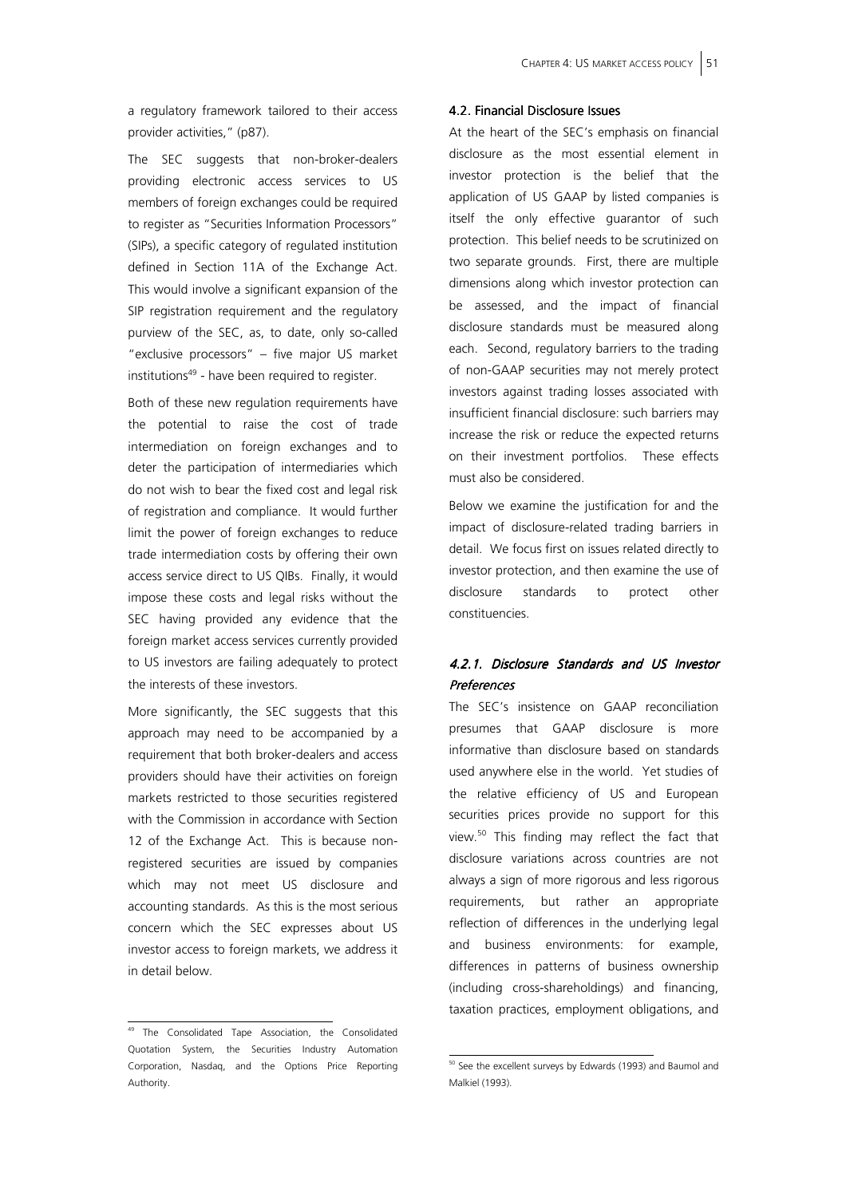a regulatory framework tailored to their access provider activities," (p87).

The SEC suggests that non-broker-dealers providing electronic access services to US members of foreign exchanges could be required to register as "Securities Information Processors" (SIPs), a specific category of regulated institution defined in Section 11A of the Exchange Act. This would involve a significant expansion of the SIP registration requirement and the regulatory purview of the SEC, as, to date, only so-called "exclusive processors" – five major US market institutions[49] - have been required to register.

Both of these new regulation requirements have the potential to raise the cost of trade intermediation on foreign exchanges and to deter the participation of intermediaries which do not wish to bear the fixed cost and legal risk of registration and compliance. It would further limit the power of foreign exchanges to reduce trade intermediation costs by offering their own access service direct to US QIBs. Finally, it would impose these costs and legal risks without the SEC having provided any evidence that the foreign market access services currently provided to US investors are failing adequately to protect the interests of these investors.

More significantly, the SEC suggests that this approach may need to be accompanied by a requirement that both broker-dealers and access providers should have their activities on foreign markets restricted to those securities registered with the Commission in accordance with Section 12 of the Exchange Act. This is because non-registered securities are issued by companies which may not meet US disclosure and accounting standards. As this is the most serious concern which the SEC expresses about US investor access to foreign markets, we address it in detail below.

[49] The Consolidated Tape Association, the Consolidated Quotation System, the Securities Industry Automation Corporation, Nasdaq, and the Options Price Reporting Authority.

## 4.2. Financial Disclosure Issues

At the heart of the SEC's emphasis on financial disclosure as the most essential element in investor protection is the belief that the application of US GAAP by listed companies is itself the only effective guarantor of such protection. This belief needs to be scrutinized on two separate grounds. First, there are multiple dimensions along which investor protection can be assessed, and the impact of financial disclosure standards must be measured along each. Second, regulatory barriers to the trading of non-GAAP securities may not merely protect investors against trading losses associated with insufficient financial disclosure: such barriers may increase the risk or reduce the expected returns on their investment portfolios. These effects must also be considered.

Below we examine the justification for and the impact of disclosure-related trading barriers in detail. We focus first on issues related directly to investor protection, and then examine the use of disclosure standards to protect other constituencies.

### *4.2.1. Disclosure Standards and US Investor Preferences*

The SEC's insistence on GAAP reconciliation presumes that GAAP disclosure is more informative than disclosure based on standards used anywhere else in the world. Yet studies of the relative efficiency of US and European securities prices provide no support for this view.[50] This finding may reflect the fact that disclosure variations across countries are not always a sign of more rigorous and less rigorous requirements, but rather an appropriate reflection of differences in the underlying legal and business environments: for example, differences in patterns of business ownership (including cross-shareholdings) and financing, taxation practices, employment obligations, and

[50] See the excellent surveys by Edwards (1993) and Baumol and Malkiel (1993).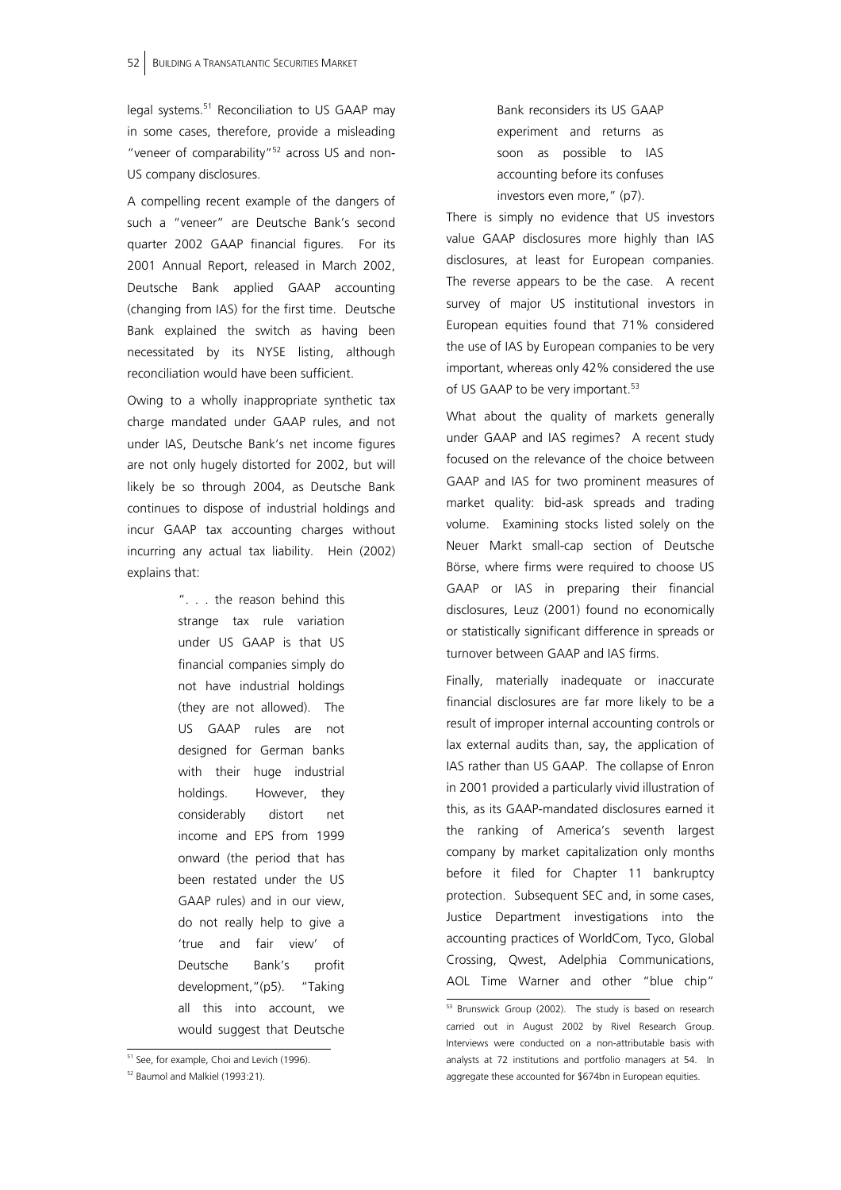legal systems.[51] Reconciliation to US GAAP may in some cases, therefore, provide a misleading "veneer of comparability"[52] across US and non-US company disclosures.

A compelling recent example of the dangers of such a "veneer" are Deutsche Bank's second quarter 2002 GAAP financial figures. For its 2001 Annual Report, released in March 2002, Deutsche Bank applied GAAP accounting (changing from IAS) for the first time. Deutsche Bank explained the switch as having been necessitated by its NYSE listing, although reconciliation would have been sufficient.

Owing to a wholly inappropriate synthetic tax charge mandated under GAAP rules, and not under IAS, Deutsche Bank's net income figures are not only hugely distorted for 2002, but will likely be so through 2004, as Deutsche Bank continues to dispose of industrial holdings and incur GAAP tax accounting charges without incurring any actual tax liability. Hein (2002) explains that:

> ". . . the reason behind this strange tax rule variation under US GAAP is that US financial companies simply do not have industrial holdings (they are not allowed). The US GAAP rules are not designed for German banks with their huge industrial holdings. However, they considerably distort net income and EPS from 1999 onward (the period that has been restated under the US GAAP rules) and in our view, do not really help to give a 'true and fair view' of Deutsche Bank's profit development,"(p5). "Taking all this into account, we would suggest that Deutsche Bank reconsiders its US GAAP experiment and returns as soon as possible to IAS accounting before its confuses investors even more," (p7).

There is simply no evidence that US investors value GAAP disclosures more highly than IAS disclosures, at least for European companies. The reverse appears to be the case. A recent survey of major US institutional investors in European equities found that 71% considered the use of IAS by European companies to be very important, whereas only 42% considered the use of US GAAP to be very important.[53]

What about the quality of markets generally under GAAP and IAS regimes? A recent study focused on the relevance of the choice between GAAP and IAS for two prominent measures of market quality: bid-ask spreads and trading volume. Examining stocks listed solely on the Neuer Markt small-cap section of Deutsche Börse, where firms were required to choose US GAAP or IAS in preparing their financial disclosures, Leuz (2001) found no economically or statistically significant difference in spreads or turnover between GAAP and IAS firms.

Finally, materially inadequate or inaccurate financial disclosures are far more likely to be a result of improper internal accounting controls or lax external audits than, say, the application of IAS rather than US GAAP. The collapse of Enron in 2001 provided a particularly vivid illustration of this, as its GAAP-mandated disclosures earned it the ranking of America's seventh largest company by market capitalization only months before it filed for Chapter 11 bankruptcy protection. Subsequent SEC and, in some cases, Justice Department investigations into the accounting practices of WorldCom, Tyco, Global Crossing, Qwest, Adelphia Communications, AOL Time Warner and other "blue chip"

---

[51] See, for example, Choi and Levich (1996).

[52] Baumol and Malkiel (1993:21).

[53] Brunswick Group (2002). The study is based on research carried out in August 2002 by Rivel Research Group. Interviews were conducted on a non-attributable basis with analysts at 72 institutions and portfolio managers at 54. In aggregate these accounted for $674bn in European equities.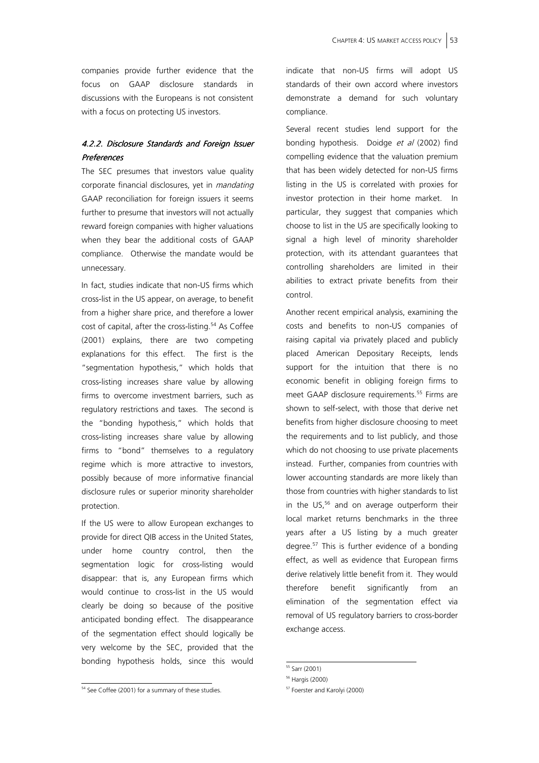companies provide further evidence that the focus on GAAP disclosure standards in discussions with the Europeans is not consistent with a focus on protecting US investors.

#### *4.2.2. Disclosure Standards and Foreign Issuer Preferences*

The SEC presumes that investors value quality corporate financial disclosures, yet in *mandating* GAAP reconciliation for foreign issuers it seems further to presume that investors will not actually reward foreign companies with higher valuations when they bear the additional costs of GAAP compliance. Otherwise the mandate would be unnecessary.

In fact, studies indicate that non-US firms which cross-list in the US appear, on average, to benefit from a higher share price, and therefore a lower cost of capital, after the cross-listing.[54] As Coffee (2001) explains, there are two competing explanations for this effect. The first is the "segmentation hypothesis," which holds that cross-listing increases share value by allowing firms to overcome investment barriers, such as regulatory restrictions and taxes. The second is the "bonding hypothesis," which holds that cross-listing increases share value by allowing firms to "bond" themselves to a regulatory regime which is more attractive to investors, possibly because of more informative financial disclosure rules or superior minority shareholder protection.

If the US were to allow European exchanges to provide for direct QIB access in the United States, under home country control, then the segmentation logic for cross-listing would disappear: that is, any European firms which would continue to cross-list in the US would clearly be doing so because of the positive anticipated bonding effect. The disappearance of the segmentation effect should logically be very welcome by the SEC, provided that the bonding hypothesis holds, since this would indicate that non-US firms will adopt US standards of their own accord where investors demonstrate a demand for such voluntary compliance.

Several recent studies lend support for the bonding hypothesis. Doidge *et al* (2002) find compelling evidence that the valuation premium that has been widely detected for non-US firms listing in the US is correlated with proxies for investor protection in their home market. In particular, they suggest that companies which choose to list in the US are specifically looking to signal a high level of minority shareholder protection, with its attendant guarantees that controlling shareholders are limited in their abilities to extract private benefits from their control.

Another recent empirical analysis, examining the costs and benefits to non-US companies of raising capital via privately placed and publicly placed American Depositary Receipts, lends support for the intuition that there is no economic benefit in obliging foreign firms to meet GAAP disclosure requirements.[55] Firms are shown to self-select, with those that derive net benefits from higher disclosure choosing to meet the requirements and to list publicly, and those which do not choosing to use private placements instead. Further, companies from countries with lower accounting standards are more likely than those from countries with higher standards to list in the US,[56] and on average outperform their local market returns benchmarks in the three years after a US listing by a much greater degree.[57] This is further evidence of a bonding effect, as well as evidence that European firms derive relatively little benefit from it. They would therefore benefit significantly from an elimination of the segmentation effect via removal of US regulatory barriers to cross-border exchange access.

---

[54] See Coffee (2001) for a summary of these studies.

[55] Sarr (2001)

[56] Hargis (2000)

[57] Foerster and Karolyi (2000)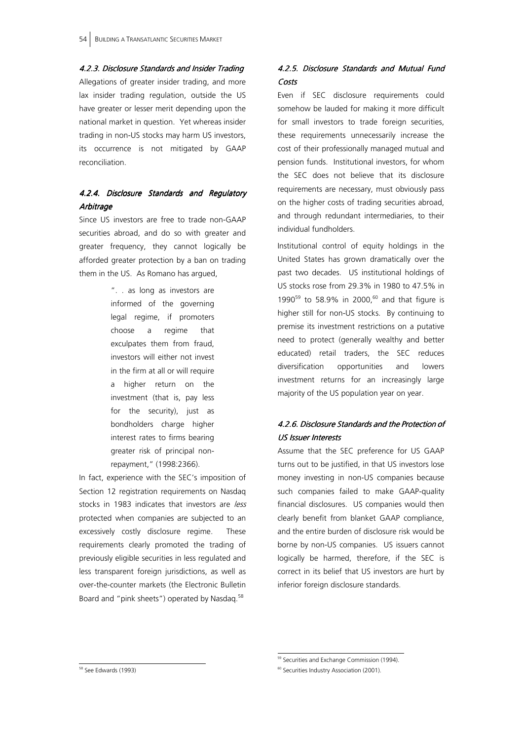#### *4.2.3. Disclosure Standards and Insider Trading*

Allegations of greater insider trading, and more lax insider trading regulation, outside the US have greater or lesser merit depending upon the national market in question. Yet whereas insider trading in non-US stocks may harm US investors, its occurrence is not mitigated by GAAP reconciliation.

#### *4.2.4. Disclosure Standards and Regulatory Arbitrage*

Since US investors are free to trade non-GAAP securities abroad, and do so with greater and greater frequency, they cannot logically be afforded greater protection by a ban on trading them in the US. As Romano has argued,

> ". . as long as investors are informed of the governing legal regime, if promoters choose a regime that exculpates them from fraud, investors will either not invest in the firm at all or will require a higher return on the investment (that is, pay less for the security), just as bondholders charge higher interest rates to firms bearing greater risk of principal non-repayment," (1998:2366).

In fact, experience with the SEC's imposition of Section 12 registration requirements on Nasdaq stocks in 1983 indicates that investors are *less* protected when companies are subjected to an excessively costly disclosure regime. These requirements clearly promoted the trading of previously eligible securities in less regulated and less transparent foreign jurisdictions, as well as over-the-counter markets (the Electronic Bulletin Board and "pink sheets") operated by Nasdaq.[58]

#### *4.2.5. Disclosure Standards and Mutual Fund Costs*

Even if SEC disclosure requirements could somehow be lauded for making it more difficult for small investors to trade foreign securities, these requirements unnecessarily increase the cost of their professionally managed mutual and pension funds. Institutional investors, for whom the SEC does not believe that its disclosure requirements are necessary, must obviously pass on the higher costs of trading securities abroad, and through redundant intermediaries, to their individual fundholders.

Institutional control of equity holdings in the United States has grown dramatically over the past two decades. US institutional holdings of US stocks rose from 29.3% in 1980 to 47.5% in 1990[59] to 58.9% in 2000,[60] and that figure is higher still for non-US stocks. By continuing to premise its investment restrictions on a putative need to protect (generally wealthy and better educated) retail traders, the SEC reduces diversification opportunities and lowers investment returns for an increasingly large majority of the US population year on year.

#### *4.2.6. Disclosure Standards and the Protection of US Issuer Interests*

Assume that the SEC preference for US GAAP turns out to be justified, in that US investors lose money investing in non-US companies because such companies failed to make GAAP-quality financial disclosures. US companies would then clearly benefit from blanket GAAP compliance, and the entire burden of disclosure risk would be borne by non-US companies. US issuers cannot logically be harmed, therefore, if the SEC is correct in its belief that US investors are hurt by inferior foreign disclosure standards.

---

[58] See Edwards (1993)

[59] Securities and Exchange Commission (1994).

[60] Securities Industry Association (2001).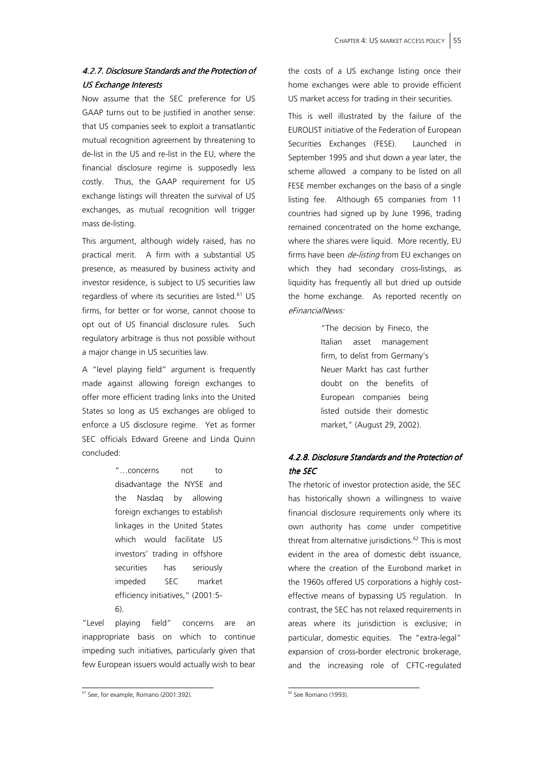### *4.2.7. Disclosure Standards and the Protection of US Exchange Interests*

Now assume that the SEC preference for US GAAP turns out to be justified in another sense: that US companies seek to exploit a transatlantic mutual recognition agreement by threatening to de-list in the US and re-list in the EU, where the financial disclosure regime is supposedly less costly. Thus, the GAAP requirement for US exchange listings will threaten the survival of US exchanges, as mutual recognition will trigger mass de-listing.

This argument, although widely raised, has no practical merit. A firm with a substantial US presence, as measured by business activity and investor residence, is subject to US securities law regardless of where its securities are listed.[61] US firms, for better or for worse, cannot choose to opt out of US financial disclosure rules. Such regulatory arbitrage is thus not possible without a major change in US securities law.

A "level playing field" argument is frequently made against allowing foreign exchanges to offer more efficient trading links into the United States so long as US exchanges are obliged to enforce a US disclosure regime. Yet as former SEC officials Edward Greene and Linda Quinn concluded:

> "…concerns not to disadvantage the NYSE and the Nasdaq by allowing foreign exchanges to establish linkages in the United States which would facilitate US investors' trading in offshore securities has seriously impeded SEC market efficiency initiatives," (2001:5-6).

"Level playing field" concerns are an inappropriate basis on which to continue impeding such initiatives, particularly given that few European issuers would actually wish to bear the costs of a US exchange listing once their home exchanges were able to provide efficient US market access for trading in their securities.

This is well illustrated by the failure of the EUROLIST initiative of the Federation of European Securities Exchanges (FESE). Launched in September 1995 and shut down a year later, the scheme allowed a company to be listed on all FESE member exchanges on the basis of a single listing fee. Although 65 companies from 11 countries had signed up by June 1996, trading remained concentrated on the home exchange, where the shares were liquid. More recently, EU firms have been *de-listing* from EU exchanges on which they had secondary cross-listings, as liquidity has frequently all but dried up outside the home exchange. As reported recently on *eFinancialNews:*

> "The decision by Fineco, the Italian asset management firm, to delist from Germany's Neuer Markt has cast further doubt on the benefits of European companies being listed outside their domestic market," (August 29, 2002).

### *4.2.8. Disclosure Standards and the Protection of the SEC*

The rhetoric of investor protection aside, the SEC has historically shown a willingness to waive financial disclosure requirements only where its own authority has come under competitive threat from alternative jurisdictions.[62] This is most evident in the area of domestic debt issuance, where the creation of the Eurobond market in the 1960s offered US corporations a highly cost-effective means of bypassing US regulation. In contrast, the SEC has not relaxed requirements in areas where its jurisdiction is exclusive; in particular, domestic equities. The "extra-legal" expansion of cross-border electronic brokerage, and the increasing role of CFTC-regulated

---

[61] See, for example, Romano (2001:392).

[62] See Romano (1993).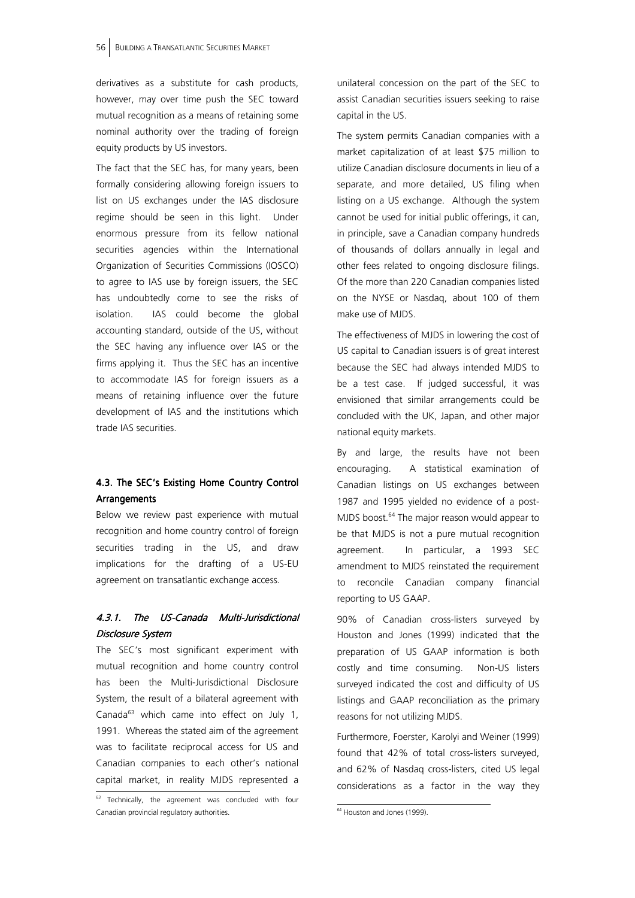derivatives as a substitute for cash products, however, may over time push the SEC toward mutual recognition as a means of retaining some nominal authority over the trading of foreign equity products by US investors.

The fact that the SEC has, for many years, been formally considering allowing foreign issuers to list on US exchanges under the IAS disclosure regime should be seen in this light. Under enormous pressure from its fellow national securities agencies within the International Organization of Securities Commissions (IOSCO) to agree to IAS use by foreign issuers, the SEC has undoubtedly come to see the risks of isolation. IAS could become the global accounting standard, outside of the US, without the SEC having any influence over IAS or the firms applying it. Thus the SEC has an incentive to accommodate IAS for foreign issuers as a means of retaining influence over the future development of IAS and the institutions which trade IAS securities.

### 4.3. The SEC's Existing Home Country Control Arrangements

Below we review past experience with mutual recognition and home country control of foreign securities trading in the US, and draw implications for the drafting of a US-EU agreement on transatlantic exchange access.

#### *4.3.1. The US-Canada Multi-Jurisdictional Disclosure System*

The SEC's most significant experiment with mutual recognition and home country control has been the Multi-Jurisdictional Disclosure System, the result of a bilateral agreement with Canada[63] which came into effect on July 1, 1991. Whereas the stated aim of the agreement was to facilitate reciprocal access for US and Canadian companies to each other's national capital market, in reality MJDS represented a unilateral concession on the part of the SEC to assist Canadian securities issuers seeking to raise capital in the US.

The system permits Canadian companies with a market capitalization of at least $75 million to utilize Canadian disclosure documents in lieu of a separate, and more detailed, US filing when listing on a US exchange. Although the system cannot be used for initial public offerings, it can, in principle, save a Canadian company hundreds of thousands of dollars annually in legal and other fees related to ongoing disclosure filings. Of the more than 220 Canadian companies listed on the NYSE or Nasdaq, about 100 of them make use of MJDS.

The effectiveness of MJDS in lowering the cost of US capital to Canadian issuers is of great interest because the SEC had always intended MJDS to be a test case. If judged successful, it was envisioned that similar arrangements could be concluded with the UK, Japan, and other major national equity markets.

By and large, the results have not been encouraging. A statistical examination of Canadian listings on US exchanges between 1987 and 1995 yielded no evidence of a post-MJDS boost.[64] The major reason would appear to be that MJDS is not a pure mutual recognition agreement. In particular, a 1993 SEC amendment to MJDS reinstated the requirement to reconcile Canadian company financial reporting to US GAAP.

90% of Canadian cross-listers surveyed by Houston and Jones (1999) indicated that the preparation of US GAAP information is both costly and time consuming. Non-US listers surveyed indicated the cost and difficulty of US listings and GAAP reconciliation as the primary reasons for not utilizing MJDS.

Furthermore, Foerster, Karolyi and Weiner (1999) found that 42% of total cross-listers surveyed, and 62% of Nasdaq cross-listers, cited US legal considerations as a factor in the way they

[63] Technically, the agreement was concluded with four Canadian provincial regulatory authorities.

[64] Houston and Jones (1999).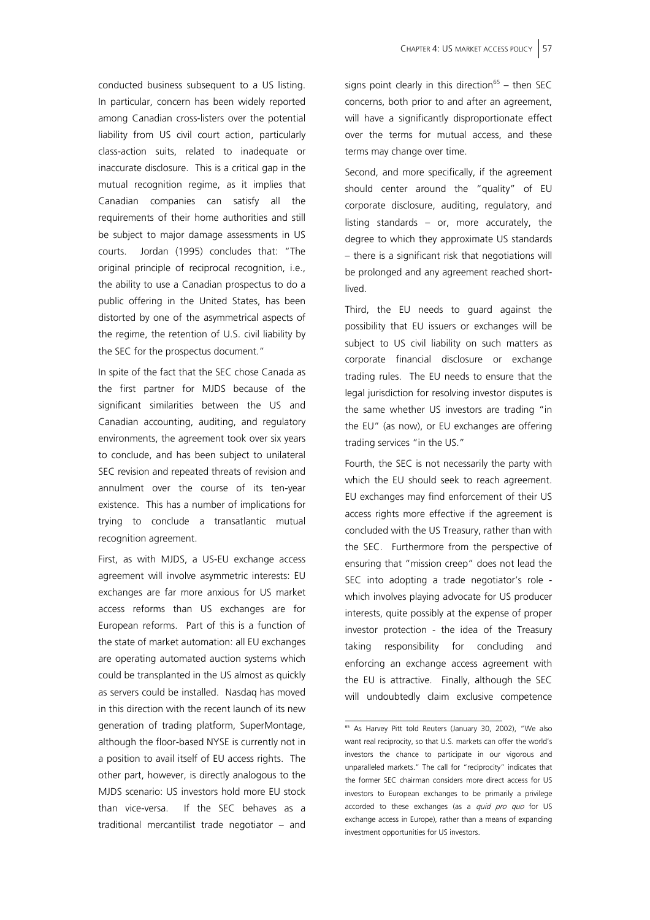conducted business subsequent to a US listing. In particular, concern has been widely reported among Canadian cross-listers over the potential liability from US civil court action, particularly class-action suits, related to inadequate or inaccurate disclosure. This is a critical gap in the mutual recognition regime, as it implies that Canadian companies can satisfy all the requirements of their home authorities and still be subject to major damage assessments in US courts. Jordan (1995) concludes that: "The original principle of reciprocal recognition, i.e., the ability to use a Canadian prospectus to do a public offering in the United States, has been distorted by one of the asymmetrical aspects of the regime, the retention of U.S. civil liability by the SEC for the prospectus document."

In spite of the fact that the SEC chose Canada as the first partner for MJDS because of the significant similarities between the US and Canadian accounting, auditing, and regulatory environments, the agreement took over six years to conclude, and has been subject to unilateral SEC revision and repeated threats of revision and annulment over the course of its ten-year existence. This has a number of implications for trying to conclude a transatlantic mutual recognition agreement.

First, as with MJDS, a US-EU exchange access agreement will involve asymmetric interests: EU exchanges are far more anxious for US market access reforms than US exchanges are for European reforms. Part of this is a function of the state of market automation: all EU exchanges are operating automated auction systems which could be transplanted in the US almost as quickly as servers could be installed. Nasdaq has moved in this direction with the recent launch of its new generation of trading platform, SuperMontage, although the floor-based NYSE is currently not in a position to avail itself of EU access rights. The other part, however, is directly analogous to the MJDS scenario: US investors hold more EU stock than vice-versa. If the SEC behaves as a traditional mercantilist trade negotiator – and signs point clearly in this direction[65] – then SEC concerns, both prior to and after an agreement, will have a significantly disproportionate effect over the terms for mutual access, and these terms may change over time.

Second, and more specifically, if the agreement should center around the "quality" of EU corporate disclosure, auditing, regulatory, and listing standards – or, more accurately, the degree to which they approximate US standards – there is a significant risk that negotiations will be prolonged and any agreement reached short-lived.

Third, the EU needs to guard against the possibility that EU issuers or exchanges will be subject to US civil liability on such matters as corporate financial disclosure or exchange trading rules. The EU needs to ensure that the legal jurisdiction for resolving investor disputes is the same whether US investors are trading "in the EU" (as now), or EU exchanges are offering trading services "in the US."

Fourth, the SEC is not necessarily the party with which the EU should seek to reach agreement. EU exchanges may find enforcement of their US access rights more effective if the agreement is concluded with the US Treasury, rather than with the SEC. Furthermore from the perspective of ensuring that "mission creep" does not lead the SEC into adopting a trade negotiator's role - which involves playing advocate for US producer interests, quite possibly at the expense of proper investor protection - the idea of the Treasury taking responsibility for concluding and enforcing an exchange access agreement with the EU is attractive. Finally, although the SEC will undoubtedly claim exclusive competence

[65] As Harvey Pitt told Reuters (January 30, 2002), "We also want real reciprocity, so that U.S. markets can offer the world's investors the chance to participate in our vigorous and unparalleled markets." The call for "reciprocity" indicates that the former SEC chairman considers more direct access for US investors to European exchanges to be primarily a privilege accorded to these exchanges (as a *quid pro quo* for US exchange access in Europe), rather than a means of expanding investment opportunities for US investors.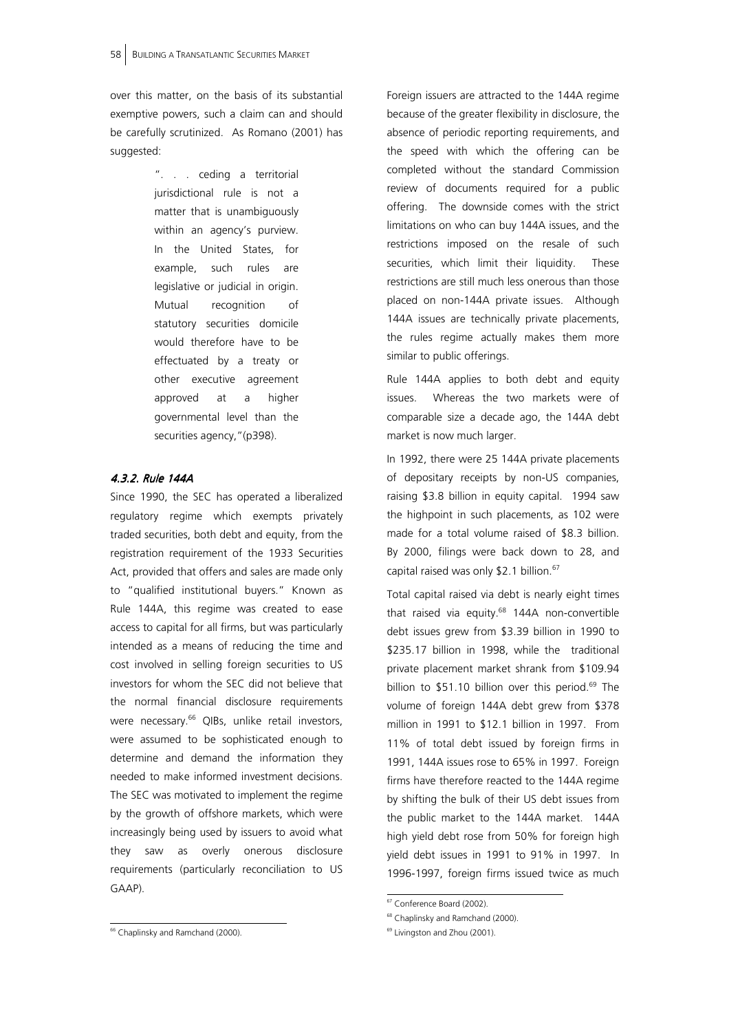over this matter, on the basis of its substantial exemptive powers, such a claim can and should be carefully scrutinized. As Romano (2001) has suggested:

> ". . . ceding a territorial jurisdictional rule is not a matter that is unambiguously within an agency's purview. In the United States, for example, such rules are legislative or judicial in origin. Mutual recognition of statutory securities domicile would therefore have to be effectuated by a treaty or other executive agreement approved at a higher governmental level than the securities agency,"(p398).

#### *4.3.2. Rule 144A*

Since 1990, the SEC has operated a liberalized regulatory regime which exempts privately traded securities, both debt and equity, from the registration requirement of the 1933 Securities Act, provided that offers and sales are made only to "qualified institutional buyers." Known as Rule 144A, this regime was created to ease access to capital for all firms, but was particularly intended as a means of reducing the time and cost involved in selling foreign securities to US investors for whom the SEC did not believe that the normal financial disclosure requirements were necessary.[66] QIBs, unlike retail investors, were assumed to be sophisticated enough to determine and demand the information they needed to make informed investment decisions. The SEC was motivated to implement the regime by the growth of offshore markets, which were increasingly being used by issuers to avoid what they saw as overly onerous disclosure requirements (particularly reconciliation to US GAAP).

Foreign issuers are attracted to the 144A regime because of the greater flexibility in disclosure, the absence of periodic reporting requirements, and the speed with which the offering can be completed without the standard Commission review of documents required for a public offering. The downside comes with the strict limitations on who can buy 144A issues, and the restrictions imposed on the resale of such securities, which limit their liquidity. These restrictions are still much less onerous than those placed on non-144A private issues. Although 144A issues are technically private placements, the rules regime actually makes them more similar to public offerings.

Rule 144A applies to both debt and equity issues. Whereas the two markets were of comparable size a decade ago, the 144A debt market is now much larger.

In 1992, there were 25 144A private placements of depositary receipts by non-US companies, raising $3.8 billion in equity capital. 1994 saw the highpoint in such placements, as 102 were made for a total volume raised of $8.3 billion. By 2000, filings were back down to 28, and capital raised was only $2.1 billion.[67]

Total capital raised via debt is nearly eight times that raised via equity.[68] 144A non-convertible debt issues grew from $3.39 billion in 1990 to $235.17 billion in 1998, while the traditional private placement market shrank from $109.94 billion to $51.10 billion over this period.[69] The volume of foreign 144A debt grew from $378 million in 1991 to $12.1 billion in 1997. From 11% of total debt issued by foreign firms in 1991, 144A issues rose to 65% in 1997. Foreign firms have therefore reacted to the 144A regime by shifting the bulk of their US debt issues from the public market to the 144A market. 144A high yield debt rose from 50% for foreign high yield debt issues in 1991 to 91% in 1997. In 1996-1997, foreign firms issued twice as much

[66] Chaplinsky and Ramchand (2000).

[67] Conference Board (2002).

[68] Chaplinsky and Ramchand (2000).

[69] Livingston and Zhou (2001).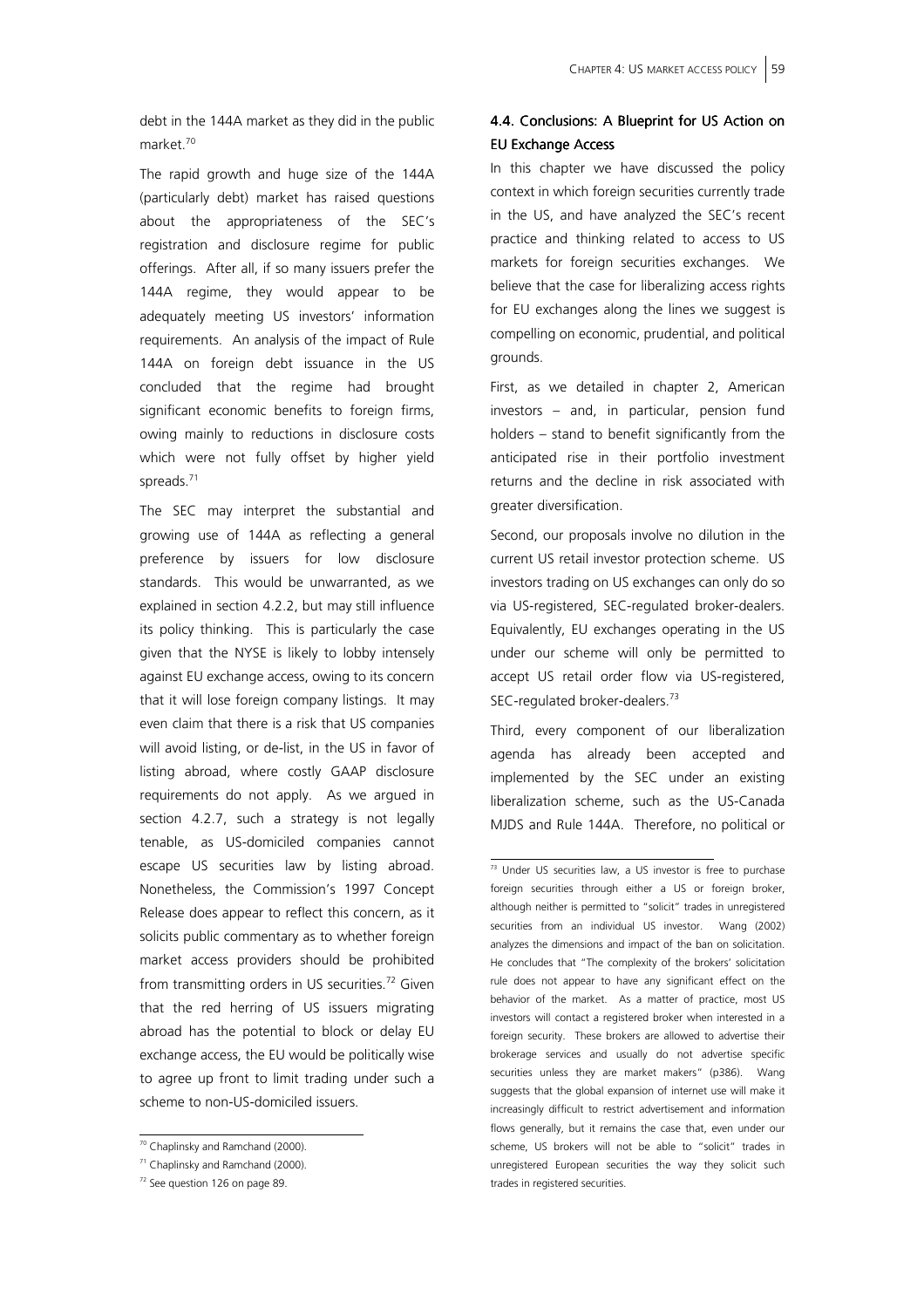debt in the 144A market as they did in the public market.[70]

The rapid growth and huge size of the 144A (particularly debt) market has raised questions about the appropriateness of the SEC's registration and disclosure regime for public offerings. After all, if so many issuers prefer the 144A regime, they would appear to be adequately meeting US investors' information requirements. An analysis of the impact of Rule 144A on foreign debt issuance in the US concluded that the regime had brought significant economic benefits to foreign firms, owing mainly to reductions in disclosure costs which were not fully offset by higher yield spreads.[71]

The SEC may interpret the substantial and growing use of 144A as reflecting a general preference by issuers for low disclosure standards. This would be unwarranted, as we explained in section 4.2.2, but may still influence its policy thinking. This is particularly the case given that the NYSE is likely to lobby intensely against EU exchange access, owing to its concern that it will lose foreign company listings. It may even claim that there is a risk that US companies will avoid listing, or de-list, in the US in favor of listing abroad, where costly GAAP disclosure requirements do not apply. As we argued in section 4.2.7, such a strategy is not legally tenable, as US-domiciled companies cannot escape US securities law by listing abroad. Nonetheless, the Commission's 1997 Concept Release does appear to reflect this concern, as it solicits public commentary as to whether foreign market access providers should be prohibited from transmitting orders in US securities.[72] Given that the red herring of US issuers migrating abroad has the potential to block or delay EU exchange access, the EU would be politically wise to agree up front to limit trading under such a scheme to non-US-domiciled issuers.

## 4.4. Conclusions: A Blueprint for US Action on EU Exchange Access

In this chapter we have discussed the policy context in which foreign securities currently trade in the US, and have analyzed the SEC's recent practice and thinking related to access to US markets for foreign securities exchanges. We believe that the case for liberalizing access rights for EU exchanges along the lines we suggest is compelling on economic, prudential, and political grounds.

First, as we detailed in chapter 2, American investors – and, in particular, pension fund holders – stand to benefit significantly from the anticipated rise in their portfolio investment returns and the decline in risk associated with greater diversification.

Second, our proposals involve no dilution in the current US retail investor protection scheme. US investors trading on US exchanges can only do so via US-registered, SEC-regulated broker-dealers. Equivalently, EU exchanges operating in the US under our scheme will only be permitted to accept US retail order flow via US-registered, SEC-regulated broker-dealers.[73]

Third, every component of our liberalization agenda has already been accepted and implemented by the SEC under an existing liberalization scheme, such as the US-Canada MJDS and Rule 144A. Therefore, no political or

---

[70] Chaplinsky and Ramchand (2000).

[71] Chaplinsky and Ramchand (2000).

[72] See question 126 on page 89.

[73] Under US securities law, a US investor is free to purchase foreign securities through either a US or foreign broker, although neither is permitted to "solicit" trades in unregistered securities from an individual US investor. Wang (2002) analyzes the dimensions and impact of the ban on solicitation. He concludes that "The complexity of the brokers' solicitation rule does not appear to have any significant effect on the behavior of the market. As a matter of practice, most US investors will contact a registered broker when interested in a foreign security. These brokers are allowed to advertise their brokerage services and usually do not advertise specific securities unless they are market makers" (p386). Wang suggests that the global expansion of internet use will make it increasingly difficult to restrict advertisement and information flows generally, but it remains the case that, even under our scheme, US brokers will not be able to "solicit" trades in unregistered European securities the way they solicit such trades in registered securities.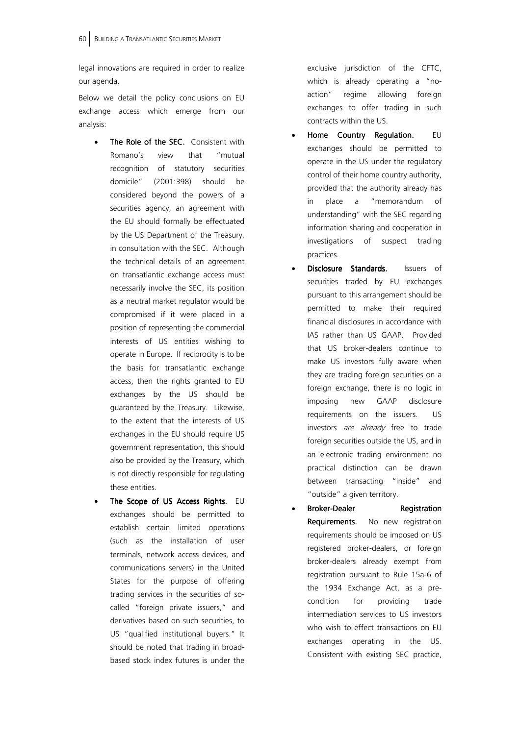legal innovations are required in order to realize our agenda.

Below we detail the policy conclusions on EU exchange access which emerge from our analysis:

- **The Role of the SEC.** Consistent with Romano's view that "mutual recognition of statutory securities domicile" (2001:398) should be considered beyond the powers of a securities agency, an agreement with the EU should formally be effectuated by the US Department of the Treasury, in consultation with the SEC. Although the technical details of an agreement on transatlantic exchange access must necessarily involve the SEC, its position as a neutral market regulator would be compromised if it were placed in a position of representing the commercial interests of US entities wishing to operate in Europe. If reciprocity is to be the basis for transatlantic exchange access, then the rights granted to EU exchanges by the US should be guaranteed by the Treasury. Likewise, to the extent that the interests of US exchanges in the EU should require US government representation, this should also be provided by the Treasury, which is not directly responsible for regulating these entities.
- **The Scope of US Access Rights.** EU exchanges should be permitted to establish certain limited operations (such as the installation of user terminals, network access devices, and communications servers) in the United States for the purpose of offering trading services in the securities of so-called "foreign private issuers," and derivatives based on such securities, to US "qualified institutional buyers." It should be noted that trading in broad-based stock index futures is under the exclusive jurisdiction of the CFTC, which is already operating a "no-action" regime allowing foreign exchanges to offer trading in such contracts within the US.
- **Home Country Regulation.** EU exchanges should be permitted to operate in the US under the regulatory control of their home country authority, provided that the authority already has in place a "memorandum of understanding" with the SEC regarding information sharing and cooperation in investigations of suspect trading practices.
- **Disclosure Standards.** Issuers of securities traded by EU exchanges pursuant to this arrangement should be permitted to make their required financial disclosures in accordance with IAS rather than US GAAP. Provided that US broker-dealers continue to make US investors fully aware when they are trading foreign securities on a foreign exchange, there is no logic in imposing new GAAP disclosure requirements on the issuers. US investors *are already* free to trade foreign securities outside the US, and in an electronic trading environment no practical distinction can be drawn between transacting "inside" and "outside" a given territory.
- **Broker-Dealer Registration Requirements.** No new registration requirements should be imposed on US registered broker-dealers, or foreign broker-dealers already exempt from registration pursuant to Rule 15a-6 of the 1934 Exchange Act, as a pre-condition for providing trade intermediation services to US investors who wish to effect transactions on EU exchanges operating in the US. Consistent with existing SEC practice,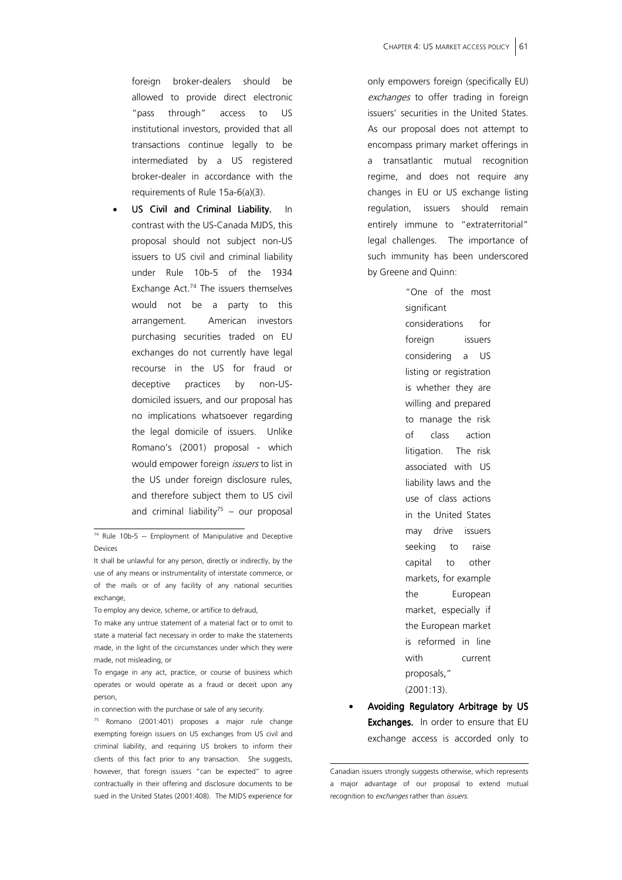foreign broker-dealers should be allowed to provide direct electronic "pass through" access to US institutional investors, provided that all transactions continue legally to be intermediated by a US registered broker-dealer in accordance with the requirements of Rule 15a-6(a)(3).

- **US Civil and Criminal Liability.** In contrast with the US-Canada MJDS, this proposal should not subject non-US issuers to US civil and criminal liability under Rule 10b-5 of the 1934 Exchange Act.[74] The issuers themselves would not be a party to this arrangement. American investors purchasing securities traded on EU exchanges do not currently have legal recourse in the US for fraud or deceptive practices by non-US-domiciled issuers, and our proposal has no implications whatsoever regarding the legal domicile of issuers. Unlike Romano's (2001) proposal - which would empower foreign *issuers* to list in the US under foreign disclosure rules, and therefore subject them to US civil and criminal liability[75] – our proposal only empowers foreign (specifically EU) *exchanges* to offer trading in foreign issuers' securities in the United States. As our proposal does not attempt to encompass primary market offerings in a transatlantic mutual recognition regime, and does not require any changes in EU or US exchange listing regulation, issuers should remain entirely immune to "extraterritorial" legal challenges. The importance of such immunity has been underscored by Greene and Quinn:

> "One of the most significant considerations for foreign issuers considering a US listing or registration is whether they are willing and prepared to manage the risk of class action litigation. The risk associated with US liability laws and the use of class actions in the United States may drive issuers seeking to raise capital to other markets, for example the European market, especially if the European market is reformed in line with current proposals," (2001:13).

- **Avoiding Regulatory Arbitrage by US Exchanges.** In order to ensure that EU exchange access is accorded only to

---

[74] Rule 10b-5 -- Employment of Manipulative and Deceptive Devices

It shall be unlawful for any person, directly or indirectly, by the use of any means or instrumentality of interstate commerce, or of the mails or of any facility of any national securities exchange,

To employ any device, scheme, or artifice to defraud,

To make any untrue statement of a material fact or to omit to state a material fact necessary in order to make the statements made, in the light of the circumstances under which they were made, not misleading, or

To engage in any act, practice, or course of business which operates or would operate as a fraud or deceit upon any person,

in connection with the purchase or sale of any security.

[75] Romano (2001:401) proposes a major rule change exempting foreign issuers on US exchanges from US civil and criminal liability, and requiring US brokers to inform their clients of this fact prior to any transaction. She suggests, however, that foreign issuers "can be expected" to agree contractually in their offering and disclosure documents to be sued in the United States (2001:408). The MJDS experience for Canadian issuers strongly suggests otherwise, which represents a major advantage of our proposal to extend mutual recognition to *exchanges* rather than *issuers*.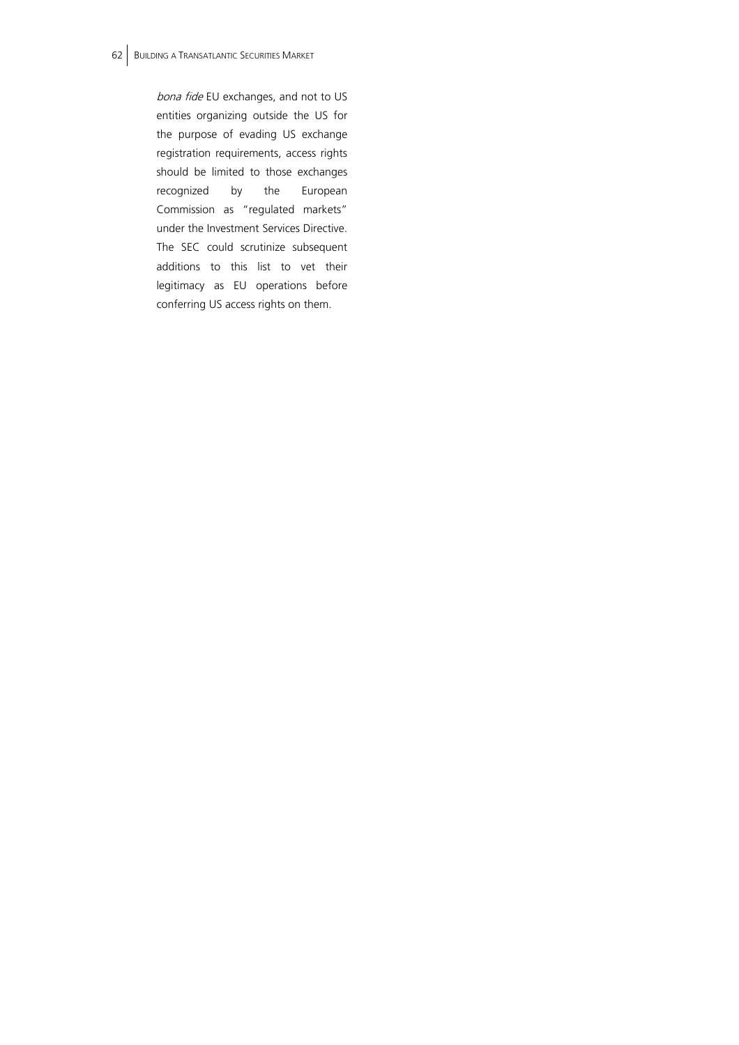*bona fide* EU exchanges, and not to US entities organizing outside the US for the purpose of evading US exchange registration requirements, access rights should be limited to those exchanges recognized by the European Commission as "regulated markets" under the Investment Services Directive. The SEC could scrutinize subsequent additions to this list to vet their legitimacy as EU operations before conferring US access rights on them.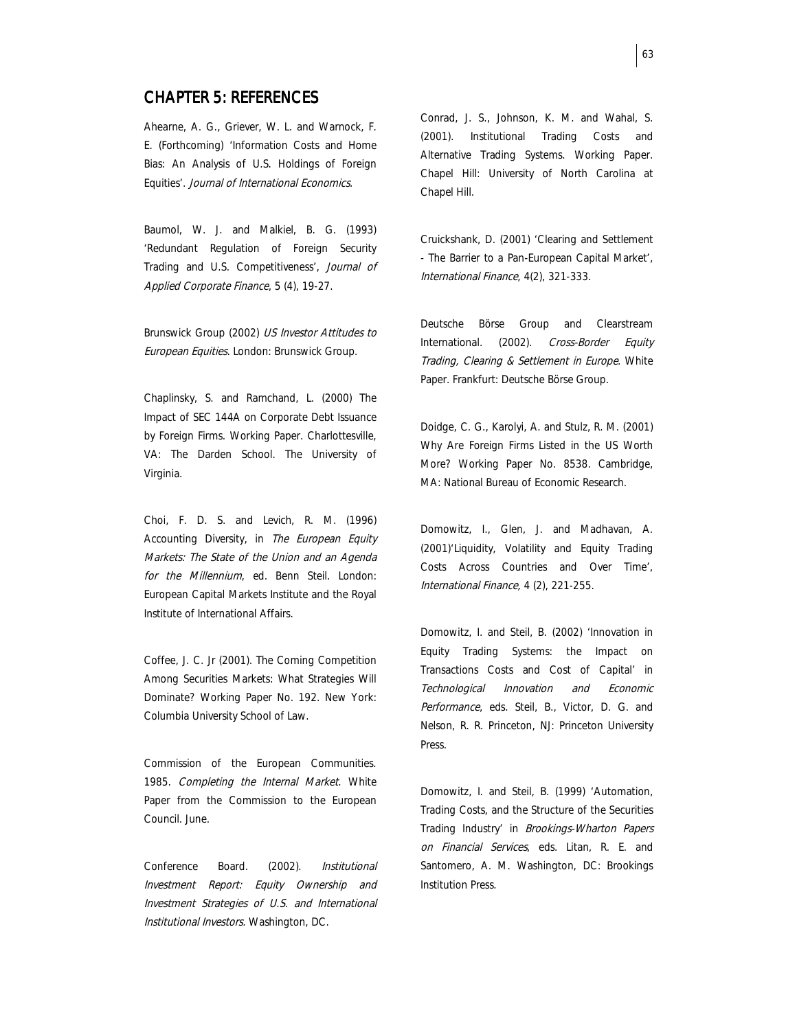# CHAPTER 5: REFERENCES

Ahearne, A. G., Griever, W. L. and Warnock, F. E. (Forthcoming) 'Information Costs and Home Bias: An Analysis of U.S. Holdings of Foreign Equities'. *Journal of International Economics*.

Baumol, W. J. and Malkiel, B. G. (1993) 'Redundant Regulation of Foreign Security Trading and U.S. Competitiveness', *Journal of Applied Corporate Finance*, 5 (4), 19-27.

Brunswick Group (2002) *US Investor Attitudes to European Equities*. London: Brunswick Group.

Chaplinsky, S. and Ramchand, L. (2000) The Impact of SEC 144A on Corporate Debt Issuance by Foreign Firms. Working Paper. Charlottesville, VA: The Darden School. The University of Virginia.

Choi, F. D. S. and Levich, R. M. (1996) Accounting Diversity, in *The European Equity Markets: The State of the Union and an Agenda for the Millennium*, ed. Benn Steil. London: European Capital Markets Institute and the Royal Institute of International Affairs.

Coffee, J. C. Jr (2001). The Coming Competition Among Securities Markets: What Strategies Will Dominate? Working Paper No. 192. New York: Columbia University School of Law.

Commission of the European Communities. 1985. *Completing the Internal Market*. White Paper from the Commission to the European Council. June.

Conference Board. (2002). *Institutional Investment Report: Equity Ownership and Investment Strategies of U.S. and International Institutional Investors*. Washington, DC.

Conrad, J. S., Johnson, K. M. and Wahal, S. (2001). Institutional Trading Costs and Alternative Trading Systems. Working Paper. Chapel Hill: University of North Carolina at Chapel Hill.

Cruickshank, D. (2001) 'Clearing and Settlement - The Barrier to a Pan-European Capital Market', *International Finance*, 4(2), 321-333.

Deutsche Börse Group and Clearstream International. (2002). *Cross-Border Equity Trading, Clearing & Settlement in Europe*. White Paper. Frankfurt: Deutsche Börse Group.

Doidge, C. G., Karolyi, A. and Stulz, R. M. (2001) Why Are Foreign Firms Listed in the US Worth More? Working Paper No. 8538. Cambridge, MA: National Bureau of Economic Research.

Domowitz, I., Glen, J. and Madhavan, A. (2001)'Liquidity, Volatility and Equity Trading Costs Across Countries and Over Time', *International Finance,* 4 (2), 221-255.

Domowitz, I. and Steil, B. (2002) 'Innovation in Equity Trading Systems: the Impact on Transactions Costs and Cost of Capital' in *Technological Innovation and Economic Performance*, eds. Steil, B., Victor, D. G. and Nelson, R. R. Princeton, NJ: Princeton University Press.

Domowitz, I. and Steil, B. (1999) 'Automation, Trading Costs, and the Structure of the Securities Trading Industry' in *Brookings-Wharton Papers on Financial Services*, eds. Litan, R. E. and Santomero, A. M. Washington, DC: Brookings Institution Press.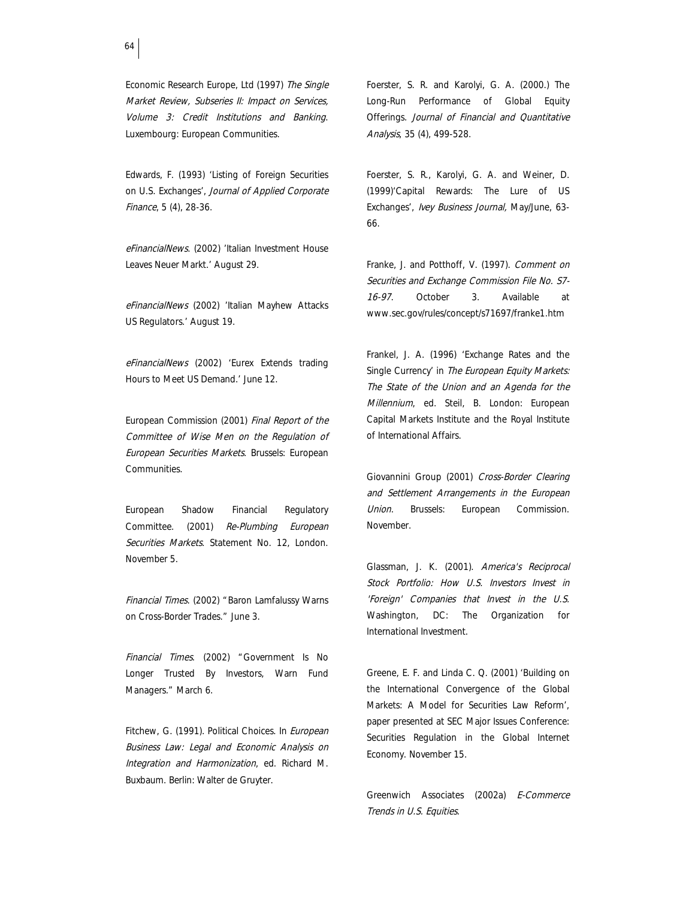Economic Research Europe, Ltd (1997) *The Single Market Review, Subseries II: Impact on Services, Volume 3: Credit Institutions and Banking*. Luxembourg: European Communities.

Edwards, F. (1993) 'Listing of Foreign Securities on U.S. Exchanges', *Journal of Applied Corporate Finance*, 5 (4), 28-36.

*eFinancialNews*. (2002) 'Italian Investment House Leaves Neuer Markt.' August 29.

*eFinancialNews* (2002) 'Italian Mayhew Attacks US Regulators.' August 19.

*eFinancialNews* (2002) 'Eurex Extends trading Hours to Meet US Demand.' June 12.

European Commission (2001) *Final Report of the Committee of Wise Men on the Regulation of European Securities Markets*. Brussels: European Communities.

European Shadow Financial Regulatory Committee. (2001) *Re-Plumbing European Securities Markets*. Statement No. 12, London. November 5.

*Financial Times*. (2002) "Baron Lamfalussy Warns on Cross-Border Trades." June 3.

*Financial Times*. (2002) "Government Is No Longer Trusted By Investors, Warn Fund Managers." March 6.

Fitchew, G. (1991). Political Choices. In *European Business Law: Legal and Economic Analysis on Integration and Harmonization*, ed. Richard M. Buxbaum. Berlin: Walter de Gruyter.

Foerster, S. R. and Karolyi, G. A. (2000.) The Long-Run Performance of Global Equity Offerings. *Journal of Financial and Quantitative Analysis*, 35 (4), 499-528.

Foerster, S. R., Karolyi, G. A. and Weiner, D. (1999)'Capital Rewards: The Lure of US Exchanges', *Ivey Business Journal,* May/June, 63-66.

Franke, J. and Potthoff, V. (1997). *Comment on Securities and Exchange Commission File No. S7-16-97*. October 3. Available at www.sec.gov/rules/concept/s71697/franke1.htm

Frankel, J. A. (1996) 'Exchange Rates and the Single Currency' in *The European Equity Markets: The State of the Union and an Agenda for the Millennium*, ed. Steil, B. London: European Capital Markets Institute and the Royal Institute of International Affairs.

Giovannini Group (2001) *Cross-Border Clearing and Settlement Arrangements in the European Union*. Brussels: European Commission. November.

Glassman, J. K. (2001). *America's Reciprocal Stock Portfolio: How U.S. Investors Invest in 'Foreign' Companies that Invest in the U.S.* Washington, DC: The Organization for International Investment.

Greene, E. F. and Linda C. Q. (2001) 'Building on the International Convergence of the Global Markets: A Model for Securities Law Reform', paper presented at SEC Major Issues Conference: Securities Regulation in the Global Internet Economy. November 15.

Greenwich Associates (2002a) *E-Commerce Trends in U.S. Equities*.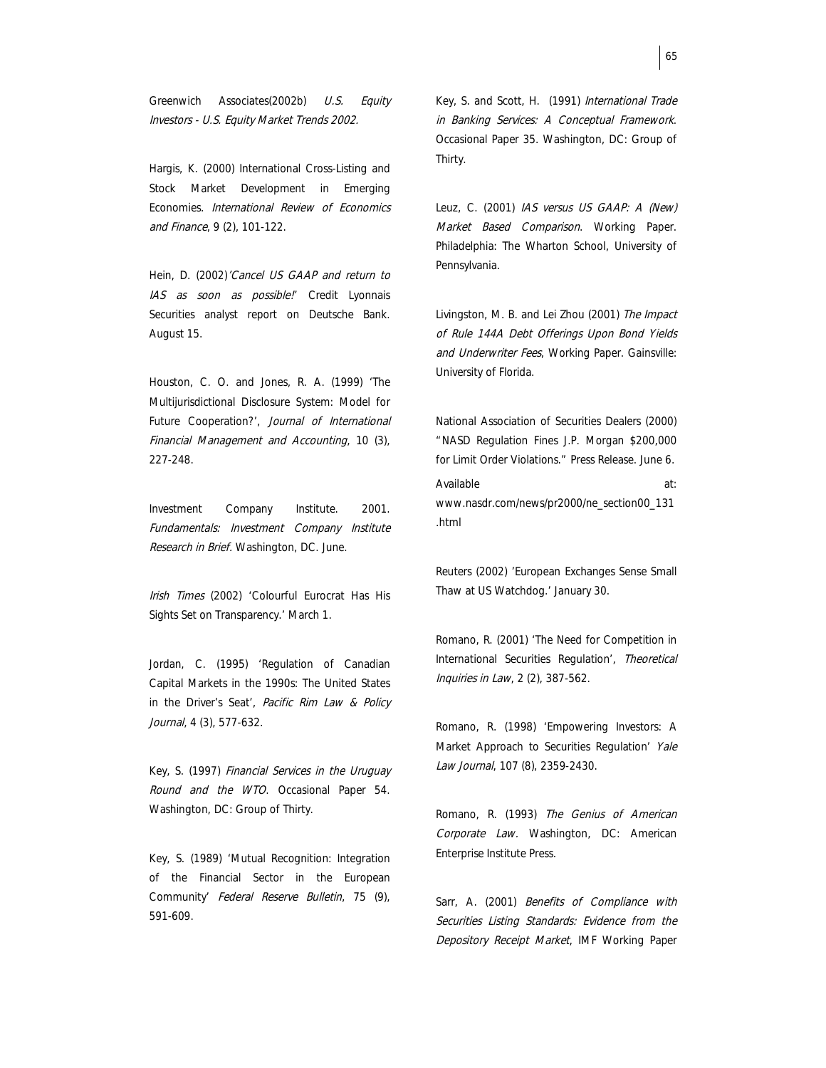Greenwich Associates(2002b) *U.S. Equity Investors - U.S. Equity Market Trends 2002.*

Hargis, K. (2000) International Cross-Listing and Stock Market Development in Emerging Economies. *International Review of Economics and Finance*, 9 (2), 101-122.

Hein, D. (2002)*'Cancel US GAAP and return to IAS as soon as possible!'* Credit Lyonnais Securities analyst report on Deutsche Bank. August 15.

Houston, C. O. and Jones, R. A. (1999) 'The Multijurisdictional Disclosure System: Model for Future Cooperation?', *Journal of International Financial Management and Accounting*, 10 (3), 227-248.

Investment Company Institute. 2001. *Fundamentals: Investment Company Institute Research in Brief*. Washington, DC. June.

*Irish Times* (2002) 'Colourful Eurocrat Has His Sights Set on Transparency.' March 1.

Jordan, C. (1995) 'Regulation of Canadian Capital Markets in the 1990s: The United States in the Driver's Seat', *Pacific Rim Law & Policy Journal*, 4 (3), 577-632.

Key, S. (1997) *Financial Services in the Uruguay Round and the WTO*. Occasional Paper 54. Washington, DC: Group of Thirty.

Key, S. (1989) 'Mutual Recognition: Integration of the Financial Sector in the European Community' *Federal Reserve Bulletin*, 75 (9), 591-609.

Key, S. and Scott, H. (1991) *International Trade in Banking Services: A Conceptual Framework*. Occasional Paper 35. Washington, DC: Group of Thirty.

Leuz, C. (2001) *IAS versus US GAAP: A (New) Market Based Comparison*. Working Paper. Philadelphia: The Wharton School, University of Pennsylvania.

Livingston, M. B. and Lei Zhou (2001) *The Impact of Rule 144A Debt Offerings Upon Bond Yields and Underwriter Fees*, Working Paper. Gainsville: University of Florida.

National Association of Securities Dealers (2000) "NASD Regulation Fines J.P. Morgan $200,000 for Limit Order Violations." Press Release. June 6. Available at: www.nasdr.com/news/pr2000/ne_section00_131.html

Reuters (2002) 'European Exchanges Sense Small Thaw at US Watchdog.' January 30.

Romano, R. (2001) 'The Need for Competition in International Securities Regulation', *Theoretical Inquiries in Law*, 2 (2), 387-562.

Romano, R. (1998) 'Empowering Investors: A Market Approach to Securities Regulation' *Yale Law Journal*, 107 (8), 2359-2430.

Romano, R. (1993) *The Genius of American Corporate Law*. Washington, DC: American Enterprise Institute Press.

Sarr, A. (2001) *Benefits of Compliance with Securities Listing Standards: Evidence from the Depository Receipt Market*, IMF Working Paper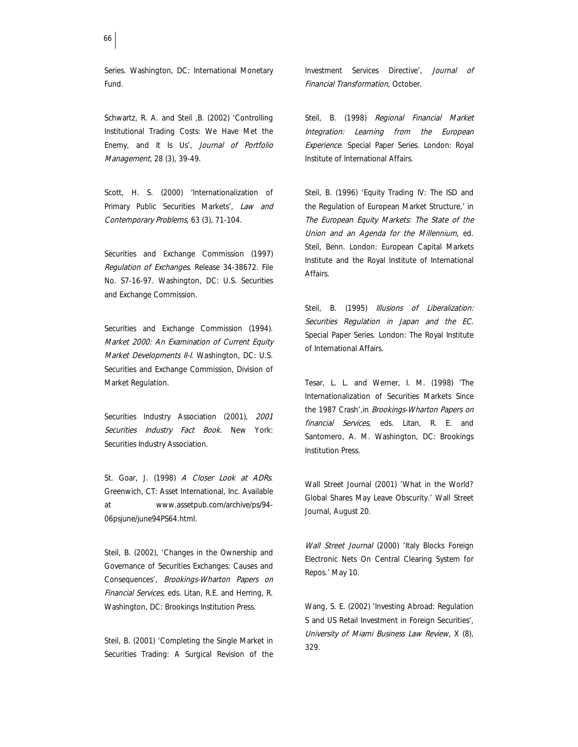Series. Washington, DC: International Monetary Fund.

Schwartz, R. A. and Steil ,B. (2002) 'Controlling Institutional Trading Costs: We Have Met the Enemy, and It Is Us', *Journal of Portfolio Management*, 28 (3), 39-49.

Scott, H. S. (2000) 'Internationalization of Primary Public Securities Markets', *Law and Contemporary Problems*, 63 (3), 71-104.

Securities and Exchange Commission (1997) *Regulation of Exchanges*. Release 34-38672. File No. S7-16-97. Washington, DC: U.S. Securities and Exchange Commission.

Securities and Exchange Commission (1994). *Market 2000: An Examination of Current Equity Market Developments II-I*. Washington, DC: U.S. Securities and Exchange Commission, Division of Market Regulation.

Securities Industry Association (2001), *2001 Securities Industry Fact Book*. New York: Securities Industry Association.

St. Goar, J. (1998) *A Closer Look at ADRs*. Greenwich, CT: Asset International, Inc. Available at www.assetpub.com/archive/ps/94-06psjune/june94PS64.html.

Steil, B. (2002), 'Changes in the Ownership and Governance of Securities Exchanges: Causes and Consequences', *Brookings-Wharton Papers on Financial Services*, eds. Litan, R.E. and Herring, R. Washington, DC: Brookings Institution Press.

Steil, B. (2001) 'Completing the Single Market in Securities Trading: A Surgical Revision of the Investment Services Directive', *Journal of Financial Transformation*, October.

Steil, B. (1998) *Regional Financial Market Integration: Learning from the European Experience*. Special Paper Series. London: Royal Institute of International Affairs.

Steil, B. (1996) 'Equity Trading IV: The ISD and the Regulation of European Market Structure,' in *The European Equity Markets: The State of the Union and an Agenda for the Millennium*, ed. Steil, Benn. London: European Capital Markets Institute and the Royal Institute of International Affairs.

Steil, B. (1995) *Illusions of Liberalization: Securities Regulation in Japan and the EC*. Special Paper Series. London: The Royal Institute of International Affairs.

Tesar, L. L. and Werner, I. M. (1998) 'The Internationalization of Securities Markets Since the 1987 Crash',in *Brookings-Wharton Papers on financial Services,* eds. Litan, R. E. and Santomero, A. M. Washington, DC: Brookings Institution Press.

Wall Street Journal (2001) 'What in the World? Global Shares May Leave Obscurity.' Wall Street Journal, August 20.

*Wall Street Journal* (2000) 'Italy Blocks Foreign Electronic Nets On Central Clearing System for Repos.' May 10.

Wang, S. E. (2002) 'Investing Abroad: Regulation S and US Retail Investment in Foreign Securities', *University of Miami Business Law Review*, X (8), 329.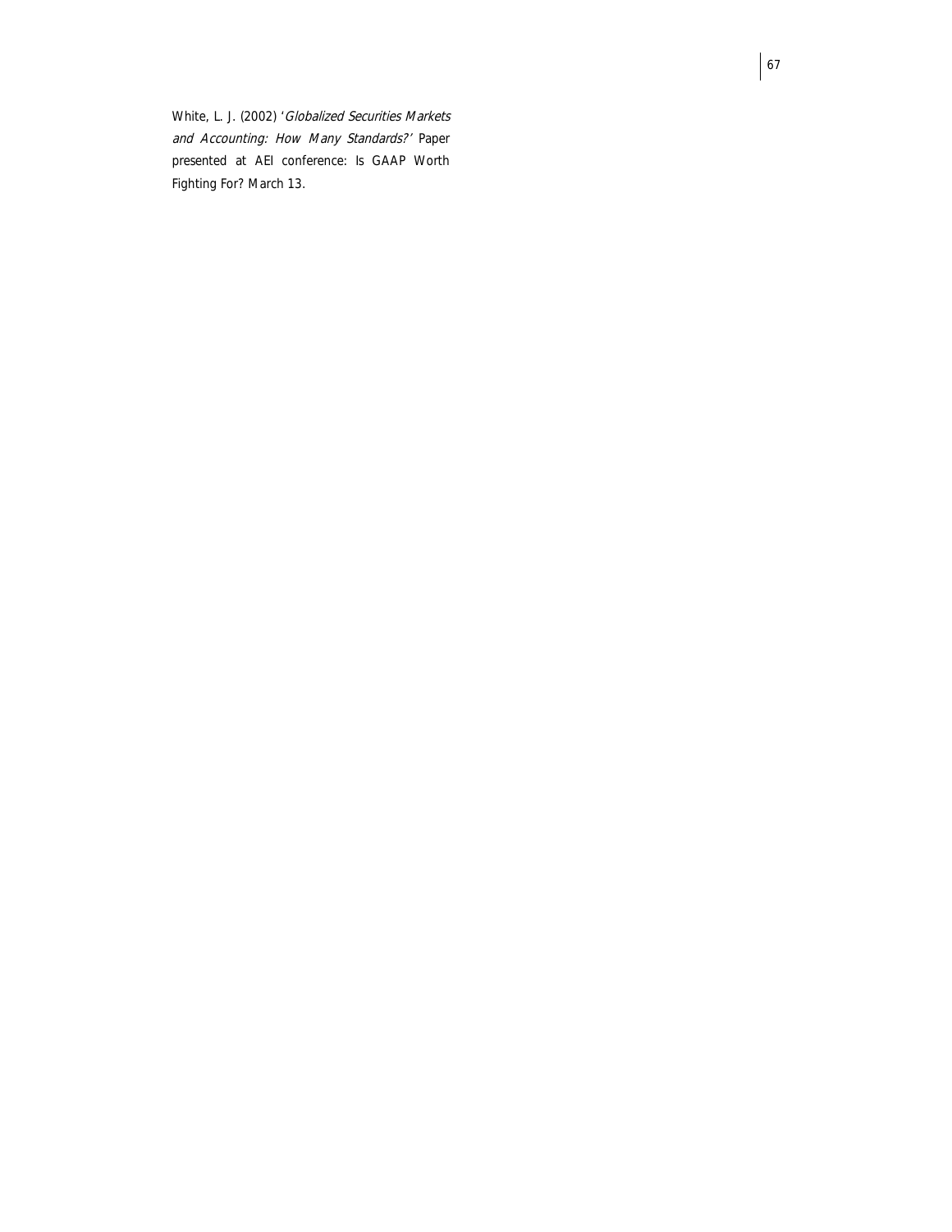White, L. J. (2002) '*Globalized Securities Markets and Accounting: How Many Standards?*' Paper presented at AEI conference: Is GAAP Worth Fighting For? March 13.